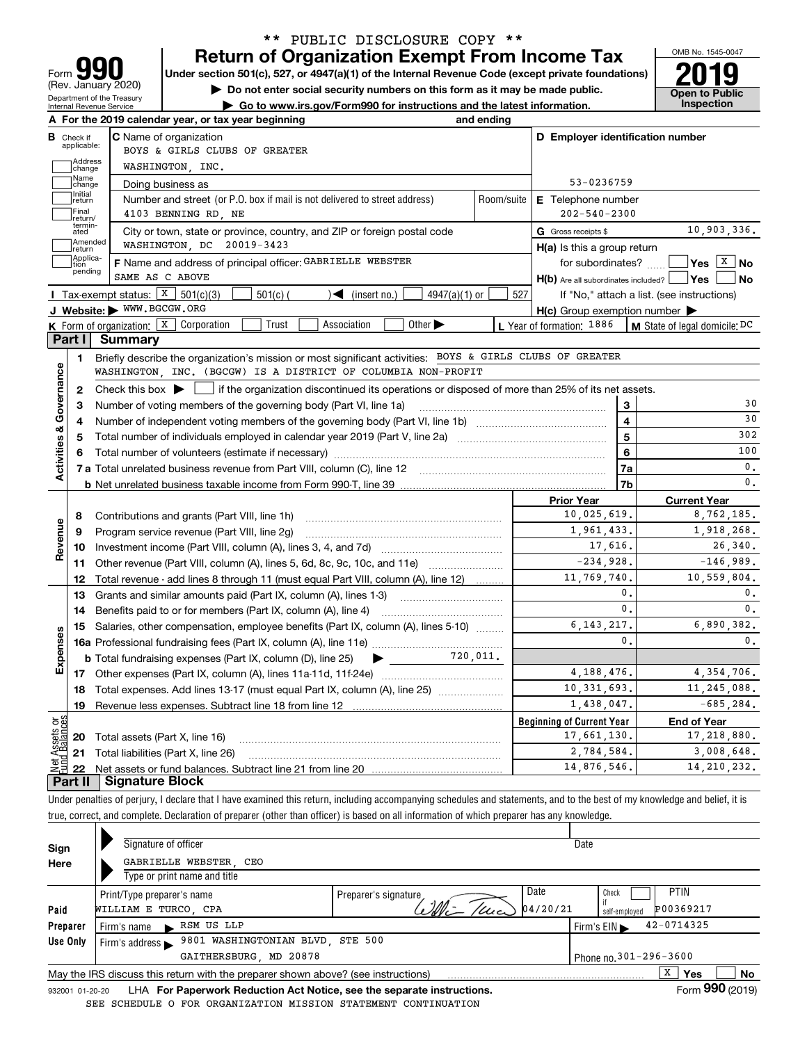** PUBLIC DISCLOSURE COPY **

# Form 990 — Return of Organization Exempt From Income Tax

Form **990** (Rev. January 2020)
Department of the Treasury
Internal Revenue Service

Under section 501(c), 527, or 4947(a)(1) of the Internal Revenue Code (except private foundations)

▶ Do not enter social security numbers on this form as it may be made public.

▶ Go to www.irs.gov/Form990 for instructions and the latest information.

OMB No. 1545-0047

**2019**

**Open to Public Inspection**

**A** For the 2019 calendar year, or tax year beginning and ending

**B** Check if applicable: Address change / Name change / Initial return / Final return/terminated / Amended return / Application pending

**C** Name of organization: BOYS & GIRLS CLUBS OF GREATER WASHINGTON, INC.

Doing business as

Number and street (or P.O. box if mail is not delivered to street address): 4103 BENNING RD, NE — Room/suite

City or town, state or province, country, and ZIP or foreign postal code: WASHINGTON, DC 20019-3423

**D** Employer identification number: 53-0236759

**E** Telephone number: 202-540-2300

**G** Gross receipts $ 10,903,336.

**F** Name and address of principal officer: GABRIELLE WEBSTER, SAME AS C ABOVE

**H(a)** Is this a group return for subordinates? ☐ Yes ☒ No

**H(b)** Are all subordinates included? ☐ Yes ☐ No — If "No," attach a list. (see instructions)

**H(c)** Group exemption number ▶

**I** Tax-exempt status: ☒ 501(c)(3) ☐ 501(c) ( ) ◀ (insert no.) ☐ 4947(a)(1) or ☐ 527

**J** Website: ▶ WWW.BGCGW.ORG

**K** Form of organization: ☒ Corporation ☐ Trust ☐ Association ☐ Other ▶

**L** Year of formation: 1886

**M** State of legal domicile: DC

## Part I Summary

**Activities & Governance**

1. Briefly describe the organization's mission or most significant activities: BOYS & GIRLS CLUBS OF GREATER WASHINGTON, INC. (BGCGW) IS A DISTRICT OF COLUMBIA NON-PROFIT
2. Check this box ▶ ☐ if the organization discontinued its operations or disposed of more than 25% of its net assets.

| Line | Description | | Value |
|---|---|---|---|
| 3 | Number of voting members of the governing body (Part VI, line 1a) | 3 | 30 |
| 4 | Number of independent voting members of the governing body (Part VI, line 1b) | 4 | 30 |
| 5 | Total number of individuals employed in calendar year 2019 (Part V, line 2a) | 5 | 302 |
| 6 | Total number of volunteers (estimate if necessary) | 6 | 100 |
| 7a | Total unrelated business revenue from Part VIII, column (C), line 12 | 7a | 0. |
| 7b | Net unrelated business taxable income from Form 990-T, line 39 | 7b | 0. |

| Line | Description | Prior Year | Current Year |
|---|---|---|---|
| **Revenue** | | | |
| 8 | Contributions and grants (Part VIII, line 1h) | 10,025,619. | 8,762,185. |
| 9 | Program service revenue (Part VIII, line 2g) | 1,961,433. | 1,918,268. |
| 10 | Investment income (Part VIII, column (A), lines 3, 4, and 7d) | 17,616. | 26,340. |
| 11 | Other revenue (Part VIII, column (A), lines 5, 6d, 8c, 9c, 10c, and 11e) | -234,928. | -146,989. |
| 12 | Total revenue - add lines 8 through 11 (must equal Part VIII, column (A), line 12) | 11,769,740. | 10,559,804. |
| **Expenses** | | | |
| 13 | Grants and similar amounts paid (Part IX, column (A), lines 1-3) | 0. | 0. |
| 14 | Benefits paid to or for members (Part IX, column (A), line 4) | 0. | 0. |
| 15 | Salaries, other compensation, employee benefits (Part IX, column (A), lines 5-10) | 6,143,217. | 6,890,382. |
| 16a | Professional fundraising fees (Part IX, column (A), line 11e) | 0. | 0. |
| b | Total fundraising expenses (Part IX, column (D), line 25) ▶ 720,011. | | |
| 17 | Other expenses (Part IX, column (A), lines 11a-11d, 11f-24e) | 4,188,476. | 4,354,706. |
| 18 | Total expenses. Add lines 13-17 (must equal Part IX, column (A), line 25) | 10,331,693. | 11,245,088. |
| 19 | Revenue less expenses. Subtract line 18 from line 12 | 1,438,047. | -685,284. |

| Line | Net Assets or Fund Balances | Beginning of Current Year | End of Year |
|---|---|---|---|
| 20 | Total assets (Part X, line 16) | 17,661,130. | 17,218,880. |
| 21 | Total liabilities (Part X, line 26) | 2,784,584. | 3,008,648. |
| 22 | Net assets or fund balances. Subtract line 21 from line 20 | 14,876,546. | 14,210,232. |

## Part II Signature Block

Under penalties of perjury, I declare that I have examined this return, including accompanying schedules and statements, and to the best of my knowledge and belief, it is true, correct, and complete. Declaration of preparer (other than officer) is based on all information of which preparer has any knowledge.

**Sign Here**

Signature of officer — Date

GABRIELLE WEBSTER, CEO

Type or print name and title

**Paid Preparer Use Only**

| Print/Type preparer's name | Preparer's signature | Date | Check if self-employed | PTIN |
|---|---|---|---|---|
| WILLIAM E TURCO, CPA | *Willi Turco* | 04/20/21 | ☐ | P00369217 |

Firm's name ▶ RSM US LLP — Firm's EIN ▶ 42-0714325

Firm's address ▶ 9801 WASHINGTONIAN BLVD, STE 500, GAITHERSBURG, MD 20878 — Phone no. 301-296-3600

May the IRS discuss this return with the preparer shown above? (see instructions) ☒ Yes ☐ No

932001 01-20-20 LHA **For Paperwork Reduction Act Notice, see the separate instructions.** Form **990** (2019)

SEE SCHEDULE O FOR ORGANIZATION MISSION STATEMENT CONTINUATION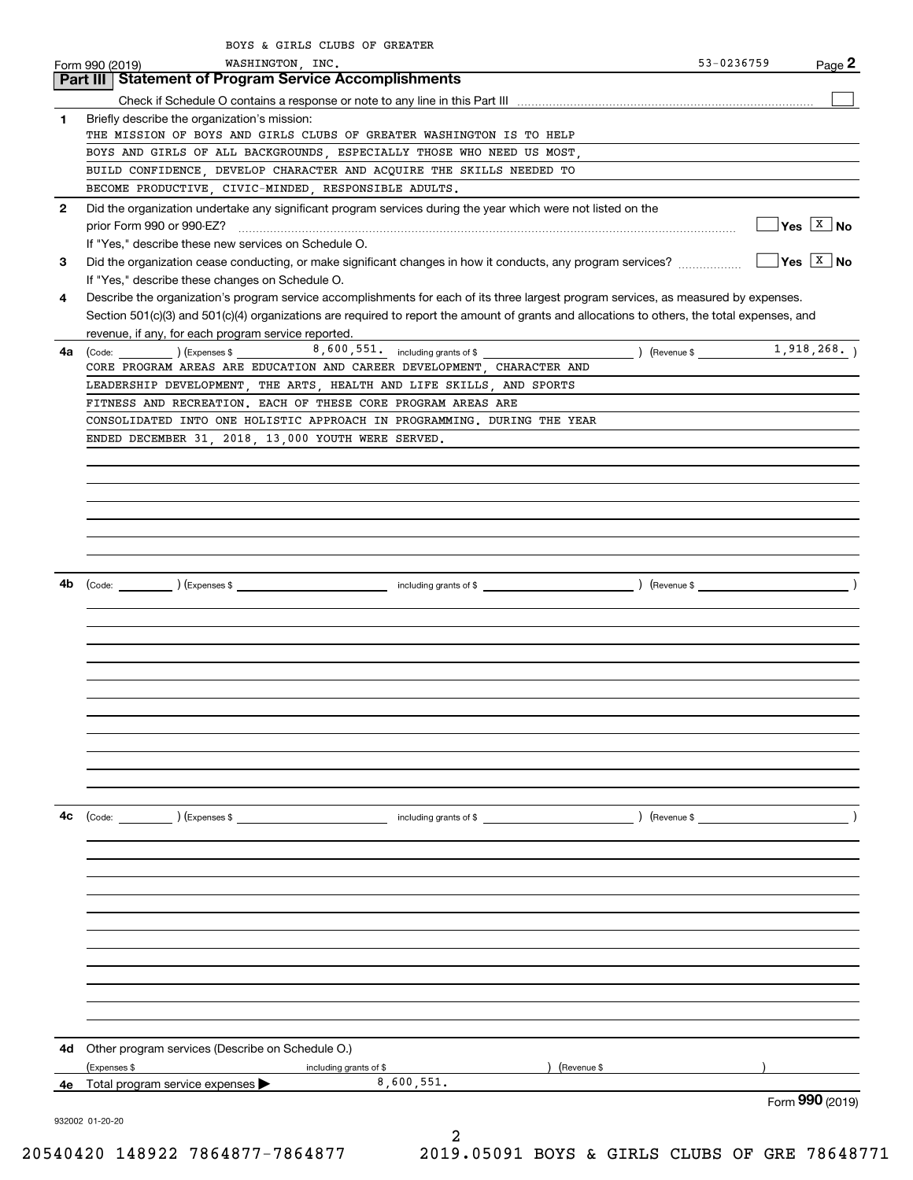BOYS & GIRLS CLUBS OF GREATER WASHINGTON, INC. 53-0236759

Form 990 (2019)

## Part III Statement of Program Service Accomplishments

Check if Schedule O contains a response or note to any line in this Part III [ ]

**1** Briefly describe the organization's mission:

THE MISSION OF BOYS AND GIRLS CLUBS OF GREATER WASHINGTON IS TO HELP BOYS AND GIRLS OF ALL BACKGROUNDS, ESPECIALLY THOSE WHO NEED US MOST, BUILD CONFIDENCE, DEVELOP CHARACTER AND ACQUIRE THE SKILLS NEEDED TO BECOME PRODUCTIVE, CIVIC-MINDED, RESPONSIBLE ADULTS.

**2** Did the organization undertake any significant program services during the year which were not listed on the prior Form 990 or 990-EZ? [ ] Yes [X] No

If "Yes," describe these new services on Schedule O.

**3** Did the organization cease conducting, or make significant changes in how it conducts, any program services? [ ] Yes [X] No

If "Yes," describe these changes on Schedule O.

**4** Describe the organization's program service accomplishments for each of its three largest program services, as measured by expenses. Section 501(c)(3) and 501(c)(4) organizations are required to report the amount of grants and allocations to others, the total expenses, and revenue, if any, for each program service reported.

**4a** (Code: ) (Expenses $ 8,600,551. including grants of $ ) (Revenue $ 1,918,268. )

CORE PROGRAM AREAS ARE EDUCATION AND CAREER DEVELOPMENT, CHARACTER AND LEADERSHIP DEVELOPMENT, THE ARTS, HEALTH AND LIFE SKILLS, AND SPORTS FITNESS AND RECREATION. EACH OF THESE CORE PROGRAM AREAS ARE CONSOLIDATED INTO ONE HOLISTIC APPROACH IN PROGRAMMING. DURING THE YEAR ENDED DECEMBER 31, 2018, 13,000 YOUTH WERE SERVED.

**4b** (Code: ) (Expenses $ including grants of $ ) (Revenue $ )

**4c** (Code: ) (Expenses $ including grants of $ ) (Revenue $ )

**4d** Other program services (Describe on Schedule O.)

(Expenses $ including grants of $ ) (Revenue $ )

**4e** Total program service expenses ▶ 8,600,551.

Form **990** (2019)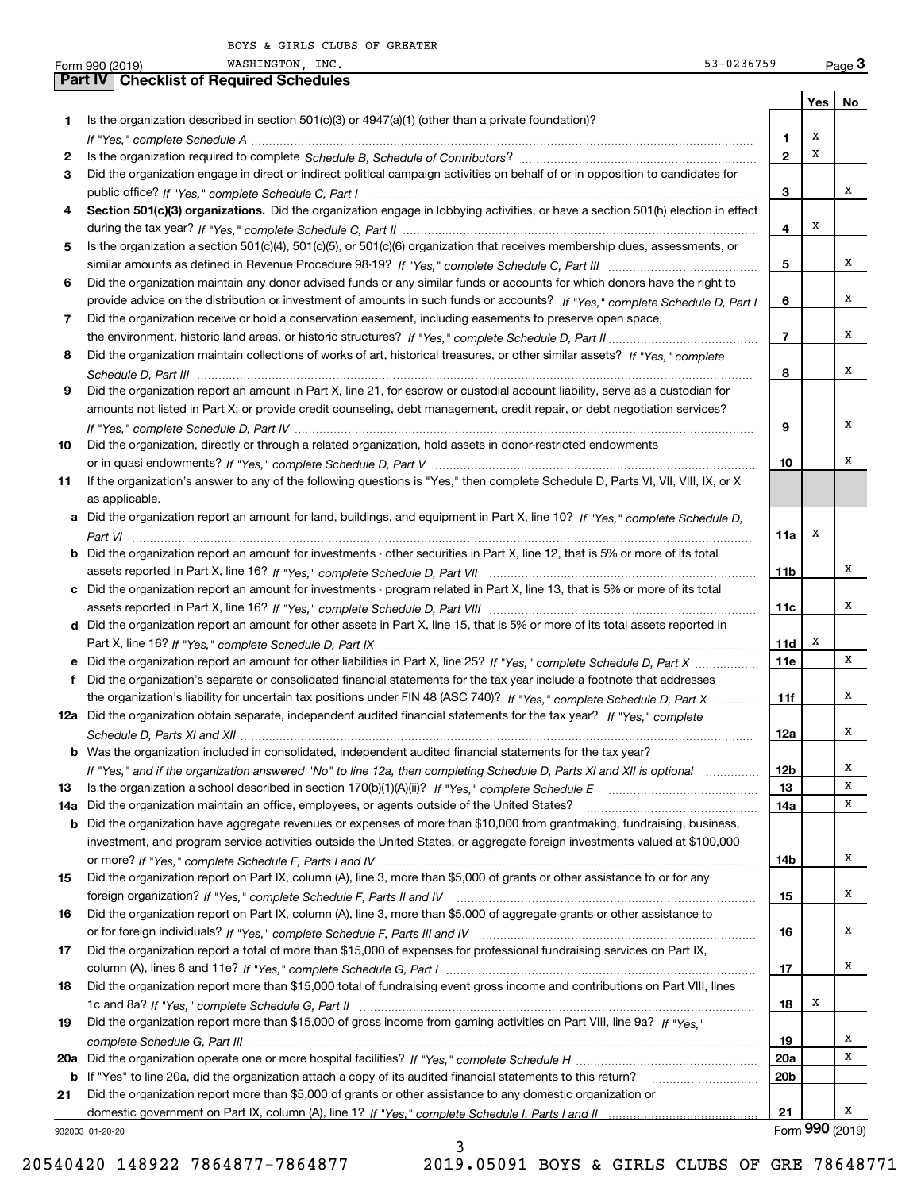BOYS & GIRLS CLUBS OF GREATER WASHINGTON, INC. 53-0236759

Form 990 (2019)

## Part IV Checklist of Required Schedules

| | | | Yes | No |
|---|---|---|---|---|
| 1 | Is the organization described in section 501(c)(3) or 4947(a)(1) (other than a private foundation)? *If "Yes," complete Schedule A* | 1 | X | |
| 2 | Is the organization required to complete *Schedule B, Schedule of Contributors*? | 2 | X | |
| 3 | Did the organization engage in direct or indirect political campaign activities on behalf of or in opposition to candidates for public office? *If "Yes," complete Schedule C, Part I* | 3 | | X |
| 4 | **Section 501(c)(3) organizations.** Did the organization engage in lobbying activities, or have a section 501(h) election in effect during the tax year? *If "Yes," complete Schedule C, Part II* | 4 | X | |
| 5 | Is the organization a section 501(c)(4), 501(c)(5), or 501(c)(6) organization that receives membership dues, assessments, or similar amounts as defined in Revenue Procedure 98-19? *If "Yes," complete Schedule C, Part III* | 5 | | X |
| 6 | Did the organization maintain any donor advised funds or any similar funds or accounts for which donors have the right to provide advice on the distribution or investment of amounts in such funds or accounts? *If "Yes," complete Schedule D, Part I* | 6 | | X |
| 7 | Did the organization receive or hold a conservation easement, including easements to preserve open space, the environment, historic land areas, or historic structures? *If "Yes," complete Schedule D, Part II* | 7 | | X |
| 8 | Did the organization maintain collections of works of art, historical treasures, or other similar assets? *If "Yes," complete Schedule D, Part III* | 8 | | X |
| 9 | Did the organization report an amount in Part X, line 21, for escrow or custodial account liability, serve as a custodian for amounts not listed in Part X; or provide credit counseling, debt management, credit repair, or debt negotiation services? *If "Yes," complete Schedule D, Part IV* | 9 | | X |
| 10 | Did the organization, directly or through a related organization, hold assets in donor-restricted endowments or in quasi endowments? *If "Yes," complete Schedule D, Part V* | 10 | | X |
| 11 | If the organization's answer to any of the following questions is "Yes," then complete Schedule D, Parts VI, VII, VIII, IX, or X as applicable. | | | |
| a | Did the organization report an amount for land, buildings, and equipment in Part X, line 10? *If "Yes," complete Schedule D, Part VI* | 11a | X | |
| b | Did the organization report an amount for investments - other securities in Part X, line 12, that is 5% or more of its total assets reported in Part X, line 16? *If "Yes," complete Schedule D, Part VII* | 11b | | X |
| c | Did the organization report an amount for investments - program related in Part X, line 13, that is 5% or more of its total assets reported in Part X, line 16? *If "Yes," complete Schedule D, Part VIII* | 11c | | X |
| d | Did the organization report an amount for other assets in Part X, line 15, that is 5% or more of its total assets reported in Part X, line 16? *If "Yes," complete Schedule D, Part IX* | 11d | X | |
| e | Did the organization report an amount for other liabilities in Part X, line 25? *If "Yes," complete Schedule D, Part X* | 11e | | X |
| f | Did the organization's separate or consolidated financial statements for the tax year include a footnote that addresses the organization's liability for uncertain tax positions under FIN 48 (ASC 740)? *If "Yes," complete Schedule D, Part X* | 11f | | X |
| 12a | Did the organization obtain separate, independent audited financial statements for the tax year? *If "Yes," complete Schedule D, Parts XI and XII* | 12a | | X |
| b | Was the organization included in consolidated, independent audited financial statements for the tax year? *If "Yes," and if the organization answered "No" to line 12a, then completing Schedule D, Parts XI and XII is optional* | 12b | | X |
| 13 | Is the organization a school described in section 170(b)(1)(A)(ii)? *If "Yes," complete Schedule E* | 13 | | X |
| 14a | Did the organization maintain an office, employees, or agents outside of the United States? | 14a | | X |
| b | Did the organization have aggregate revenues or expenses of more than $10,000 from grantmaking, fundraising, business, investment, and program service activities outside the United States, or aggregate foreign investments valued at $100,000 or more? *If "Yes," complete Schedule F, Parts I and IV* | 14b | | X |
| 15 | Did the organization report on Part IX, column (A), line 3, more than $5,000 of grants or other assistance to or for any foreign organization? *If "Yes," complete Schedule F, Parts II and IV* | 15 | | X |
| 16 | Did the organization report on Part IX, column (A), line 3, more than $5,000 of aggregate grants or other assistance to or for foreign individuals? *If "Yes," complete Schedule F, Parts III and IV* | 16 | | X |
| 17 | Did the organization report a total of more than $15,000 of expenses for professional fundraising services on Part IX, column (A), lines 6 and 11e? *If "Yes," complete Schedule G, Part I* | 17 | | X |
| 18 | Did the organization report more than $15,000 total of fundraising event gross income and contributions on Part VIII, lines 1c and 8a? *If "Yes," complete Schedule G, Part II* | 18 | X | |
| 19 | Did the organization report more than $15,000 of gross income from gaming activities on Part VIII, line 9a? *If "Yes," complete Schedule G, Part III* | 19 | | X |
| 20a | Did the organization operate one or more hospital facilities? *If "Yes," complete Schedule H* | 20a | | X |
| b | If "Yes" to line 20a, did the organization attach a copy of its audited financial statements to this return? | 20b | | |
| 21 | Did the organization report more than $5,000 of grants or other assistance to any domestic organization or domestic government on Part IX, column (A), line 1? *If "Yes," complete Schedule I, Parts I and II* | 21 | | X |

932003 01-20-20

Form **990** (2019)

20540420 148922 7864877-7864877 2019.05091 BOYS & GIRLS CLUBS OF GRE 78648771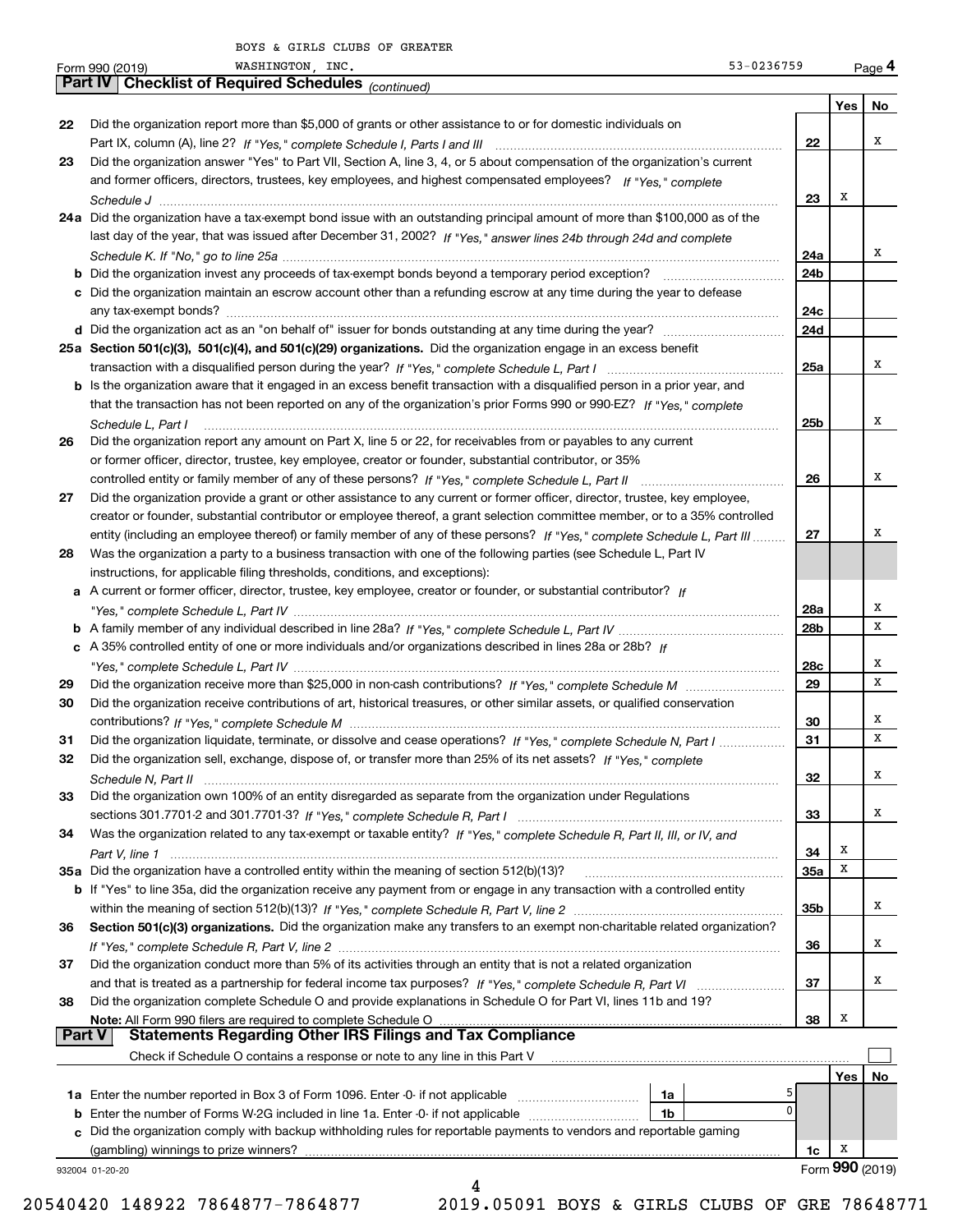BOYS & GIRLS CLUBS OF GREATER WASHINGTON, INC. 53-0236759

Form 990 (2019) Page **4**

**Part IV | Checklist of Required Schedules** *(continued)*

| | | | Yes | No |
|---|---|---|---|---|
| **22** | Did the organization report more than $5,000 of grants or other assistance to or for domestic individuals on Part IX, column (A), line 2? *If "Yes," complete Schedule I, Parts I and III* | **22** | | X |
| **23** | Did the organization answer "Yes" to Part VII, Section A, line 3, 4, or 5 about compensation of the organization's current and former officers, directors, trustees, key employees, and highest compensated employees? *If "Yes," complete Schedule J* | **23** | X | |
| **24a** | Did the organization have a tax-exempt bond issue with an outstanding principal amount of more than $100,000 as of the last day of the year, that was issued after December 31, 2002? *If "Yes," answer lines 24b through 24d and complete Schedule K. If "No," go to line 25a* | **24a** | | X |
| **b** | Did the organization invest any proceeds of tax-exempt bonds beyond a temporary period exception? | **24b** | | |
| **c** | Did the organization maintain an escrow account other than a refunding escrow at any time during the year to defease any tax-exempt bonds? | **24c** | | |
| **d** | Did the organization act as an "on behalf of" issuer for bonds outstanding at any time during the year? | **24d** | | |
| **25a** | **Section 501(c)(3), 501(c)(4), and 501(c)(29) organizations.** Did the organization engage in an excess benefit transaction with a disqualified person during the year? *If "Yes," complete Schedule L, Part I* | **25a** | | X |
| **b** | Is the organization aware that it engaged in an excess benefit transaction with a disqualified person in a prior year, and that the transaction has not been reported on any of the organization's prior Forms 990 or 990-EZ? *If "Yes," complete Schedule L, Part I* | **25b** | | X |
| **26** | Did the organization report any amount on Part X, line 5 or 22, for receivables from or payables to any current or former officer, director, trustee, key employee, creator or founder, substantial contributor, or 35% controlled entity or family member of any of these persons? *If "Yes," complete Schedule L, Part II* | **26** | | X |
| **27** | Did the organization provide a grant or other assistance to any current or former officer, director, trustee, key employee, creator or founder, substantial contributor or employee thereof, a grant selection committee member, or to a 35% controlled entity (including an employee thereof) or family member of any of these persons? *If "Yes," complete Schedule L, Part III* | **27** | | X |
| **28** | Was the organization a party to a business transaction with one of the following parties (see Schedule L, Part IV instructions, for applicable filing thresholds, conditions, and exceptions): | | | |
| **a** | A current or former officer, director, trustee, key employee, creator or founder, or substantial contributor? *If "Yes," complete Schedule L, Part IV* | **28a** | | X |
| **b** | A family member of any individual described in line 28a? *If "Yes," complete Schedule L, Part IV* | **28b** | | X |
| **c** | A 35% controlled entity of one or more individuals and/or organizations described in lines 28a or 28b? *If "Yes," complete Schedule L, Part IV* | **28c** | | X |
| **29** | Did the organization receive more than $25,000 in non-cash contributions? *If "Yes," complete Schedule M* | **29** | | X |
| **30** | Did the organization receive contributions of art, historical treasures, or other similar assets, or qualified conservation contributions? *If "Yes," complete Schedule M* | **30** | | X |
| **31** | Did the organization liquidate, terminate, or dissolve and cease operations? *If "Yes," complete Schedule N, Part I* | **31** | | X |
| **32** | Did the organization sell, exchange, dispose of, or transfer more than 25% of its net assets? *If "Yes," complete Schedule N, Part II* | **32** | | X |
| **33** | Did the organization own 100% of an entity disregarded as separate from the organization under Regulations sections 301.7701-2 and 301.7701-3? *If "Yes," complete Schedule R, Part I* | **33** | | X |
| **34** | Was the organization related to any tax-exempt or taxable entity? *If "Yes," complete Schedule R, Part II, III, or IV, and Part V, line 1* | **34** | X | |
| **35a** | Did the organization have a controlled entity within the meaning of section 512(b)(13)? | **35a** | X | |
| **b** | If "Yes" to line 35a, did the organization receive any payment from or engage in any transaction with a controlled entity within the meaning of section 512(b)(13)? *If "Yes," complete Schedule R, Part V, line 2* | **35b** | | X |
| **36** | **Section 501(c)(3) organizations.** Did the organization make any transfers to an exempt non-charitable related organization? *If "Yes," complete Schedule R, Part V, line 2* | **36** | | X |
| **37** | Did the organization conduct more than 5% of its activities through an entity that is not a related organization and that is treated as a partnership for federal income tax purposes? *If "Yes," complete Schedule R, Part VI* | **37** | | X |
| **38** | Did the organization complete Schedule O and provide explanations in Schedule O for Part VI, lines 11b and 19? **Note:** All Form 990 filers are required to complete Schedule O | **38** | X | |

**Part V | Statements Regarding Other IRS Filings and Tax Compliance**

Check if Schedule O contains a response or note to any line in this Part V ☐

| | | | | | Yes | No |
|---|---|---|---|---|---|---|
| **1a** | Enter the number reported in Box 3 of Form 1096. Enter -0- if not applicable | **1a** | 5 | | | |
| **b** | Enter the number of Forms W-2G included in line 1a. Enter -0- if not applicable | **1b** | 0 | | | |
| **c** | Did the organization comply with backup withholding rules for reportable payments to vendors and reportable gaming (gambling) winnings to prize winners? | | | **1c** | X | |

932004 01-20-20 Form **990** (2019)

20540420 148922 7864877-7864877 2019.05091 BOYS & GIRLS CLUBS OF GRE 78648771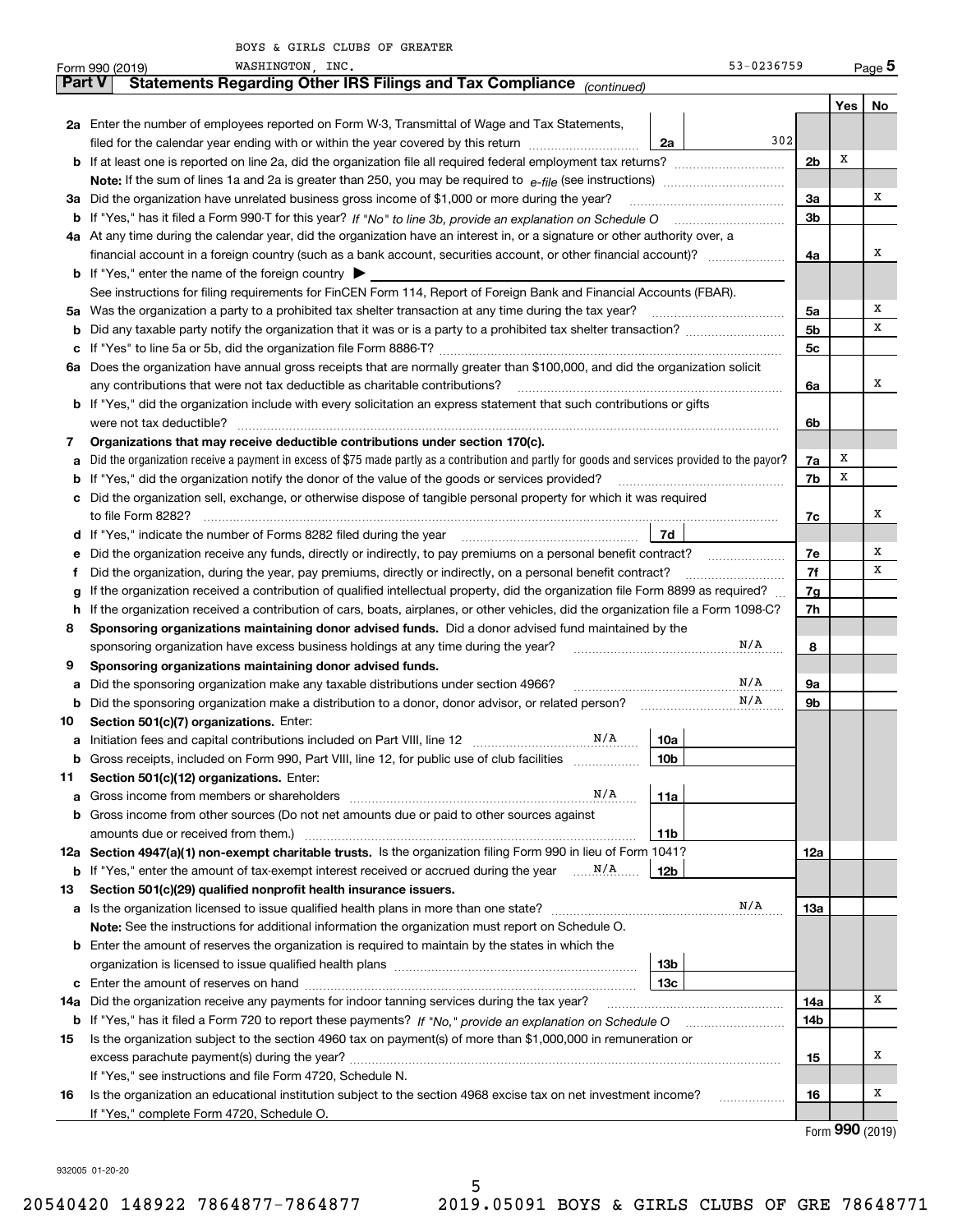BOYS & GIRLS CLUBS OF GREATER WASHINGTON, INC. — 53-0236759

Form 990 (2019) Page 5

## Part V Statements Regarding Other IRS Filings and Tax Compliance *(continued)*

| | | | | Yes | No |
|---|---|---|---|---|---|
| **2a** | Enter the number of employees reported on Form W-3, Transmittal of Wage and Tax Statements, filed for the calendar year ending with or within the year covered by this return | 2a | 302 | | |
| **b** | If at least one is reported on line 2a, did the organization file all required federal employment tax returns? | | 2b | X | |
| | **Note:** If the sum of lines 1a and 2a is greater than 250, you may be required to *e-file* (see instructions) | | | | |
| **3a** | Did the organization have unrelated business gross income of $1,000 or more during the year? | | 3a | | X |
| **b** | If "Yes," has it filed a Form 990-T for this year? *If "No" to line 3b, provide an explanation on Schedule O* | | 3b | | |
| **4a** | At any time during the calendar year, did the organization have an interest in, or a signature or other authority over, a financial account in a foreign country (such as a bank account, securities account, or other financial account)? | | 4a | | X |
| **b** | If "Yes," enter the name of the foreign country ▶ | | | | |
| | See instructions for filing requirements for FinCEN Form 114, Report of Foreign Bank and Financial Accounts (FBAR). | | | | |
| **5a** | Was the organization a party to a prohibited tax shelter transaction at any time during the tax year? | | 5a | | X |
| **b** | Did any taxable party notify the organization that it was or is a party to a prohibited tax shelter transaction? | | 5b | | X |
| **c** | If "Yes" to line 5a or 5b, did the organization file Form 8886-T? | | 5c | | |
| **6a** | Does the organization have annual gross receipts that are normally greater than $100,000, and did the organization solicit any contributions that were not tax deductible as charitable contributions? | | 6a | | X |
| **b** | If "Yes," did the organization include with every solicitation an express statement that such contributions or gifts were not tax deductible? | | 6b | | |
| **7** | **Organizations that may receive deductible contributions under section 170(c).** | | | | |
| **a** | Did the organization receive a payment in excess of $75 made partly as a contribution and partly for goods and services provided to the payor? | | 7a | X | |
| **b** | If "Yes," did the organization notify the donor of the value of the goods or services provided? | | 7b | X | |
| **c** | Did the organization sell, exchange, or otherwise dispose of tangible personal property for which it was required to file Form 8282? | | 7c | | X |
| **d** | If "Yes," indicate the number of Forms 8282 filed during the year | 7d | | | |
| **e** | Did the organization receive any funds, directly or indirectly, to pay premiums on a personal benefit contract? | | 7e | | X |
| **f** | Did the organization, during the year, pay premiums, directly or indirectly, on a personal benefit contract? | | 7f | | X |
| **g** | If the organization received a contribution of qualified intellectual property, did the organization file Form 8899 as required? | | 7g | | |
| **h** | If the organization received a contribution of cars, boats, airplanes, or other vehicles, did the organization file a Form 1098-C? | | 7h | | |
| **8** | **Sponsoring organizations maintaining donor advised funds.** Did a donor advised fund maintained by the sponsoring organization have excess business holdings at any time during the year? N/A | | 8 | | |
| **9** | **Sponsoring organizations maintaining donor advised funds.** | | | | |
| **a** | Did the sponsoring organization make any taxable distributions under section 4966? N/A | | 9a | | |
| **b** | Did the sponsoring organization make a distribution to a donor, donor advisor, or related person? N/A | | 9b | | |
| **10** | **Section 501(c)(7) organizations.** Enter: | | | | |
| **a** | Initiation fees and capital contributions included on Part VIII, line 12 N/A | 10a | | | |
| **b** | Gross receipts, included on Form 990, Part VIII, line 12, for public use of club facilities | 10b | | | |
| **11** | **Section 501(c)(12) organizations.** Enter: | | | | |
| **a** | Gross income from members or shareholders N/A | 11a | | | |
| **b** | Gross income from other sources (Do not net amounts due or paid to other sources against amounts due or received from them.) | 11b | | | |
| **12a** | **Section 4947(a)(1) non-exempt charitable trusts.** Is the organization filing Form 990 in lieu of Form 1041? | | 12a | | |
| **b** | If "Yes," enter the amount of tax-exempt interest received or accrued during the year N/A | 12b | | | |
| **13** | **Section 501(c)(29) qualified nonprofit health insurance issuers.** | | | | |
| **a** | Is the organization licensed to issue qualified health plans in more than one state? N/A | | 13a | | |
| | **Note:** See the instructions for additional information the organization must report on Schedule O. | | | | |
| **b** | Enter the amount of reserves the organization is required to maintain by the states in which the organization is licensed to issue qualified health plans | 13b | | | |
| **c** | Enter the amount of reserves on hand | 13c | | | |
| **14a** | Did the organization receive any payments for indoor tanning services during the tax year? | | 14a | | X |
| **b** | If "Yes," has it filed a Form 720 to report these payments? *If "No," provide an explanation on Schedule O* | | 14b | | |
| **15** | Is the organization subject to the section 4960 tax on payment(s) of more than $1,000,000 in remuneration or excess parachute payment(s) during the year? | | 15 | | X |
| | If "Yes," see instructions and file Form 4720, Schedule N. | | | | |
| **16** | Is the organization an educational institution subject to the section 4968 excise tax on net investment income? | | 16 | | X |
| | If "Yes," complete Form 4720, Schedule O. | | | | |

Form **990** (2019)

932005 01-20-20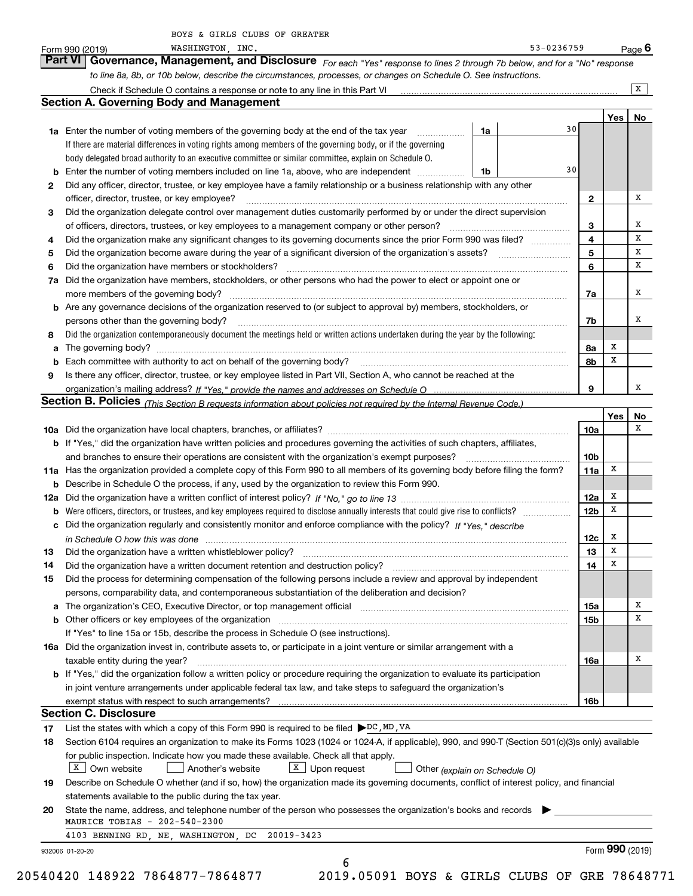BOYS & GIRLS CLUBS OF GREATER WASHINGTON, INC. 53-0236759

Form 990 (2019) Page 6

## Part VI Governance, Management, and Disclosure

*For each "Yes" response to lines 2 through 7b below, and for a "No" response to line 8a, 8b, or 10b below, describe the circumstances, processes, or changes on Schedule O. See instructions.*

Check if Schedule O contains a response or note to any line in this Part VI [X]

### Section A. Governing Body and Management

| | | | | | Yes | No |
|---|---|---|---|---|---|---|
| **1a** | Enter the number of voting members of the governing body at the end of the tax year. If there are material differences in voting rights among members of the governing body, or if the governing body delegated broad authority to an executive committee or similar committee, explain on Schedule O. | 1a | 30 | | | |
| **b** | Enter the number of voting members included on line 1a, above, who are independent | 1b | 30 | | | |
| **2** | Did any officer, director, trustee, or key employee have a family relationship or a business relationship with any other officer, director, trustee, or key employee? | | | 2 | | X |
| **3** | Did the organization delegate control over management duties customarily performed by or under the direct supervision of officers, directors, trustees, or key employees to a management company or other person? | | | 3 | | X |
| **4** | Did the organization make any significant changes to its governing documents since the prior Form 990 was filed? | | | 4 | | X |
| **5** | Did the organization become aware during the year of a significant diversion of the organization's assets? | | | 5 | | X |
| **6** | Did the organization have members or stockholders? | | | 6 | | X |
| **7a** | Did the organization have members, stockholders, or other persons who had the power to elect or appoint one or more members of the governing body? | | | 7a | | X |
| **b** | Are any governance decisions of the organization reserved to (or subject to approval by) members, stockholders, or persons other than the governing body? | | | 7b | | X |
| **8** | Did the organization contemporaneously document the meetings held or written actions undertaken during the year by the following: | | | | | |
| **a** | The governing body? | | | 8a | X | |
| **b** | Each committee with authority to act on behalf of the governing body? | | | 8b | X | |
| **9** | Is there any officer, director, trustee, or key employee listed in Part VII, Section A, who cannot be reached at the organization's mailing address? *If "Yes," provide the names and addresses on Schedule O* | | | 9 | | X |

### Section B. Policies *(This Section B requests information about policies not required by the Internal Revenue Code.)*

| | | | Yes | No |
|---|---|---|---|---|
| **10a** | Did the organization have local chapters, branches, or affiliates? | 10a | | X |
| **b** | If "Yes," did the organization have written policies and procedures governing the activities of such chapters, affiliates, and branches to ensure their operations are consistent with the organization's exempt purposes? | 10b | | |
| **11a** | Has the organization provided a complete copy of this Form 990 to all members of its governing body before filing the form? | 11a | X | |
| **b** | Describe in Schedule O the process, if any, used by the organization to review this Form 990. | | | |
| **12a** | Did the organization have a written conflict of interest policy? *If "No," go to line 13* | 12a | X | |
| **b** | Were officers, directors, or trustees, and key employees required to disclose annually interests that could give rise to conflicts? | 12b | X | |
| **c** | Did the organization regularly and consistently monitor and enforce compliance with the policy? *If "Yes," describe in Schedule O how this was done* | 12c | X | |
| **13** | Did the organization have a written whistleblower policy? | 13 | X | |
| **14** | Did the organization have a written document retention and destruction policy? | 14 | X | |
| **15** | Did the process for determining compensation of the following persons include a review and approval by independent persons, comparability data, and contemporaneous substantiation of the deliberation and decision? | | | |
| **a** | The organization's CEO, Executive Director, or top management official | 15a | | X |
| **b** | Other officers or key employees of the organization | 15b | | X |
| | If "Yes" to line 15a or 15b, describe the process in Schedule O (see instructions). | | | |
| **16a** | Did the organization invest in, contribute assets to, or participate in a joint venture or similar arrangement with a taxable entity during the year? | 16a | | X |
| **b** | If "Yes," did the organization follow a written policy or procedure requiring the organization to evaluate its participation in joint venture arrangements under applicable federal tax law, and take steps to safeguard the organization's exempt status with respect to such arrangements? | 16b | | |

### Section C. Disclosure

**17** List the states with which a copy of this Form 990 is required to be filed ▶ DC, MD, VA

**18** Section 6104 requires an organization to make its Forms 1023 (1024 or 1024-A, if applicable), 990, and 990-T (Section 501(c)(3)s only) available for public inspection. Indicate how you made these available. Check all that apply.

[X] Own website [ ] Another's website [X] Upon request [ ] Other *(explain on Schedule O)*

**19** Describe on Schedule O whether (and if so, how) the organization made its governing documents, conflict of interest policy, and financial statements available to the public during the tax year.

**20** State the name, address, and telephone number of the person who possesses the organization's books and records ▶

MAURICE TOBIAS - 202-540-2300

4103 BENNING RD, NE, WASHINGTON, DC 20019-3423

932006 01-20-20 Form **990** (2019)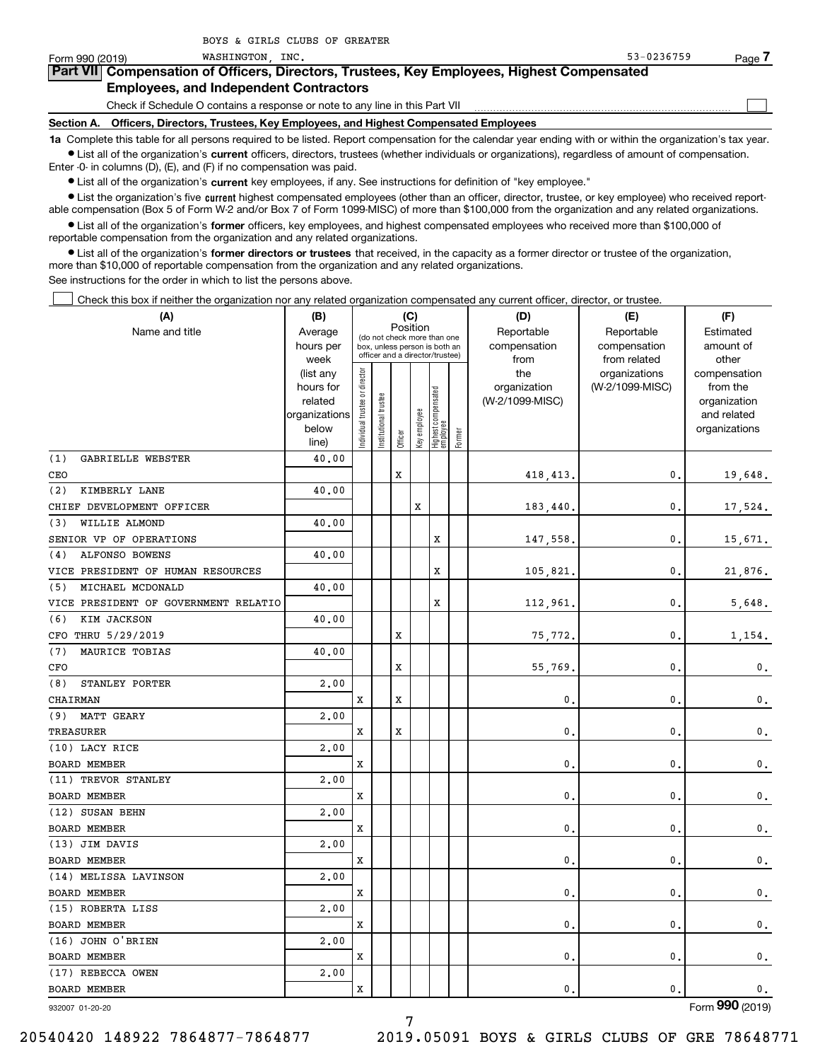BOYS & GIRLS CLUBS OF GREATER WASHINGTON, INC. 53-0236759

Form 990 (2019)

## Part VII Compensation of Officers, Directors, Trustees, Key Employees, Highest Compensated Employees, and Independent Contractors

Check if Schedule O contains a response or note to any line in this Part VII

### Section A. Officers, Directors, Trustees, Key Employees, and Highest Compensated Employees

**1a** Complete this table for all persons required to be listed. Report compensation for the calendar year ending with or within the organization's tax year.

- List all of the organization's **current** officers, directors, trustees (whether individuals or organizations), regardless of amount of compensation. Enter -0- in columns (D), (E), and (F) if no compensation was paid.
- List all of the organization's **current** key employees, if any. See instructions for definition of "key employee."
- List the organization's five **current** highest compensated employees (other than an officer, director, trustee, or key employee) who received reportable compensation (Box 5 of Form W-2 and/or Box 7 of Form 1099-MISC) of more than $100,000 from the organization and any related organizations.
- List all of the organization's **former** officers, key employees, and highest compensated employees who received more than $100,000 of reportable compensation from the organization and any related organizations.
- List all of the organization's **former directors or trustees** that received, in the capacity as a former director or trustee of the organization, more than $10,000 of reportable compensation from the organization and any related organizations.

See instructions for the order in which to list the persons above.

Check this box if neither the organization nor any related organization compensated any current officer, director, or trustee.

| (A) Name and title | (B) Average hours per week (list any hours for related organizations below line) | (C) Position: Individual trustee or director | Institutional trustee | Officer | Key employee | Highest compensated employee | Former | (D) Reportable compensation from the organization (W-2/1099-MISC) | (E) Reportable compensation from related organizations (W-2/1099-MISC) | (F) Estimated amount of other compensation from the organization and related organizations |
|---|---|---|---|---|---|---|---|---|---|---|
| (1) GABRIELLE WEBSTER<br>CEO | 40.00 | | | X | | | | 418,413. | 0. | 19,648. |
| (2) KIMBERLY LANE<br>CHIEF DEVELOPMENT OFFICER | 40.00 | | | | X | | | 183,440. | 0. | 17,524. |
| (3) WILLIE ALMOND<br>SENIOR VP OF OPERATIONS | 40.00 | | | | | X | | 147,558. | 0. | 15,671. |
| (4) ALFONSO BOWENS<br>VICE PRESIDENT OF HUMAN RESOURCES | 40.00 | | | | | X | | 105,821. | 0. | 21,876. |
| (5) MICHAEL MCDONALD<br>VICE PRESIDENT OF GOVERNMENT RELATIO | 40.00 | | | | | X | | 112,961. | 0. | 5,648. |
| (6) KIM JACKSON<br>CFO THRU 5/29/2019 | 40.00 | | | X | | | | 75,772. | 0. | 1,154. |
| (7) MAURICE TOBIAS<br>CFO | 40.00 | | | X | | | | 55,769. | 0. | 0. |
| (8) STANLEY PORTER<br>CHAIRMAN | 2.00 | X | | X | | | | 0. | 0. | 0. |
| (9) MATT GEARY<br>TREASURER | 2.00 | X | | X | | | | 0. | 0. | 0. |
| (10) LACY RICE<br>BOARD MEMBER | 2.00 | X | | | | | | 0. | 0. | 0. |
| (11) TREVOR STANLEY<br>BOARD MEMBER | 2.00 | X | | | | | | 0. | 0. | 0. |
| (12) SUSAN BEHN<br>BOARD MEMBER | 2.00 | X | | | | | | 0. | 0. | 0. |
| (13) JIM DAVIS<br>BOARD MEMBER | 2.00 | X | | | | | | 0. | 0. | 0. |
| (14) MELISSA LAVINSON<br>BOARD MEMBER | 2.00 | X | | | | | | 0. | 0. | 0. |
| (15) ROBERTA LISS<br>BOARD MEMBER | 2.00 | X | | | | | | 0. | 0. | 0. |
| (16) JOHN O'BRIEN<br>BOARD MEMBER | 2.00 | X | | | | | | 0. | 0. | 0. |
| (17) REBECCA OWEN<br>BOARD MEMBER | 2.00 | X | | | | | | 0. | 0. | 0. |

932007 01-20-20

Form **990** (2019)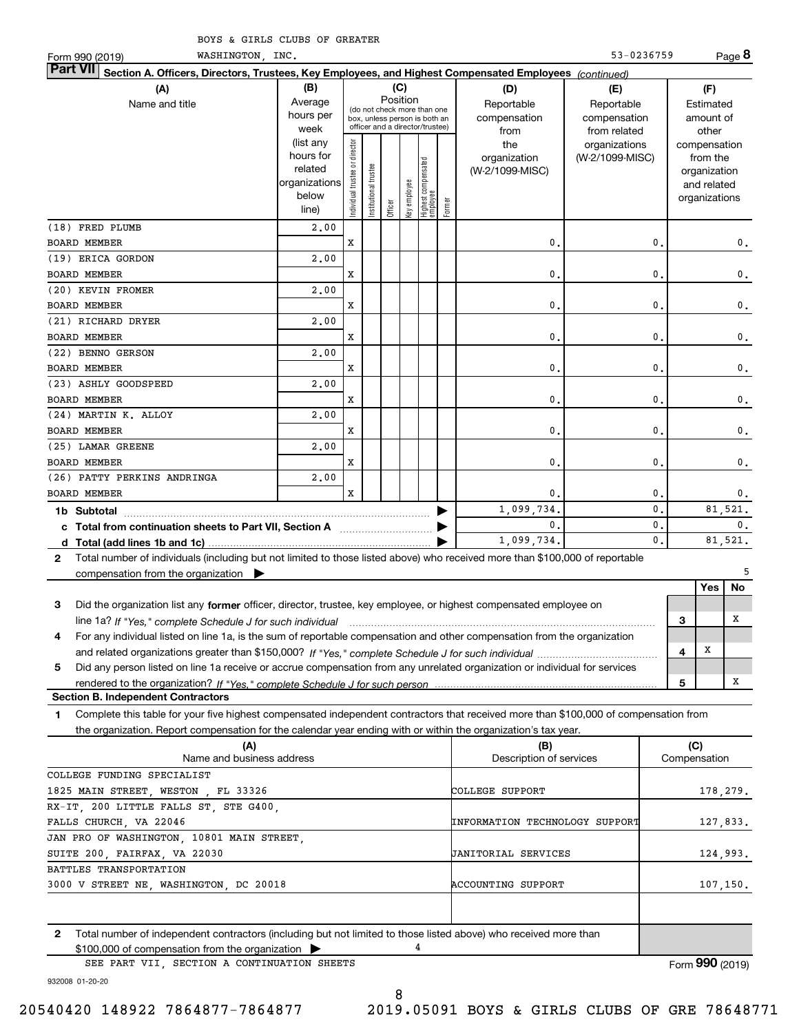BOYS & GIRLS CLUBS OF GREATER WASHINGTON, INC.

Form 990 (2019) 53-0236759

## Part VII Section A. Officers, Directors, Trustees, Key Employees, and Highest Compensated Employees *(continued)*

| (A) Name and title | (B) Average hours per week (list any hours for related organizations below line) | (C) Position: Individual trustee or director | Institutional trustee | Officer | Key employee | Highest compensated employee | Former | (D) Reportable compensation from the organization (W-2/1099-MISC) | (E) Reportable compensation from related organizations (W-2/1099-MISC) | (F) Estimated amount of other compensation from the organization and related organizations |
|---|---|---|---|---|---|---|---|---|---|---|
| (18) FRED PLUMB<br>BOARD MEMBER | 2.00 | X | | | | | | 0. | 0. | 0. |
| (19) ERICA GORDON<br>BOARD MEMBER | 2.00 | X | | | | | | 0. | 0. | 0. |
| (20) KEVIN FROMER<br>BOARD MEMBER | 2.00 | X | | | | | | 0. | 0. | 0. |
| (21) RICHARD DRYER<br>BOARD MEMBER | 2.00 | X | | | | | | 0. | 0. | 0. |
| (22) BENNO GERSON<br>BOARD MEMBER | 2.00 | X | | | | | | 0. | 0. | 0. |
| (23) ASHLY GOODSPEED<br>BOARD MEMBER | 2.00 | X | | | | | | 0. | 0. | 0. |
| (24) MARTIN K. ALLOY<br>BOARD MEMBER | 2.00 | X | | | | | | 0. | 0. | 0. |
| (25) LAMAR GREENE<br>BOARD MEMBER | 2.00 | X | | | | | | 0. | 0. | 0. |
| (26) PATTY PERKINS ANDRINGA<br>BOARD MEMBER | 2.00 | X | | | | | | 0. | 0. | 0. |
| **1b Subtotal** | | | | | | | | 1,099,734. | 0. | 81,521. |
| **c Total from continuation sheets to Part VII, Section A** | | | | | | | | 0. | 0. | 0. |
| **d Total (add lines 1b and 1c)** | | | | | | | | 1,099,734. | 0. | 81,521. |

**2** Total number of individuals (including but not limited to those listed above) who received more than $100,000 of reportable compensation from the organization ▶ 5

| | | Yes | No |
|---|---|---|---|
| **3** Did the organization list any **former** officer, director, trustee, key employee, or highest compensated employee on line 1a? *If "Yes," complete Schedule J for such individual* | 3 | | X |
| **4** For any individual listed on line 1a, is the sum of reportable compensation and other compensation from the organization and related organizations greater than $150,000? *If "Yes," complete Schedule J for such individual* | 4 | X | |
| **5** Did any person listed on line 1a receive or accrue compensation from any unrelated organization or individual for services rendered to the organization? *If "Yes," complete Schedule J for such person* | 5 | | X |

### Section B. Independent Contractors

**1** Complete this table for your five highest compensated independent contractors that received more than $100,000 of compensation from the organization. Report compensation for the calendar year ending with or within the organization's tax year.

| (A) Name and business address | (B) Description of services | (C) Compensation |
|---|---|---|
| COLLEGE FUNDING SPECIALIST<br>1825 MAIN STREET, WESTON , FL 33326 | COLLEGE SUPPORT | 178,279. |
| RX-IT, 200 LITTLE FALLS ST, STE G400,<br>FALLS CHURCH, VA 22046 | INFORMATION TECHNOLOGY SUPPORT | 127,833. |
| JAN PRO OF WASHINGTON, 10801 MAIN STREET,<br>SUITE 200, FAIRFAX, VA 22030 | JANITORIAL SERVICES | 124,993. |
| BATTLES TRANSPORTATION<br>3000 V STREET NE, WASHINGTON, DC 20018 | ACCOUNTING SUPPORT | 107,150. |
| | | |

**2** Total number of independent contractors (including but not limited to those listed above) who received more than $100,000 of compensation from the organization ▶ 4

SEE PART VII, SECTION A CONTINUATION SHEETS

Form **990** (2019)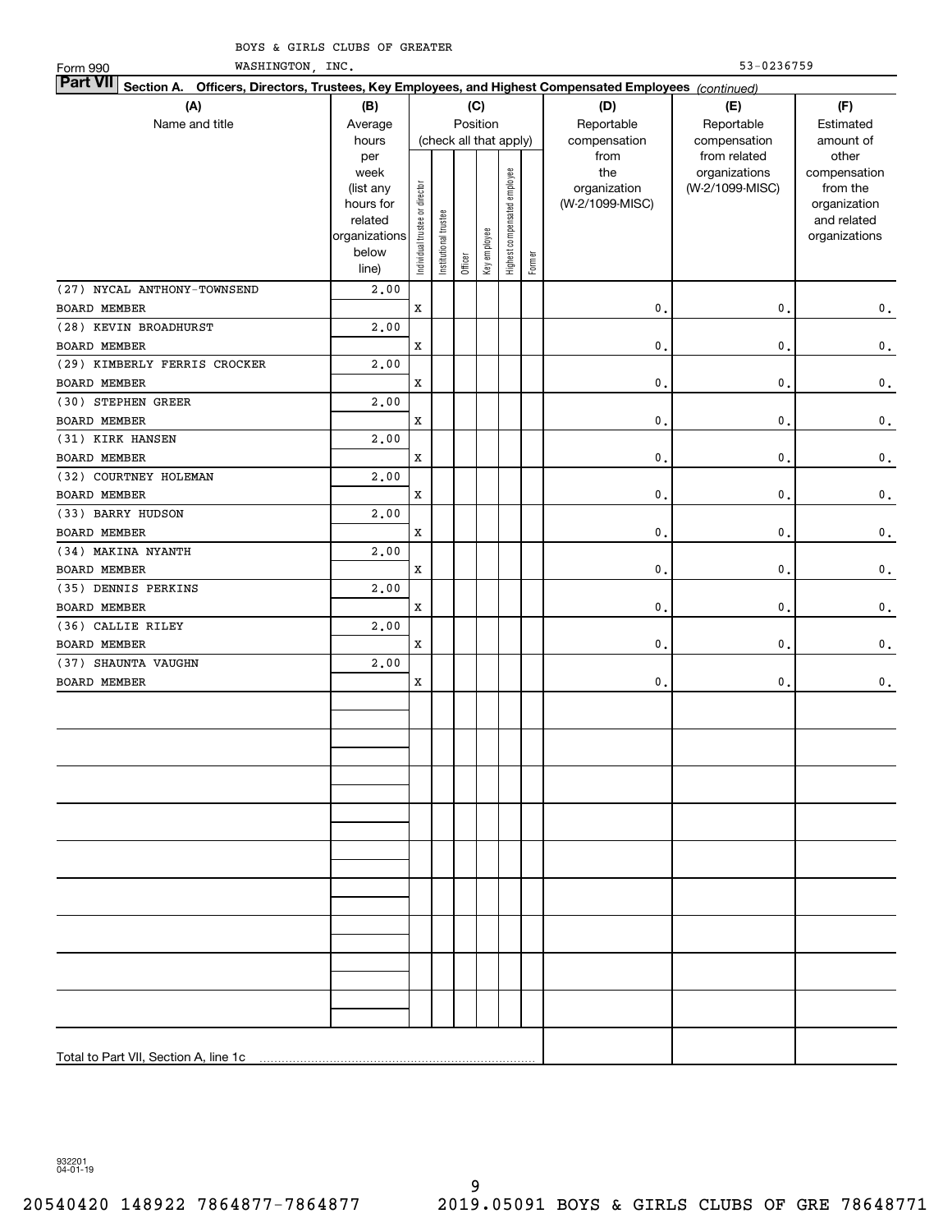BOYS & GIRLS CLUBS OF GREATER WASHINGTON, INC.

Form 990 53-0236759

**Part VII Section A. Officers, Directors, Trustees, Key Employees, and Highest Compensated Employees** *(continued)*

| (A) Name and title | (B) Average hours per week (list any hours for related organizations below line) | (C) Position: Individual trustee or director | Institutional trustee | Officer | Key employee | Highest compensated employee | Former | (D) Reportable compensation from the organization (W-2/1099-MISC) | (E) Reportable compensation from related organizations (W-2/1099-MISC) | (F) Estimated amount of other compensation from the organization and related organizations |
|---|---|---|---|---|---|---|---|---|---|---|
| (27) NYCAL ANTHONY-TOWNSEND<br>BOARD MEMBER | 2.00 | X | | | | | | 0. | 0. | 0. |
| (28) KEVIN BROADHURST<br>BOARD MEMBER | 2.00 | X | | | | | | 0. | 0. | 0. |
| (29) KIMBERLY FERRIS CROCKER<br>BOARD MEMBER | 2.00 | X | | | | | | 0. | 0. | 0. |
| (30) STEPHEN GREER<br>BOARD MEMBER | 2.00 | X | | | | | | 0. | 0. | 0. |
| (31) KIRK HANSEN<br>BOARD MEMBER | 2.00 | X | | | | | | 0. | 0. | 0. |
| (32) COURTNEY HOLEMAN<br>BOARD MEMBER | 2.00 | X | | | | | | 0. | 0. | 0. |
| (33) BARRY HUDSON<br>BOARD MEMBER | 2.00 | X | | | | | | 0. | 0. | 0. |
| (34) MAKINA NYANTH<br>BOARD MEMBER | 2.00 | X | | | | | | 0. | 0. | 0. |
| (35) DENNIS PERKINS<br>BOARD MEMBER | 2.00 | X | | | | | | 0. | 0. | 0. |
| (36) CALLIE RILEY<br>BOARD MEMBER | 2.00 | X | | | | | | 0. | 0. | 0. |
| (37) SHAUNTA VAUGHN<br>BOARD MEMBER | 2.00 | X | | | | | | 0. | 0. | 0. |
| Total to Part VII, Section A, line 1c | | | | | | | | | | |

932201 04-01-19

20540420 148922 7864877-7864877 2019.05091 BOYS & GIRLS CLUBS OF GRE 78648771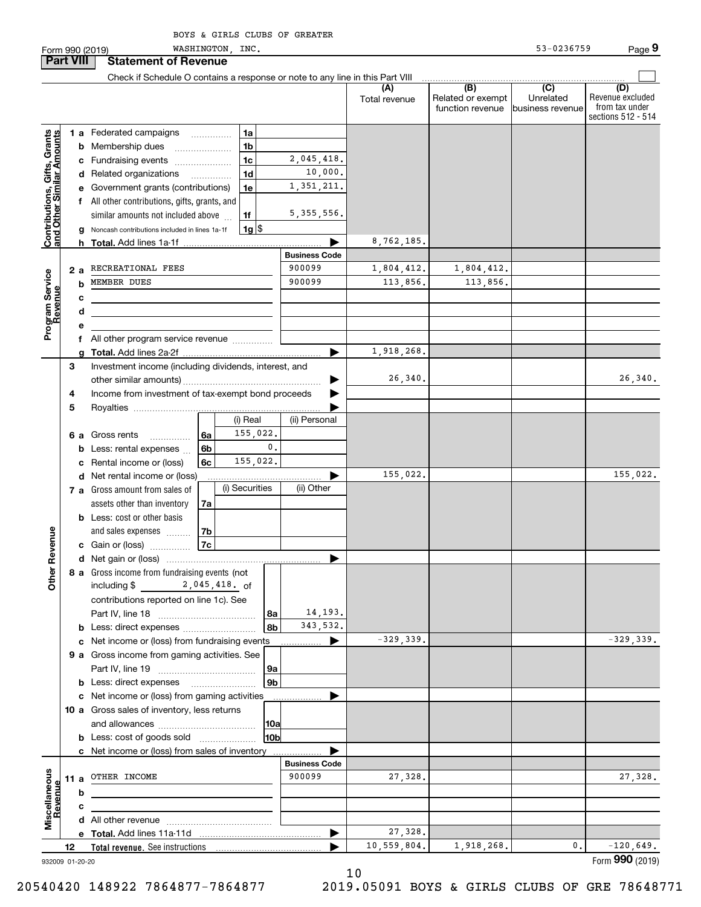BOYS & GIRLS CLUBS OF GREATER WASHINGTON, INC.

Form 990 (2019) 53-0236759 Page 9

## Part VIII Statement of Revenue

Check if Schedule O contains a response or note to any line in this Part VIII

| | | | (A) Total revenue | (B) Related or exempt function revenue | (C) Unrelated business revenue | (D) Revenue excluded from tax under sections 512 - 514 |
|---|---|---|---|---|---|---|
| **Contributions, Gifts, Grants and Other Similar Amounts** | | | | | | |
| 1 a Federated campaigns | 1a | | | | | |
| b Membership dues | 1b | | | | | |
| c Fundraising events | 1c | 2,045,418. | | | | |
| d Related organizations | 1d | 10,000. | | | | |
| e Government grants (contributions) | 1e | 1,351,211. | | | | |
| f All other contributions, gifts, grants, and similar amounts not included above | 1f | 5,355,556. | | | | |
| g Noncash contributions included in lines 1a-1f | 1g | $ | | | | |
| h **Total.** Add lines 1a-1f | | | 8,762,185. | | | |
| **Program Service Revenue** | | Business Code | | | | |
| 2 a RECREATIONAL FEES | | 900099 | 1,804,412. | 1,804,412. | | |
| b MEMBER DUES | | 900099 | 113,856. | 113,856. | | |
| c | | | | | | |
| d | | | | | | |
| e | | | | | | |
| f All other program service revenue | | | | | | |
| g **Total.** Add lines 2a-2f | | | 1,918,268. | | | |
| **Other Revenue** | | | | | | |
| 3 Investment income (including dividends, interest, and other similar amounts) | | | 26,340. | | | 26,340. |
| 4 Income from investment of tax-exempt bond proceeds | | | | | | |
| 5 Royalties | | | | | | |
| | | (i) Real / (ii) Personal | | | | |
| 6 a Gross rents | 6a | 155,022. | | | | |
| b Less: rental expenses | 6b | 0. | | | | |
| c Rental income or (loss) | 6c | 155,022. | | | | |
| d Net rental income or (loss) | | | 155,022. | | | 155,022. |
| | | (i) Securities / (ii) Other | | | | |
| 7 a Gross amount from sales of assets other than inventory | 7a | | | | | |
| b Less: cost or other basis and sales expenses | 7b | | | | | |
| c Gain or (loss) | 7c | | | | | |
| d Net gain or (loss) | | | | | | |
| 8 a Gross income from fundraising events (not including $ 2,045,418. of contributions reported on line 1c). See Part IV, line 18 | 8a | 14,193. | | | | |
| b Less: direct expenses | 8b | 343,532. | | | | |
| c Net income or (loss) from fundraising events | | | -329,339. | | | -329,339. |
| 9 a Gross income from gaming activities. See Part IV, line 19 | 9a | | | | | |
| b Less: direct expenses | 9b | | | | | |
| c Net income or (loss) from gaming activities | | | | | | |
| 10 a Gross sales of inventory, less returns and allowances | 10a | | | | | |
| b Less: cost of goods sold | 10b | | | | | |
| c Net income or (loss) from sales of inventory | | | | | | |
| **Miscellaneous Revenue** | | Business Code | | | | |
| 11 a OTHER INCOME | | 900099 | 27,328. | | | 27,328. |
| b | | | | | | |
| c | | | | | | |
| d All other revenue | | | | | | |
| e **Total.** Add lines 11a-11d | | | 27,328. | | | |
| 12 **Total revenue.** See instructions | | | 10,559,804. | 1,918,268. | 0. | -120,649. |

932009 01-20-20

Form **990** (2019)

20540420 148922 7864877-7864877 2019.05091 BOYS & GIRLS CLUBS OF GRE 78648771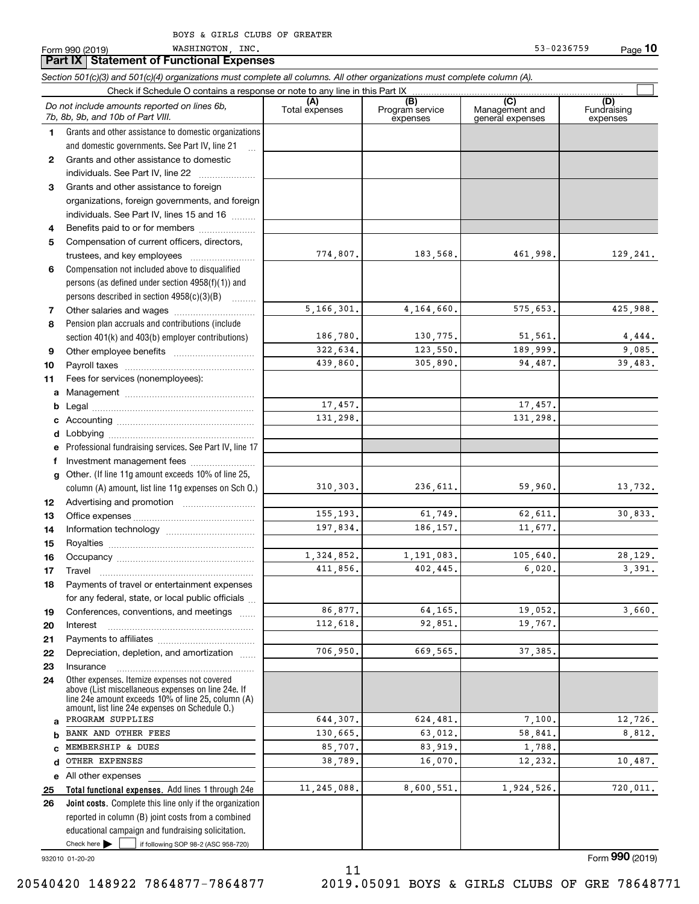BOYS & GIRLS CLUBS OF GREATER WASHINGTON, INC.

Form 990 (2019) 53-0236759 Page **10**

## Part IX Statement of Functional Expenses

*Section 501(c)(3) and 501(c)(4) organizations must complete all columns. All other organizations must complete column (A).*

Check if Schedule O contains a response or note to any line in this Part IX ☐

| *Do not include amounts reported on lines 6b, 7b, 8b, 9b, and 10b of Part VIII.* | (A) Total expenses | (B) Program service expenses | (C) Management and general expenses | (D) Fundraising expenses |
|---|---|---|---|---|
| **1** Grants and other assistance to domestic organizations and domestic governments. See Part IV, line 21 | | | | |
| **2** Grants and other assistance to domestic individuals. See Part IV, line 22 | | | | |
| **3** Grants and other assistance to foreign organizations, foreign governments, and foreign individuals. See Part IV, lines 15 and 16 | | | | |
| **4** Benefits paid to or for members | | | | |
| **5** Compensation of current officers, directors, trustees, and key employees | 774,807. | 183,568. | 461,998. | 129,241. |
| **6** Compensation not included above to disqualified persons (as defined under section 4958(f)(1)) and persons described in section 4958(c)(3)(B) | | | | |
| **7** Other salaries and wages | 5,166,301. | 4,164,660. | 575,653. | 425,988. |
| **8** Pension plan accruals and contributions (include section 401(k) and 403(b) employer contributions) | 186,780. | 130,775. | 51,561. | 4,444. |
| **9** Other employee benefits | 322,634. | 123,550. | 189,999. | 9,085. |
| **10** Payroll taxes | 439,860. | 305,890. | 94,487. | 39,483. |
| **11** Fees for services (nonemployees): | | | | |
| **a** Management | | | | |
| **b** Legal | 17,457. | | 17,457. | |
| **c** Accounting | 131,298. | | 131,298. | |
| **d** Lobbying | | | | |
| **e** Professional fundraising services. See Part IV, line 17 | | | | |
| **f** Investment management fees | | | | |
| **g** Other. (If line 11g amount exceeds 10% of line 25, column (A) amount, list line 11g expenses on Sch O.) | 310,303. | 236,611. | 59,960. | 13,732. |
| **12** Advertising and promotion | | | | |
| **13** Office expenses | 155,193. | 61,749. | 62,611. | 30,833. |
| **14** Information technology | 197,834. | 186,157. | 11,677. | |
| **15** Royalties | | | | |
| **16** Occupancy | 1,324,852. | 1,191,083. | 105,640. | 28,129. |
| **17** Travel | 411,856. | 402,445. | 6,020. | 3,391. |
| **18** Payments of travel or entertainment expenses for any federal, state, or local public officials | | | | |
| **19** Conferences, conventions, and meetings | 86,877. | 64,165. | 19,052. | 3,660. |
| **20** Interest | 112,618. | 92,851. | 19,767. | |
| **21** Payments to affiliates | | | | |
| **22** Depreciation, depletion, and amortization | 706,950. | 669,565. | 37,385. | |
| **23** Insurance | | | | |
| **24** Other expenses. Itemize expenses not covered above (List miscellaneous expenses on line 24e. If line 24e amount exceeds 10% of line 25, column (A) amount, list line 24e expenses on Schedule O.) | | | | |
| **a** PROGRAM SUPPLIES | 644,307. | 624,481. | 7,100. | 12,726. |
| **b** BANK AND OTHER FEES | 130,665. | 63,012. | 58,841. | 8,812. |
| **c** MEMBERSHIP & DUES | 85,707. | 83,919. | 1,788. | |
| **d** OTHER EXPENSES | 38,789. | 16,070. | 12,232. | 10,487. |
| **e** All other expenses | | | | |
| **25** **Total functional expenses.** Add lines 1 through 24e | 11,245,088. | 8,600,551. | 1,924,526. | 720,011. |
| **26** **Joint costs.** Complete this line only if the organization reported in column (B) joint costs from a combined educational campaign and fundraising solicitation. Check here ☐ if following SOP 98-2 (ASC 958-720) | | | | |

932010 01-20-20 Form **990** (2019)

20540420 148922 7864877-7864877 2019.05091 BOYS & GIRLS CLUBS OF GRE 78648771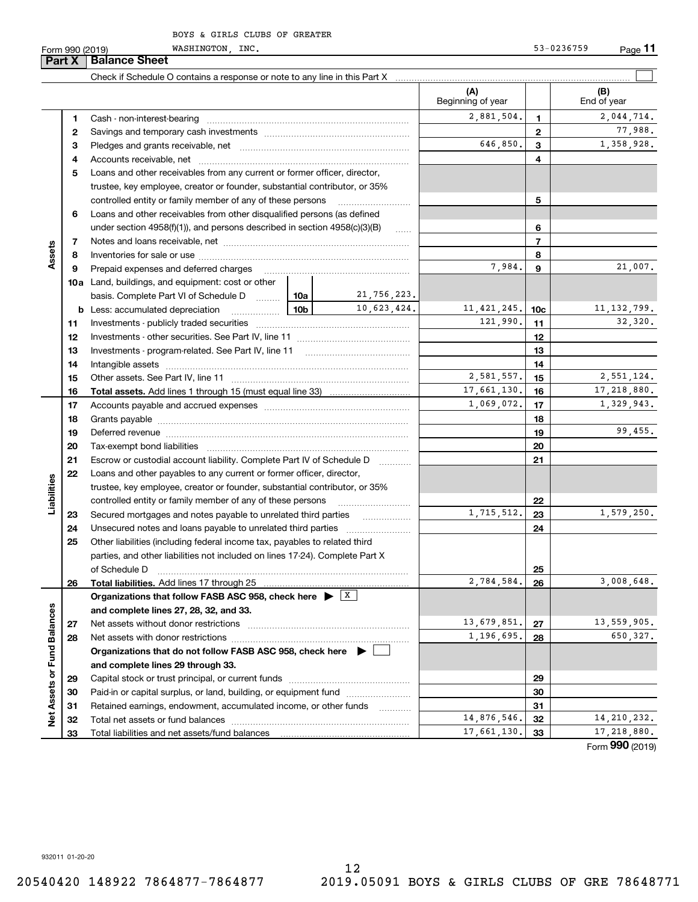BOYS & GIRLS CLUBS OF GREATER WASHINGTON, INC. 53-0236759

Form 990 (2019) Page **11**

## Part X Balance Sheet

Check if Schedule O contains a response or note to any line in this Part X ☐

| | | | | (A) Beginning of year | | (B) End of year |
|---|---|---|---|---|---|---|
| **Assets** | 1 | Cash - non-interest-bearing | | 2,881,504. | 1 | 2,044,714. |
| | 2 | Savings and temporary cash investments | | | 2 | 77,988. |
| | 3 | Pledges and grants receivable, net | | 646,850. | 3 | 1,358,928. |
| | 4 | Accounts receivable, net | | | 4 | |
| | 5 | Loans and other receivables from any current or former officer, director, trustee, key employee, creator or founder, substantial contributor, or 35% controlled entity or family member of any of these persons | | | 5 | |
| | 6 | Loans and other receivables from other disqualified persons (as defined under section 4958(f)(1)), and persons described in section 4958(c)(3)(B) | | | 6 | |
| | 7 | Notes and loans receivable, net | | | 7 | |
| | 8 | Inventories for sale or use | | | 8 | |
| | 9 | Prepaid expenses and deferred charges | | 7,984. | 9 | 21,007. |
| | 10a | Land, buildings, and equipment: cost or other basis. Complete Part VI of Schedule D | 10a 21,756,223. | | | |
| | b | Less: accumulated depreciation | 10b 10,623,424. | 11,421,245. | 10c | 11,132,799. |
| | 11 | Investments - publicly traded securities | | 121,990. | 11 | 32,320. |
| | 12 | Investments - other securities. See Part IV, line 11 | | | 12 | |
| | 13 | Investments - program-related. See Part IV, line 11 | | | 13 | |
| | 14 | Intangible assets | | | 14 | |
| | 15 | Other assets. See Part IV, line 11 | | 2,581,557. | 15 | 2,551,124. |
| | 16 | **Total assets.** Add lines 1 through 15 (must equal line 33) | | 17,661,130. | 16 | 17,218,880. |
| **Liabilities** | 17 | Accounts payable and accrued expenses | | 1,069,072. | 17 | 1,329,943. |
| | 18 | Grants payable | | | 18 | |
| | 19 | Deferred revenue | | | 19 | 99,455. |
| | 20 | Tax-exempt bond liabilities | | | 20 | |
| | 21 | Escrow or custodial account liability. Complete Part IV of Schedule D | | | 21 | |
| | 22 | Loans and other payables to any current or former officer, director, trustee, key employee, creator or founder, substantial contributor, or 35% controlled entity or family member of any of these persons | | | 22 | |
| | 23 | Secured mortgages and notes payable to unrelated third parties | | 1,715,512. | 23 | 1,579,250. |
| | 24 | Unsecured notes and loans payable to unrelated third parties | | | 24 | |
| | 25 | Other liabilities (including federal income tax, payables to related third parties, and other liabilities not included on lines 17-24). Complete Part X of Schedule D | | | 25 | |
| | 26 | **Total liabilities.** Add lines 17 through 25 | | 2,784,584. | 26 | 3,008,648. |
| **Net Assets or Fund Balances** | | **Organizations that follow FASB ASC 958, check here ▶ ☒ and complete lines 27, 28, 32, and 33.** | | | | |
| | 27 | Net assets without donor restrictions | | 13,679,851. | 27 | 13,559,905. |
| | 28 | Net assets with donor restrictions | | 1,196,695. | 28 | 650,327. |
| | | **Organizations that do not follow FASB ASC 958, check here ▶ ☐ and complete lines 29 through 33.** | | | | |
| | 29 | Capital stock or trust principal, or current funds | | | 29 | |
| | 30 | Paid-in or capital surplus, or land, building, or equipment fund | | | 30 | |
| | 31 | Retained earnings, endowment, accumulated income, or other funds | | | 31 | |
| | 32 | Total net assets or fund balances | | 14,876,546. | 32 | 14,210,232. |
| | 33 | Total liabilities and net assets/fund balances | | 17,661,130. | 33 | 17,218,880. |

Form **990** (2019)

932011 01-20-20

20540420 148922 7864877-7864877 2019.05091 BOYS & GIRLS CLUBS OF GRE 78648771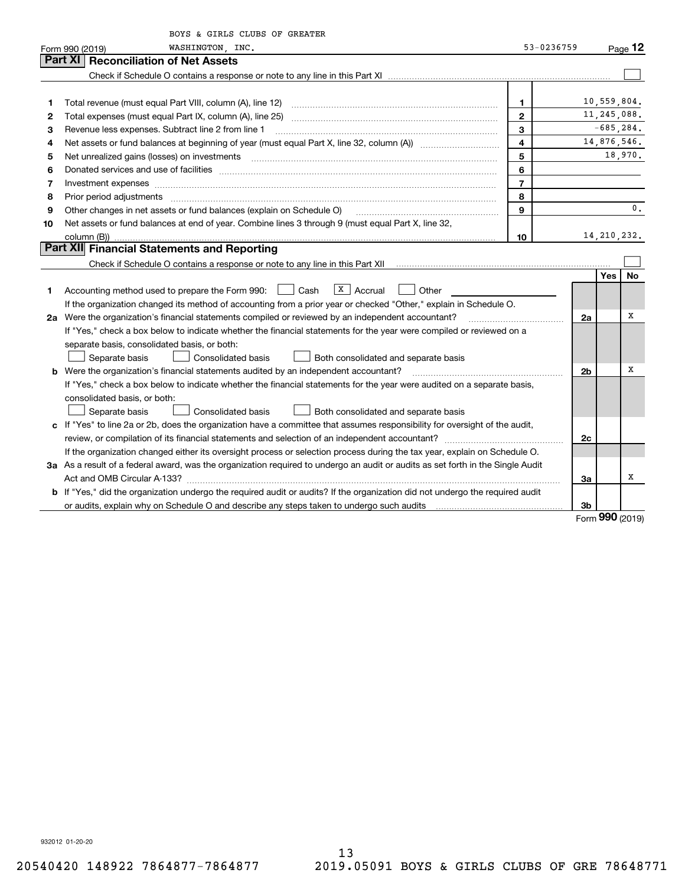BOYS & GIRLS CLUBS OF GREATER WASHINGTON, INC. 53-0236759

Form 990 (2019) Page 12

## Part XI Reconciliation of Net Assets

Check if Schedule O contains a response or note to any line in this Part XI ☐

| | | | |
|---|---|---|---|
| 1 | Total revenue (must equal Part VIII, column (A), line 12) | 1 | 10,559,804. |
| 2 | Total expenses (must equal Part IX, column (A), line 25) | 2 | 11,245,088. |
| 3 | Revenue less expenses. Subtract line 2 from line 1 | 3 | -685,284. |
| 4 | Net assets or fund balances at beginning of year (must equal Part X, line 32, column (A)) | 4 | 14,876,546. |
| 5 | Net unrealized gains (losses) on investments | 5 | 18,970. |
| 6 | Donated services and use of facilities | 6 | |
| 7 | Investment expenses | 7 | |
| 8 | Prior period adjustments | 8 | |
| 9 | Other changes in net assets or fund balances (explain on Schedule O) | 9 | 0. |
| 10 | Net assets or fund balances at end of year. Combine lines 3 through 9 (must equal Part X, line 32, column (B)) | 10 | 14,210,232. |

## Part XII Financial Statements and Reporting

Check if Schedule O contains a response or note to any line in this Part XII ☐

| | | | Yes | No |
|---|---|---|---|---|
| 1 | Accounting method used to prepare the Form 990: ☐ Cash ☒ Accrual ☐ Other<br>If the organization changed its method of accounting from a prior year or checked "Other," explain in Schedule O. | | | |
| 2a | Were the organization's financial statements compiled or reviewed by an independent accountant?<br>If "Yes," check a box below to indicate whether the financial statements for the year were compiled or reviewed on a separate basis, consolidated basis, or both:<br>☐ Separate basis ☐ Consolidated basis ☐ Both consolidated and separate basis | 2a | | X |
| b | Were the organization's financial statements audited by an independent accountant?<br>If "Yes," check a box below to indicate whether the financial statements for the year were audited on a separate basis, consolidated basis, or both:<br>☐ Separate basis ☐ Consolidated basis ☐ Both consolidated and separate basis | 2b | | X |
| c | If "Yes" to line 2a or 2b, does the organization have a committee that assumes responsibility for oversight of the audit, review, or compilation of its financial statements and selection of an independent accountant?<br>If the organization changed either its oversight process or selection process during the tax year, explain on Schedule O. | 2c | | |
| 3a | As a result of a federal award, was the organization required to undergo an audit or audits as set forth in the Single Audit Act and OMB Circular A-133? | 3a | | X |
| b | If "Yes," did the organization undergo the required audit or audits? If the organization did not undergo the required audit or audits, explain why on Schedule O and describe any steps taken to undergo such audits | 3b | | |

Form 990 (2019)

932012 01-20-20

20540420 148922 7864877-7864877 2019.05091 BOYS & GIRLS CLUBS OF GRE 78648771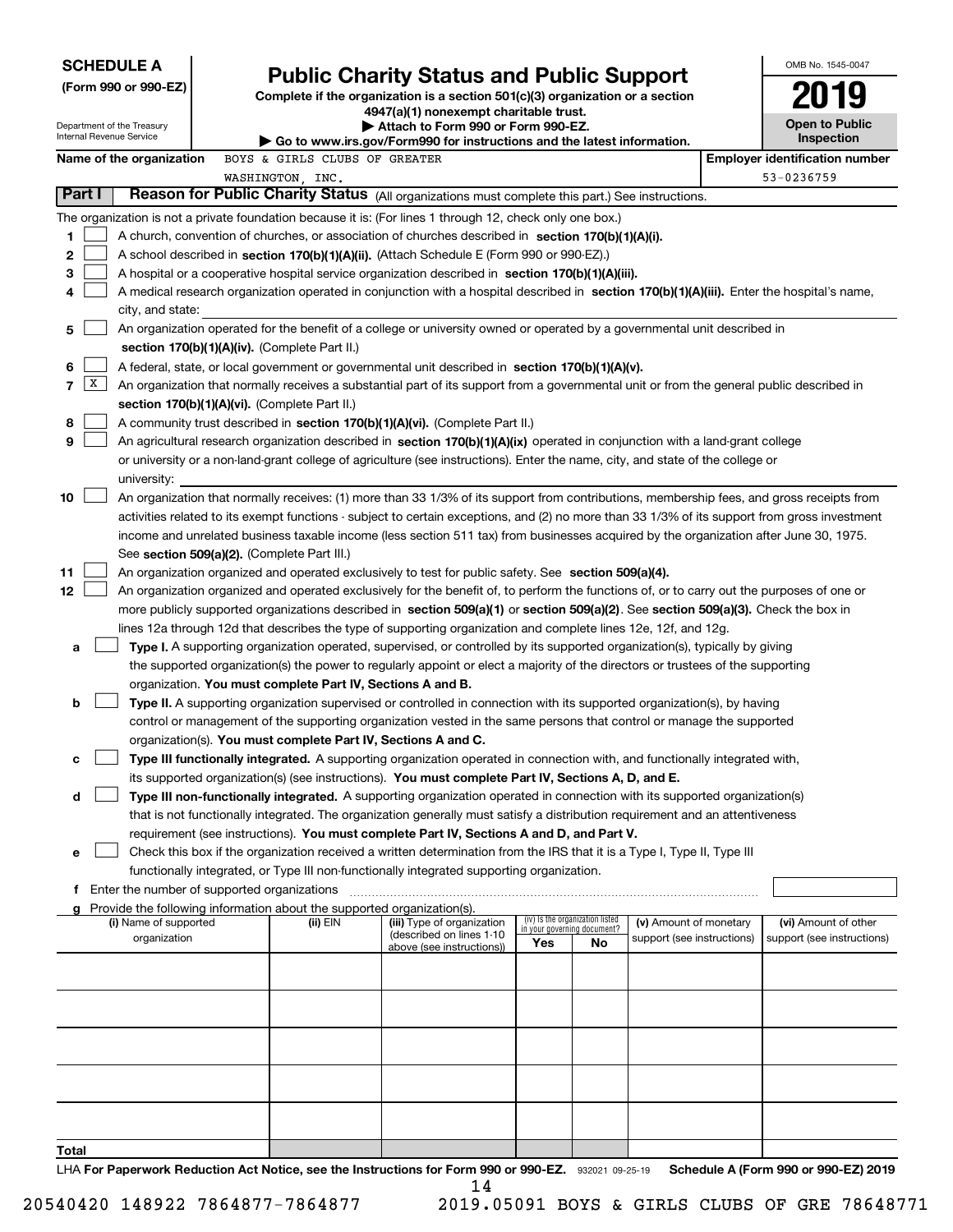**SCHEDULE A**
**(Form 990 or 990-EZ)**

Department of the Treasury
Internal Revenue Service

# Public Charity Status and Public Support

**Complete if the organization is a section 501(c)(3) organization or a section 4947(a)(1) nonexempt charitable trust.**
**▶ Attach to Form 990 or Form 990-EZ.**
**▶ Go to www.irs.gov/Form990 for instructions and the latest information.**

OMB No. 1545-0047
**2019**
**Open to Public Inspection**

**Name of the organization** BOYS & GIRLS CLUBS OF GREATER WASHINGTON, INC.
**Employer identification number** 53-0236759

**Part I** **Reason for Public Charity Status** (All organizations must complete this part.) See instructions.

The organization is not a private foundation because it is: (For lines 1 through 12, check only one box.)

1 [ ] A church, convention of churches, or association of churches described in **section 170(b)(1)(A)(i).**
2 [ ] A school described in **section 170(b)(1)(A)(ii).** (Attach Schedule E (Form 990 or 990-EZ).)
3 [ ] A hospital or a cooperative hospital service organization described in **section 170(b)(1)(A)(iii).**
4 [ ] A medical research organization operated in conjunction with a hospital described in **section 170(b)(1)(A)(iii).** Enter the hospital's name, city, and state:
5 [ ] An organization operated for the benefit of a college or university owned or operated by a governmental unit described in **section 170(b)(1)(A)(iv).** (Complete Part II.)
6 [ ] A federal, state, or local government or governmental unit described in **section 170(b)(1)(A)(v).**
7 [X] An organization that normally receives a substantial part of its support from a governmental unit or from the general public described in **section 170(b)(1)(A)(vi).** (Complete Part II.)
8 [ ] A community trust described in **section 170(b)(1)(A)(vi).** (Complete Part II.)
9 [ ] An agricultural research organization described in **section 170(b)(1)(A)(ix)** operated in conjunction with a land-grant college or university or a non-land-grant college of agriculture (see instructions). Enter the name, city, and state of the college or university:
10 [ ] An organization that normally receives: (1) more than 33 1/3% of its support from contributions, membership fees, and gross receipts from activities related to its exempt functions - subject to certain exceptions, and (2) no more than 33 1/3% of its support from gross investment income and unrelated business taxable income (less section 511 tax) from businesses acquired by the organization after June 30, 1975. See **section 509(a)(2).** (Complete Part III.)
11 [ ] An organization organized and operated exclusively to test for public safety. See **section 509(a)(4).**
12 [ ] An organization organized and operated exclusively for the benefit of, to perform the functions of, or to carry out the purposes of one or more publicly supported organizations described in **section 509(a)(1)** or **section 509(a)(2)**. See **section 509(a)(3).** Check the box in lines 12a through 12d that describes the type of supporting organization and complete lines 12e, 12f, and 12g.

a [ ] **Type I.** A supporting organization operated, supervised, or controlled by its supported organization(s), typically by giving the supported organization(s) the power to regularly appoint or elect a majority of the directors or trustees of the supporting organization. **You must complete Part IV, Sections A and B.**

b [ ] **Type II.** A supporting organization supervised or controlled in connection with its supported organization(s), by having control or management of the supporting organization vested in the same persons that control or manage the supported organization(s). **You must complete Part IV, Sections A and C.**

c [ ] **Type III functionally integrated.** A supporting organization operated in connection with, and functionally integrated with, its supported organization(s) (see instructions). **You must complete Part IV, Sections A, D, and E.**

d [ ] **Type III non-functionally integrated.** A supporting organization operated in connection with its supported organization(s) that is not functionally integrated. The organization generally must satisfy a distribution requirement and an attentiveness requirement (see instructions). **You must complete Part IV, Sections A and D, and Part V.**

e [ ] Check this box if the organization received a written determination from the IRS that it is a Type I, Type II, Type III functionally integrated, or Type III non-functionally integrated supporting organization.

f Enter the number of supported organizations

g Provide the following information about the supported organization(s).

| (i) Name of supported organization | (ii) EIN | (iii) Type of organization (described on lines 1-10 above (see instructions)) | (iv) Is the organization listed in your governing document? Yes | No | (v) Amount of monetary support (see instructions) | (vi) Amount of other support (see instructions) |
|---|---|---|---|---|---|---|
| | | | | | | |
| | | | | | | |
| | | | | | | |
| | | | | | | |
| | | | | | | |
| **Total** | | | | | | |

LHA **For Paperwork Reduction Act Notice, see the Instructions for Form 990 or 990-EZ.** 932021 09-25-19 **Schedule A (Form 990 or 990-EZ) 2019**

20540420 148922 7864877-7864877 2019.05091 BOYS & GIRLS CLUBS OF GRE 78648771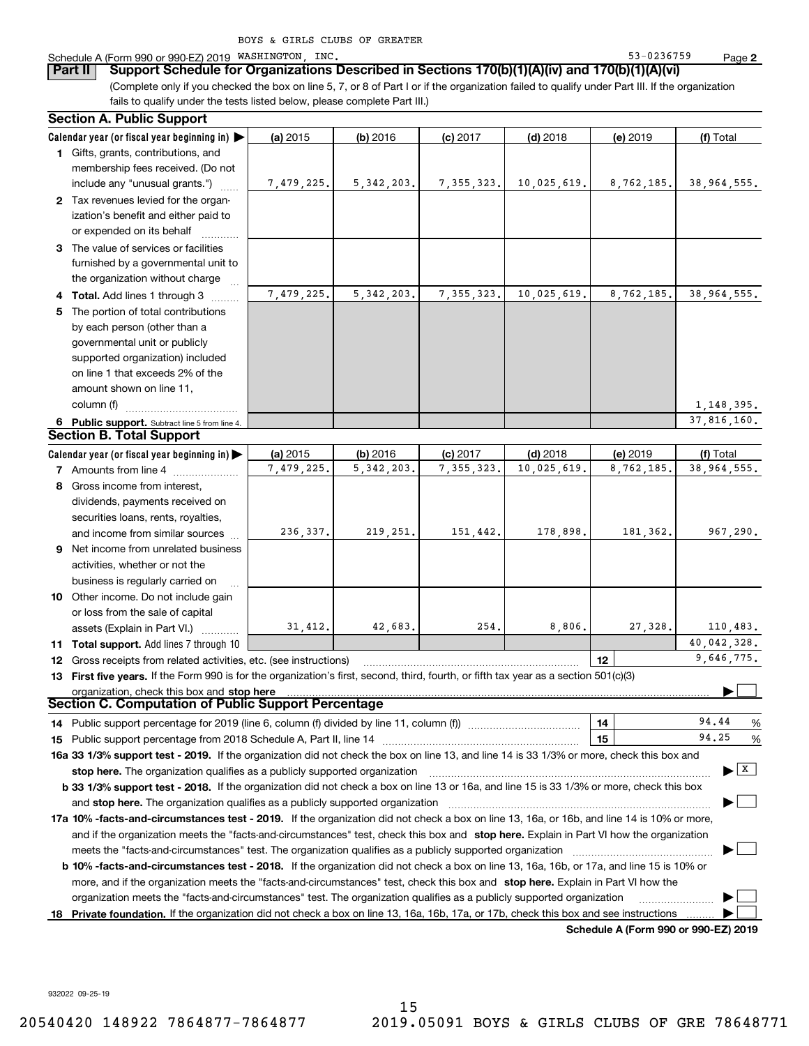BOYS & GIRLS CLUBS OF GREATER

Schedule A (Form 990 or 990-EZ) 2019 WASHINGTON, INC. 53-0236759 Page **2**

## Part II Support Schedule for Organizations Described in Sections 170(b)(1)(A)(iv) and 170(b)(1)(A)(vi)

(Complete only if you checked the box on line 5, 7, or 8 of Part I or if the organization failed to qualify under Part III. If the organization fails to qualify under the tests listed below, please complete Part III.)

### Section A. Public Support

| Calendar year (or fiscal year beginning in) ▶ | (a) 2015 | (b) 2016 | (c) 2017 | (d) 2018 | (e) 2019 | (f) Total |
|---|---|---|---|---|---|---|
| **1** Gifts, grants, contributions, and membership fees received. (Do not include any "unusual grants.") | 7,479,225. | 5,342,203. | 7,355,323. | 10,025,619. | 8,762,185. | 38,964,555. |
| **2** Tax revenues levied for the organization's benefit and either paid to or expended on its behalf | | | | | | |
| **3** The value of services or facilities furnished by a governmental unit to the organization without charge | | | | | | |
| **4** **Total.** Add lines 1 through 3 | 7,479,225. | 5,342,203. | 7,355,323. | 10,025,619. | 8,762,185. | 38,964,555. |
| **5** The portion of total contributions by each person (other than a governmental unit or publicly supported organization) included on line 1 that exceeds 2% of the amount shown on line 11, column (f) | | | | | | 1,148,395. |
| **6** **Public support.** Subtract line 5 from line 4. | | | | | | 37,816,160. |

### Section B. Total Support

| Calendar year (or fiscal year beginning in) ▶ | (a) 2015 | (b) 2016 | (c) 2017 | (d) 2018 | (e) 2019 | (f) Total |
|---|---|---|---|---|---|---|
| **7** Amounts from line 4 | 7,479,225. | 5,342,203. | 7,355,323. | 10,025,619. | 8,762,185. | 38,964,555. |
| **8** Gross income from interest, dividends, payments received on securities loans, rents, royalties, and income from similar sources | 236,337. | 219,251. | 151,442. | 178,898. | 181,362. | 967,290. |
| **9** Net income from unrelated business activities, whether or not the business is regularly carried on | | | | | | |
| **10** Other income. Do not include gain or loss from the sale of capital assets (Explain in Part VI.) | 31,412. | 42,683. | 254. | 8,806. | 27,328. | 110,483. |
| **11** **Total support.** Add lines 7 through 10 | | | | | | 40,042,328. |

**12** Gross receipts from related activities, etc. (see instructions) — **12** — 9,646,775.

**13** **First five years.** If the Form 990 is for the organization's first, second, third, fourth, or fifth tax year as a section 501(c)(3) organization, check this box and **stop here** ▶ ☐

### Section C. Computation of Public Support Percentage

**14** Public support percentage for 2019 (line 6, column (f) divided by line 11, column (f)) — **14** — 94.44 %

**15** Public support percentage from 2018 Schedule A, Part II, line 14 — **15** — 94.25 %

**16a 33 1/3% support test - 2019.** If the organization did not check the box on line 13, and line 14 is 33 1/3% or more, check this box and **stop here.** The organization qualifies as a publicly supported organization ▶ ☒

**b 33 1/3% support test - 2018.** If the organization did not check a box on line 13 or 16a, and line 15 is 33 1/3% or more, check this box and **stop here.** The organization qualifies as a publicly supported organization ▶ ☐

**17a 10% -facts-and-circumstances test - 2019.** If the organization did not check a box on line 13, 16a, or 16b, and line 14 is 10% or more, and if the organization meets the "facts-and-circumstances" test, check this box and **stop here.** Explain in Part VI how the organization meets the "facts-and-circumstances" test. The organization qualifies as a publicly supported organization ▶ ☐

**b 10% -facts-and-circumstances test - 2018.** If the organization did not check a box on line 13, 16a, 16b, or 17a, and line 15 is 10% or more, and if the organization meets the "facts-and-circumstances" test, check this box and **stop here.** Explain in Part VI how the organization meets the "facts-and-circumstances" test. The organization qualifies as a publicly supported organization ▶ ☐

**18** **Private foundation.** If the organization did not check a box on line 13, 16a, 16b, 17a, or 17b, check this box and see instructions ▶ ☐

**Schedule A (Form 990 or 990-EZ) 2019**

932022 09-25-19

20540420 148922 7864877-7864877 2019.05091 BOYS & GIRLS CLUBS OF GRE 78648771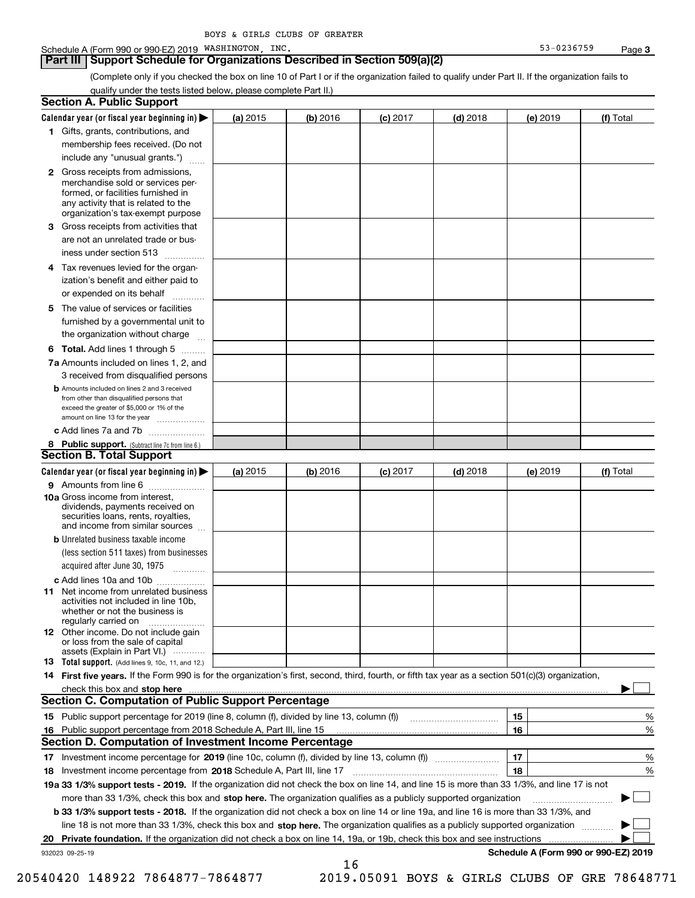BOYS & GIRLS CLUBS OF GREATER

Schedule A (Form 990 or 990-EZ) 2019 WASHINGTON, INC. 53-0236759 Page **3**

## Part III | Support Schedule for Organizations Described in Section 509(a)(2)

(Complete only if you checked the box on line 10 of Part I or if the organization failed to qualify under Part II. If the organization fails to qualify under the tests listed below, please complete Part II.)

### Section A. Public Support

| Calendar year (or fiscal year beginning in) ▶ | (a) 2015 | (b) 2016 | (c) 2017 | (d) 2018 | (e) 2019 | (f) Total |
|---|---|---|---|---|---|---|
| **1** Gifts, grants, contributions, and membership fees received. (Do not include any "unusual grants.") | | | | | | |
| **2** Gross receipts from admissions, merchandise sold or services performed, or facilities furnished in any activity that is related to the organization's tax-exempt purpose | | | | | | |
| **3** Gross receipts from activities that are not an unrelated trade or business under section 513 | | | | | | |
| **4** Tax revenues levied for the organization's benefit and either paid to or expended on its behalf | | | | | | |
| **5** The value of services or facilities furnished by a governmental unit to the organization without charge | | | | | | |
| **6 Total.** Add lines 1 through 5 | | | | | | |
| **7a** Amounts included on lines 1, 2, and 3 received from disqualified persons | | | | | | |
| **b** Amounts included on lines 2 and 3 received from other than disqualified persons that exceed the greater of $5,000 or 1% of the amount on line 13 for the year | | | | | | |
| **c** Add lines 7a and 7b | | | | | | |
| **8 Public support.** (Subtract line 7c from line 6.) | | | | | | |

### Section B. Total Support

| Calendar year (or fiscal year beginning in) ▶ | (a) 2015 | (b) 2016 | (c) 2017 | (d) 2018 | (e) 2019 | (f) Total |
|---|---|---|---|---|---|---|
| **9** Amounts from line 6 | | | | | | |
| **10a** Gross income from interest, dividends, payments received on securities loans, rents, royalties, and income from similar sources | | | | | | |
| **b** Unrelated business taxable income (less section 511 taxes) from businesses acquired after June 30, 1975 | | | | | | |
| **c** Add lines 10a and 10b | | | | | | |
| **11** Net income from unrelated business activities not included in line 10b, whether or not the business is regularly carried on | | | | | | |
| **12** Other income. Do not include gain or loss from the sale of capital assets (Explain in Part VI.) | | | | | | |
| **13 Total support.** (Add lines 9, 10c, 11, and 12.) | | | | | | |

**14 First five years.** If the Form 990 is for the organization's first, second, third, fourth, or fifth tax year as a section 501(c)(3) organization, check this box and **stop here** ▶ ☐

### Section C. Computation of Public Support Percentage

| | | | |
|---|---|---|---|
| **15** | Public support percentage for 2019 (line 8, column (f), divided by line 13, column (f)) | 15 | % |
| **16** | Public support percentage from 2018 Schedule A, Part III, line 15 | 16 | % |

### Section D. Computation of Investment Income Percentage

| | | | |
|---|---|---|---|
| **17** | Investment income percentage for **2019** (line 10c, column (f), divided by line 13, column (f)) | 17 | % |
| **18** | Investment income percentage from **2018** Schedule A, Part III, line 17 | 18 | % |

**19a 33 1/3% support tests - 2019.** If the organization did not check the box on line 14, and line 15 is more than 33 1/3%, and line 17 is not more than 33 1/3%, check this box and **stop here.** The organization qualifies as a publicly supported organization ▶ ☐

**b 33 1/3% support tests - 2018.** If the organization did not check a box on line 14 or line 19a, and line 16 is more than 33 1/3%, and line 18 is not more than 33 1/3%, check this box and **stop here.** The organization qualifies as a publicly supported organization ▶ ☐

**20 Private foundation.** If the organization did not check a box on line 14, 19a, or 19b, check this box and see instructions ▶ ☐

932023 09-25-19 **Schedule A (Form 990 or 990-EZ) 2019**

20540420 148922 7864877-7864877 2019.05091 BOYS & GIRLS CLUBS OF GRE 78648771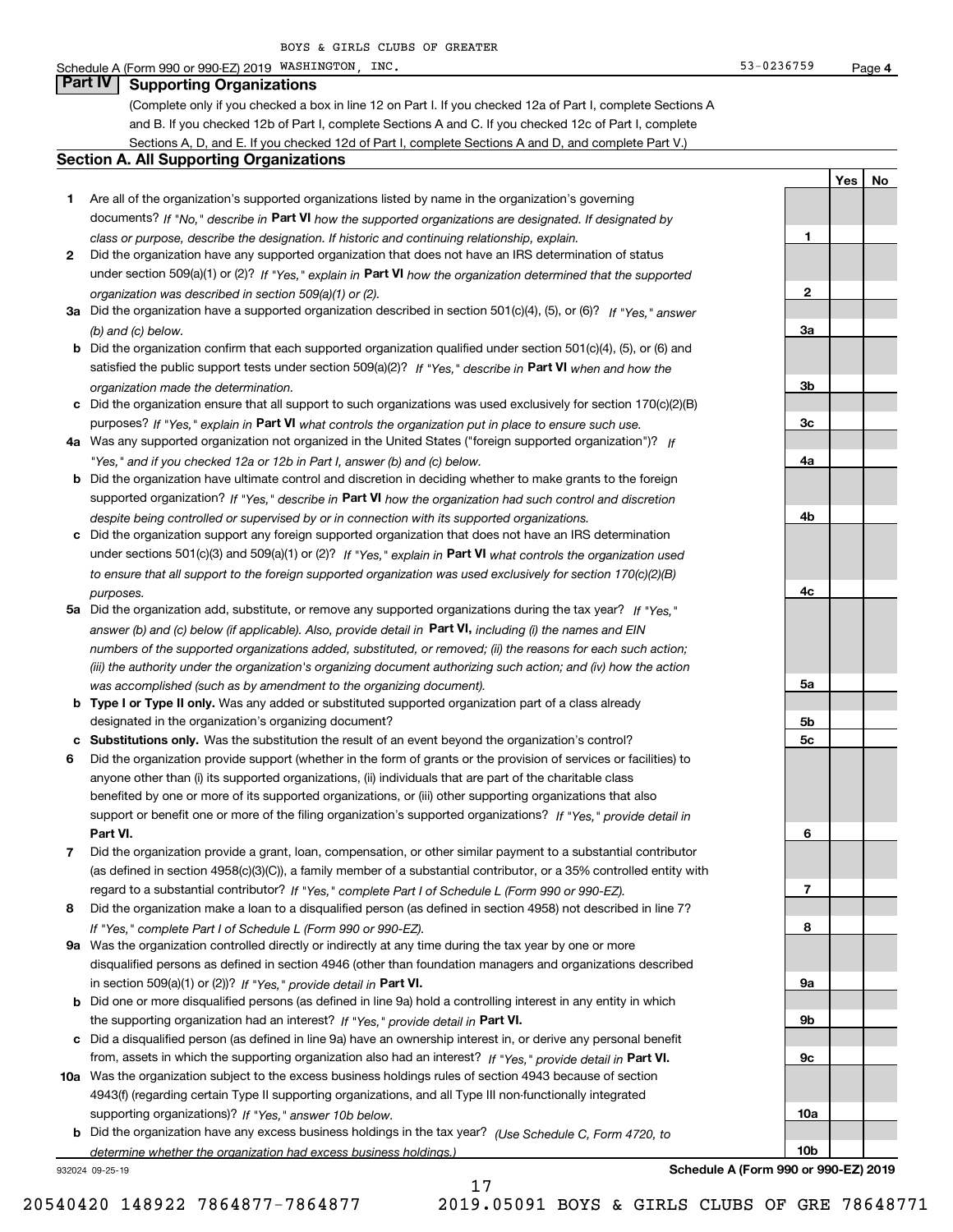BOYS & GIRLS CLUBS OF GREATER

Schedule A (Form 990 or 990-EZ) 2019 WASHINGTON, INC. 53-0236759 Page 4

## Part IV Supporting Organizations

(Complete only if you checked a box in line 12 on Part I. If you checked 12a of Part I, complete Sections A and B. If you checked 12b of Part I, complete Sections A and C. If you checked 12c of Part I, complete Sections A, D, and E. If you checked 12d of Part I, complete Sections A and D, and complete Part V.)

### Section A. All Supporting Organizations

| | | | Yes | No |
|---|---|---|---|---|
| 1 | Are all of the organization's supported organizations listed by name in the organization's governing documents? *If "No," describe in* **Part VI** *how the supported organizations are designated. If designated by class or purpose, describe the designation. If historic and continuing relationship, explain.* | 1 | | |
| 2 | Did the organization have any supported organization that does not have an IRS determination of status under section 509(a)(1) or (2)? *If "Yes," explain in* **Part VI** *how the organization determined that the supported organization was described in section 509(a)(1) or (2).* | 2 | | |
| 3a | Did the organization have a supported organization described in section 501(c)(4), (5), or (6)? *If "Yes," answer (b) and (c) below.* | 3a | | |
| b | Did the organization confirm that each supported organization qualified under section 501(c)(4), (5), or (6) and satisfied the public support tests under section 509(a)(2)? *If "Yes," describe in* **Part VI** *when and how the organization made the determination.* | 3b | | |
| c | Did the organization ensure that all support to such organizations was used exclusively for section 170(c)(2)(B) purposes? *If "Yes," explain in* **Part VI** *what controls the organization put in place to ensure such use.* | 3c | | |
| 4a | Was any supported organization not organized in the United States ("foreign supported organization")? *If "Yes," and if you checked 12a or 12b in Part I, answer (b) and (c) below.* | 4a | | |
| b | Did the organization have ultimate control and discretion in deciding whether to make grants to the foreign supported organization? *If "Yes," describe in* **Part VI** *how the organization had such control and discretion despite being controlled or supervised by or in connection with its supported organizations.* | 4b | | |
| c | Did the organization support any foreign supported organization that does not have an IRS determination under sections 501(c)(3) and 509(a)(1) or (2)? *If "Yes," explain in* **Part VI** *what controls the organization used to ensure that all support to the foreign supported organization was used exclusively for section 170(c)(2)(B) purposes.* | 4c | | |
| 5a | Did the organization add, substitute, or remove any supported organizations during the tax year? *If "Yes," answer (b) and (c) below (if applicable). Also, provide detail in* **Part VI,** *including (i) the names and EIN numbers of the supported organizations added, substituted, or removed; (ii) the reasons for each such action; (iii) the authority under the organization's organizing document authorizing such action; and (iv) how the action was accomplished (such as by amendment to the organizing document).* | 5a | | |
| b | **Type I or Type II only.** Was any added or substituted supported organization part of a class already designated in the organization's organizing document? | 5b | | |
| c | **Substitutions only.** Was the substitution the result of an event beyond the organization's control? | 5c | | |
| 6 | Did the organization provide support (whether in the form of grants or the provision of services or facilities) to anyone other than (i) its supported organizations, (ii) individuals that are part of the charitable class benefited by one or more of its supported organizations, or (iii) other supporting organizations that also support or benefit one or more of the filing organization's supported organizations? *If "Yes," provide detail in* **Part VI.** | 6 | | |
| 7 | Did the organization provide a grant, loan, compensation, or other similar payment to a substantial contributor (as defined in section 4958(c)(3)(C)), a family member of a substantial contributor, or a 35% controlled entity with regard to a substantial contributor? *If "Yes," complete Part I of Schedule L (Form 990 or 990-EZ).* | 7 | | |
| 8 | Did the organization make a loan to a disqualified person (as defined in section 4958) not described in line 7? *If "Yes," complete Part I of Schedule L (Form 990 or 990-EZ).* | 8 | | |
| 9a | Was the organization controlled directly or indirectly at any time during the tax year by one or more disqualified persons as defined in section 4946 (other than foundation managers and organizations described in section 509(a)(1) or (2))? *If "Yes," provide detail in* **Part VI.** | 9a | | |
| b | Did one or more disqualified persons (as defined in line 9a) hold a controlling interest in any entity in which the supporting organization had an interest? *If "Yes," provide detail in* **Part VI.** | 9b | | |
| c | Did a disqualified person (as defined in line 9a) have an ownership interest in, or derive any personal benefit from, assets in which the supporting organization also had an interest? *If "Yes," provide detail in* **Part VI.** | 9c | | |
| 10a | Was the organization subject to the excess business holdings rules of section 4943 because of section 4943(f) (regarding certain Type II supporting organizations, and all Type III non-functionally integrated supporting organizations)? *If "Yes," answer 10b below.* | 10a | | |
| b | Did the organization have any excess business holdings in the tax year? *(Use Schedule C, Form 4720, to determine whether the organization had excess business holdings.)* | 10b | | |

932024 09-25-19 **Schedule A (Form 990 or 990-EZ) 2019**

20540420 148922 7864877-7864877 2019.05091 BOYS & GIRLS CLUBS OF GRE 78648771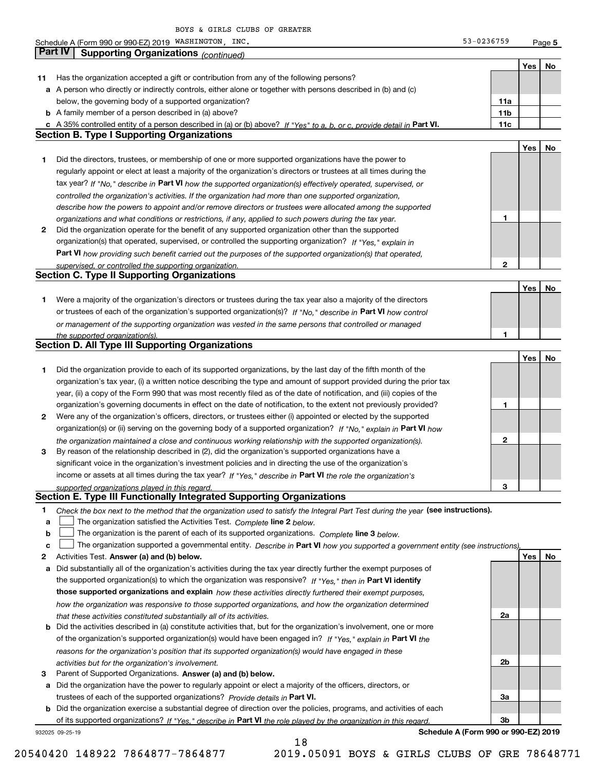BOYS & GIRLS CLUBS OF GREATER

Schedule A (Form 990 or 990-EZ) 2019 WASHINGTON, INC. 53-0236759 Page 5

## Part IV | Supporting Organizations *(continued)*

| | | | Yes | No |
|---|---|---|---|---|
| **11** | Has the organization accepted a gift or contribution from any of the following persons? | | | |
| **a** | A person who directly or indirectly controls, either alone or together with persons described in (b) and (c) below, the governing body of a supported organization? | **11a** | | |
| **b** | A family member of a person described in (a) above? | **11b** | | |
| **c** | A 35% controlled entity of a person described in (a) or (b) above? *If "Yes" to a, b, or c, provide detail in* **Part VI.** | **11c** | | |

### Section B. Type I Supporting Organizations

| | | | Yes | No |
|---|---|---|---|---|
| **1** | Did the directors, trustees, or membership of one or more supported organizations have the power to regularly appoint or elect at least a majority of the organization's directors or trustees at all times during the tax year? *If "No," describe in* **Part VI** *how the supported organization(s) effectively operated, supervised, or controlled the organization's activities. If the organization had more than one supported organization, describe how the powers to appoint and/or remove directors or trustees were allocated among the supported organizations and what conditions or restrictions, if any, applied to such powers during the tax year.* | **1** | | |
| **2** | Did the organization operate for the benefit of any supported organization other than the supported organization(s) that operated, supervised, or controlled the supporting organization? *If "Yes," explain in* **Part VI** *how providing such benefit carried out the purposes of the supported organization(s) that operated, supervised, or controlled the supporting organization.* | **2** | | |

### Section C. Type II Supporting Organizations

| | | | Yes | No |
|---|---|---|---|---|
| **1** | Were a majority of the organization's directors or trustees during the tax year also a majority of the directors or trustees of each of the organization's supported organization(s)? *If "No," describe in* **Part VI** *how control or management of the supporting organization was vested in the same persons that controlled or managed the supported organization(s).* | **1** | | |

### Section D. All Type III Supporting Organizations

| | | | Yes | No |
|---|---|---|---|---|
| **1** | Did the organization provide to each of its supported organizations, by the last day of the fifth month of the organization's tax year, (i) a written notice describing the type and amount of support provided during the prior tax year, (ii) a copy of the Form 990 that was most recently filed as of the date of notification, and (iii) copies of the organization's governing documents in effect on the date of notification, to the extent not previously provided? | **1** | | |
| **2** | Were any of the organization's officers, directors, or trustees either (i) appointed or elected by the supported organization(s) or (ii) serving on the governing body of a supported organization? *If "No," explain in* **Part VI** *how the organization maintained a close and continuous working relationship with the supported organization(s).* | **2** | | |
| **3** | By reason of the relationship described in (2), did the organization's supported organizations have a significant voice in the organization's investment policies and in directing the use of the organization's income or assets at all times during the tax year? *If "Yes," describe in* **Part VI** *the role the organization's supported organizations played in this regard.* | **3** | | |

### Section E. Type III Functionally Integrated Supporting Organizations

**1** *Check the box next to the method that the organization used to satisfy the Integral Part Test during the year* **(see instructions).**

**a** ☐ The organization satisfied the Activities Test. *Complete* **line 2** *below.*

**b** ☐ The organization is the parent of each of its supported organizations. *Complete* **line 3** *below.*

**c** ☐ The organization supported a governmental entity. *Describe in* **Part VI** *how you supported a government entity (see instructions).*

| | | | Yes | No |
|---|---|---|---|---|
| **2** | Activities Test. **Answer (a) and (b) below.** | | | |
| **a** | Did substantially all of the organization's activities during the tax year directly further the exempt purposes of the supported organization(s) to which the organization was responsive? *If "Yes," then in* **Part VI identify those supported organizations and explain** *how these activities directly furthered their exempt purposes, how the organization was responsive to those supported organizations, and how the organization determined that these activities constituted substantially all of its activities.* | **2a** | | |
| **b** | Did the activities described in (a) constitute activities that, but for the organization's involvement, one or more of the organization's supported organization(s) would have been engaged in? *If "Yes," explain in* **Part VI** *the reasons for the organization's position that its supported organization(s) would have engaged in these activities but for the organization's involvement.* | **2b** | | |
| **3** | Parent of Supported Organizations. **Answer (a) and (b) below.** | | | |
| **a** | Did the organization have the power to regularly appoint or elect a majority of the officers, directors, or trustees of each of the supported organizations? *Provide details in* **Part VI.** | **3a** | | |
| **b** | Did the organization exercise a substantial degree of direction over the policies, programs, and activities of each of its supported organizations? *If "Yes," describe in* **Part VI** *the role played by the organization in this regard.* | **3b** | | |

932025 09-25-19 **Schedule A (Form 990 or 990-EZ) 2019**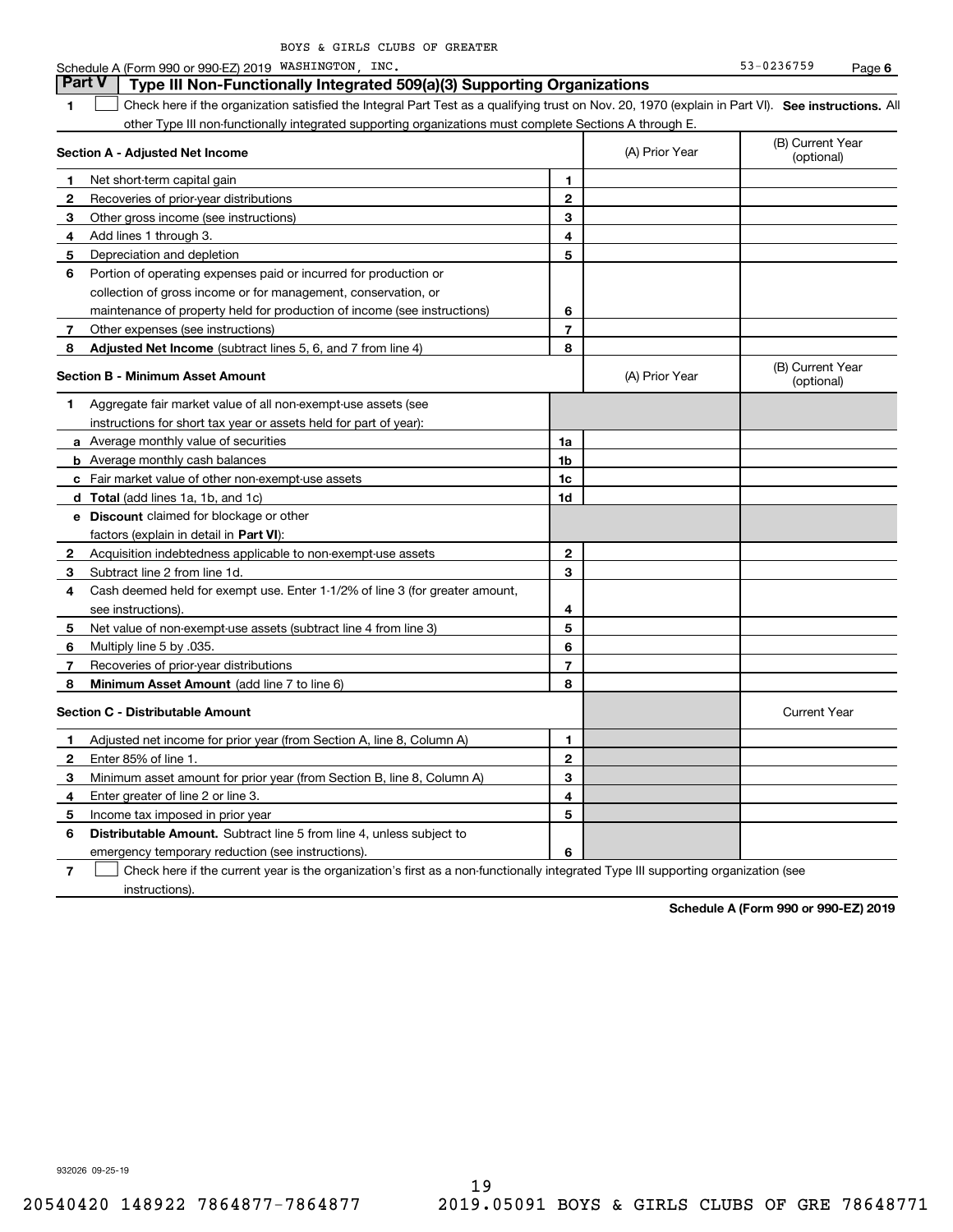BOYS & GIRLS CLUBS OF GREATER

Schedule A (Form 990 or 990-EZ) 2019 WASHINGTON, INC. 53-0236759 Page **6**

## Part V Type III Non-Functionally Integrated 509(a)(3) Supporting Organizations

**1** ☐ Check here if the organization satisfied the Integral Part Test as a qualifying trust on Nov. 20, 1970 (explain in Part VI). **See instructions.** All other Type III non-functionally integrated supporting organizations must complete Sections A through E.

| **Section A - Adjusted Net Income** | | | (A) Prior Year | (B) Current Year (optional) |
|---|---|---|---|---|
| **1** | Net short-term capital gain | **1** | | |
| **2** | Recoveries of prior-year distributions | **2** | | |
| **3** | Other gross income (see instructions) | **3** | | |
| **4** | Add lines 1 through 3. | **4** | | |
| **5** | Depreciation and depletion | **5** | | |
| **6** | Portion of operating expenses paid or incurred for production or collection of gross income or for management, conservation, or maintenance of property held for production of income (see instructions) | **6** | | |
| **7** | Other expenses (see instructions) | **7** | | |
| **8** | **Adjusted Net Income** (subtract lines 5, 6, and 7 from line 4) | **8** | | |

| **Section B - Minimum Asset Amount** | | | (A) Prior Year | (B) Current Year (optional) |
|---|---|---|---|---|
| **1** | Aggregate fair market value of all non-exempt-use assets (see instructions for short tax year or assets held for part of year): | | | |
| **a** | Average monthly value of securities | **1a** | | |
| **b** | Average monthly cash balances | **1b** | | |
| **c** | Fair market value of other non-exempt-use assets | **1c** | | |
| **d** | **Total** (add lines 1a, 1b, and 1c) | **1d** | | |
| **e** | **Discount** claimed for blockage or other factors (explain in detail in **Part VI**): | | | |
| **2** | Acquisition indebtedness applicable to non-exempt-use assets | **2** | | |
| **3** | Subtract line 2 from line 1d. | **3** | | |
| **4** | Cash deemed held for exempt use. Enter 1-1/2% of line 3 (for greater amount, see instructions). | **4** | | |
| **5** | Net value of non-exempt-use assets (subtract line 4 from line 3) | **5** | | |
| **6** | Multiply line 5 by .035. | **6** | | |
| **7** | Recoveries of prior-year distributions | **7** | | |
| **8** | **Minimum Asset Amount** (add line 7 to line 6) | **8** | | |

| **Section C - Distributable Amount** | | | | Current Year |
|---|---|---|---|---|
| **1** | Adjusted net income for prior year (from Section A, line 8, Column A) | **1** | | |
| **2** | Enter 85% of line 1. | **2** | | |
| **3** | Minimum asset amount for prior year (from Section B, line 8, Column A) | **3** | | |
| **4** | Enter greater of line 2 or line 3. | **4** | | |
| **5** | Income tax imposed in prior year | **5** | | |
| **6** | **Distributable Amount.** Subtract line 5 from line 4, unless subject to emergency temporary reduction (see instructions). | **6** | | |

**7** ☐ Check here if the current year is the organization's first as a non-functionally integrated Type III supporting organization (see instructions).

**Schedule A (Form 990 or 990-EZ) 2019**

932026 09-25-19

20540420 148922 7864877-7864877 2019.05091 BOYS & GIRLS CLUBS OF GRE 78648771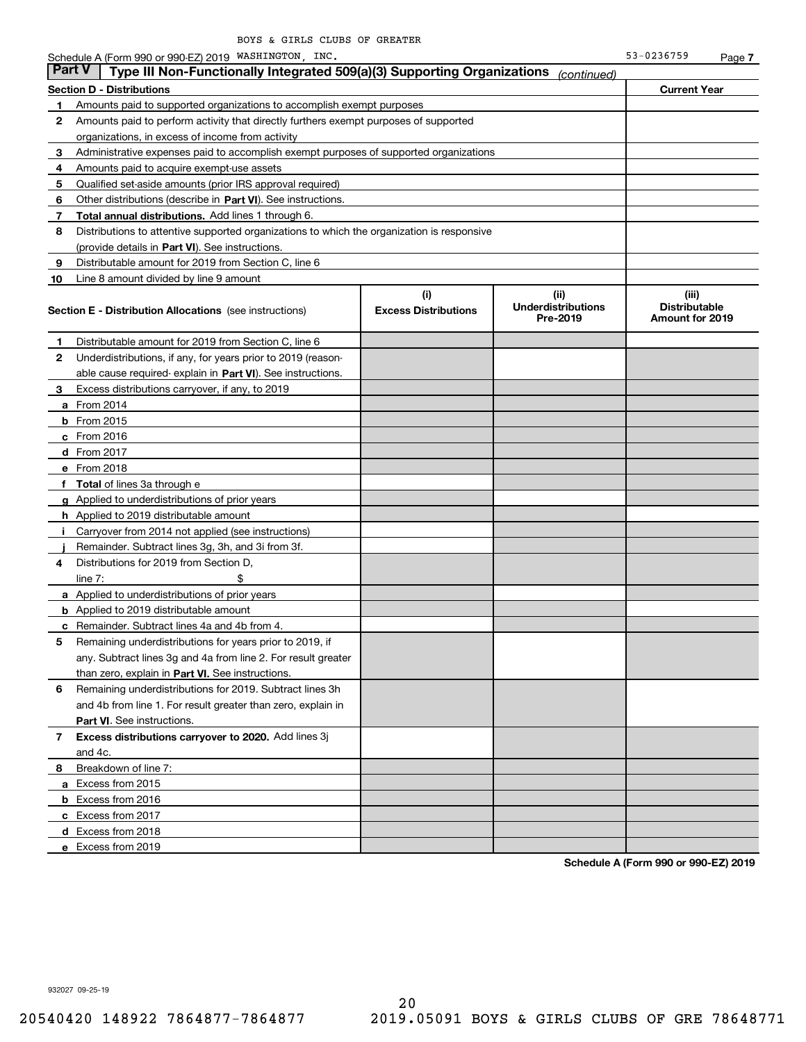BOYS & GIRLS CLUBS OF GREATER

Schedule A (Form 990 or 990-EZ) 2019 WASHINGTON, INC. 53-0236759 Page 7

## Part V | Type III Non-Functionally Integrated 509(a)(3) Supporting Organizations *(continued)*

| Section D - Distributions | | Current Year |
|---|---|---|
| 1 | Amounts paid to supported organizations to accomplish exempt purposes | |
| 2 | Amounts paid to perform activity that directly furthers exempt purposes of supported organizations, in excess of income from activity | |
| 3 | Administrative expenses paid to accomplish exempt purposes of supported organizations | |
| 4 | Amounts paid to acquire exempt-use assets | |
| 5 | Qualified set-aside amounts (prior IRS approval required) | |
| 6 | Other distributions (describe in **Part VI**). See instructions. | |
| 7 | **Total annual distributions.** Add lines 1 through 6. | |
| 8 | Distributions to attentive supported organizations to which the organization is responsive (provide details in **Part VI**). See instructions. | |
| 9 | Distributable amount for 2019 from Section C, line 6 | |
| 10 | Line 8 amount divided by line 9 amount | |

| **Section E - Distribution Allocations** (see instructions) | (i) Excess Distributions | (ii) Underdistributions Pre-2019 | (iii) Distributable Amount for 2019 |
|---|---|---|---|
| **1** Distributable amount for 2019 from Section C, line 6 | | | |
| **2** Underdistributions, if any, for years prior to 2019 (reasonable cause required- explain in **Part VI**). See instructions. | | | |
| **3** Excess distributions carryover, if any, to 2019 | | | |
| **a** From 2014 | | | |
| **b** From 2015 | | | |
| **c** From 2016 | | | |
| **d** From 2017 | | | |
| **e** From 2018 | | | |
| **f** **Total** of lines 3a through e | | | |
| **g** Applied to underdistributions of prior years | | | |
| **h** Applied to 2019 distributable amount | | | |
| **i** Carryover from 2014 not applied (see instructions) | | | |
| **j** Remainder. Subtract lines 3g, 3h, and 3i from 3f. | | | |
| **4** Distributions for 2019 from Section D, line 7: $ | | | |
| **a** Applied to underdistributions of prior years | | | |
| **b** Applied to 2019 distributable amount | | | |
| **c** Remainder. Subtract lines 4a and 4b from 4. | | | |
| **5** Remaining underdistributions for years prior to 2019, if any. Subtract lines 3g and 4a from line 2. For result greater than zero, explain in **Part VI.** See instructions. | | | |
| **6** Remaining underdistributions for 2019. Subtract lines 3h and 4b from line 1. For result greater than zero, explain in **Part VI**. See instructions. | | | |
| **7** **Excess distributions carryover to 2020.** Add lines 3j and 4c. | | | |
| **8** Breakdown of line 7: | | | |
| **a** Excess from 2015 | | | |
| **b** Excess from 2016 | | | |
| **c** Excess from 2017 | | | |
| **d** Excess from 2018 | | | |
| **e** Excess from 2019 | | | |

**Schedule A (Form 990 or 990-EZ) 2019**

932027 09-25-19

20540420 148922 7864877-7864877 2019.05091 BOYS & GIRLS CLUBS OF GRE 78648771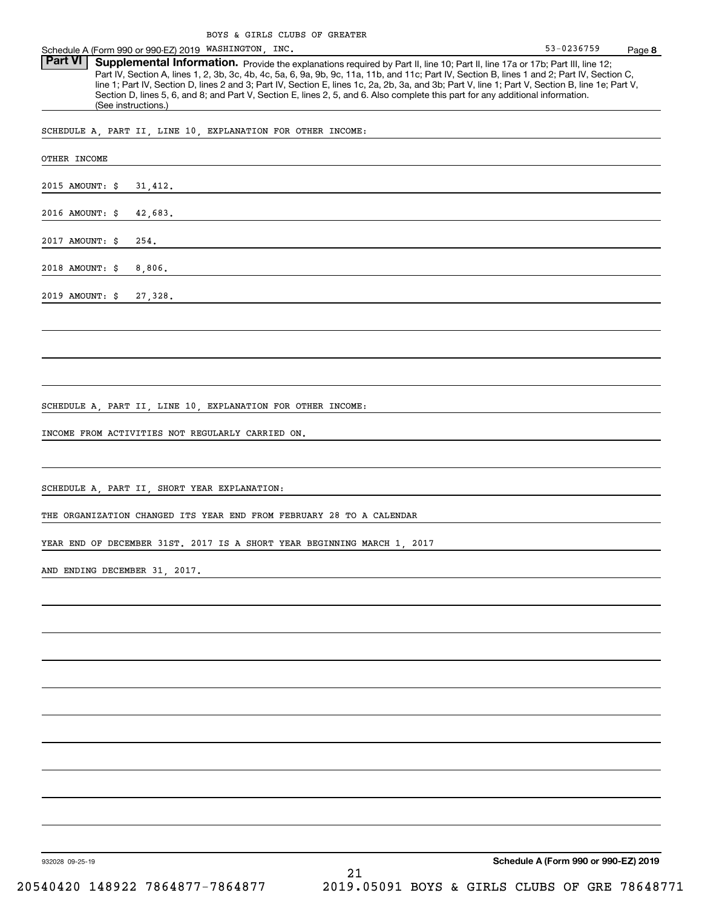BOYS & GIRLS CLUBS OF GREATER WASHINGTON, INC. 53-0236759

Schedule A (Form 990 or 990-EZ) 2019 Page **8**

## Part VI Supplemental Information.

Provide the explanations required by Part II, line 10; Part II, line 17a or 17b; Part III, line 12; Part IV, Section A, lines 1, 2, 3b, 3c, 4b, 4c, 5a, 6, 9a, 9b, 9c, 11a, 11b, and 11c; Part IV, Section B, lines 1 and 2; Part IV, Section C, line 1; Part IV, Section D, lines 2 and 3; Part IV, Section E, lines 1c, 2a, 2b, 3a, and 3b; Part V, line 1; Part V, Section B, line 1e; Part V, Section D, lines 5, 6, and 8; and Part V, Section E, lines 2, 5, and 6. Also complete this part for any additional information. (See instructions.)

SCHEDULE A, PART II, LINE 10, EXPLANATION FOR OTHER INCOME:

OTHER INCOME

2015 AMOUNT: $ 31,412.

2016 AMOUNT: $ 42,683.

2017 AMOUNT: $ 254.

2018 AMOUNT: $ 8,806.

2019 AMOUNT: $ 27,328.

SCHEDULE A, PART II, LINE 10, EXPLANATION FOR OTHER INCOME:

INCOME FROM ACTIVITIES NOT REGULARLY CARRIED ON.

SCHEDULE A, PART II, SHORT YEAR EXPLANATION:

THE ORGANIZATION CHANGED ITS YEAR END FROM FEBRUARY 28 TO A CALENDAR YEAR END OF DECEMBER 31ST. 2017 IS A SHORT YEAR BEGINNING MARCH 1, 2017 AND ENDING DECEMBER 31, 2017.

932028 09-25-19 **Schedule A (Form 990 or 990-EZ) 2019**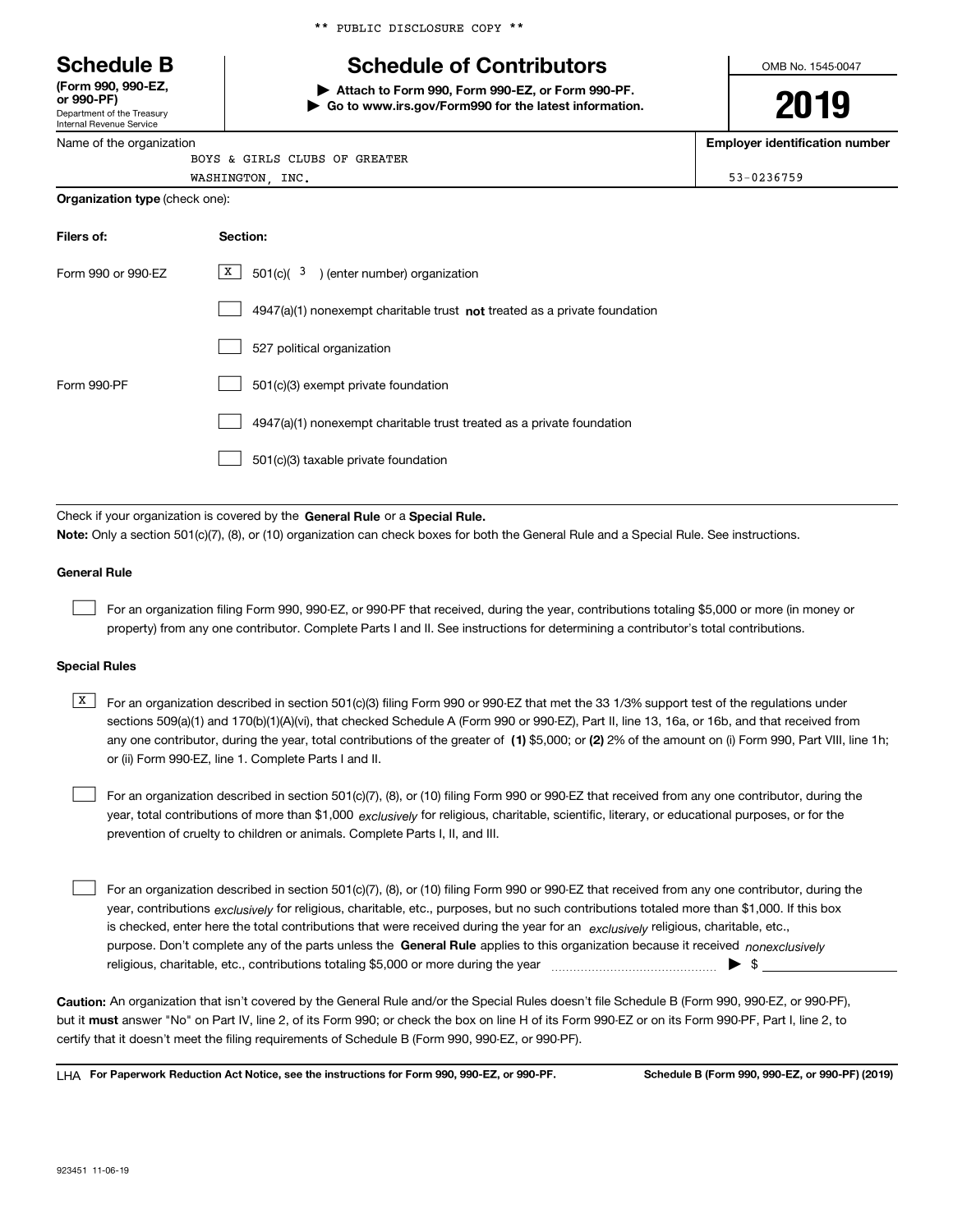** PUBLIC DISCLOSURE COPY **

# Schedule B

**(Form 990, 990-EZ, or 990-PF)**
Department of the Treasury
Internal Revenue Service

# Schedule of Contributors

**▶ Attach to Form 990, Form 990-EZ, or Form 990-PF.**
**▶ Go to www.irs.gov/Form990 for the latest information.**

OMB No. 1545-0047

**2019**

Name of the organization: BOYS & GIRLS CLUBS OF GREATER WASHINGTON, INC.

**Employer identification number:** 53-0236759

**Organization type** (check one):

| **Filers of:** | **Section:** |
|---|---|
| Form 990 or 990-EZ | [X] 501(c)( 3 ) (enter number) organization |
| | [ ] 4947(a)(1) nonexempt charitable trust **not** treated as a private foundation |
| | [ ] 527 political organization |
| Form 990-PF | [ ] 501(c)(3) exempt private foundation |
| | [ ] 4947(a)(1) nonexempt charitable trust treated as a private foundation |
| | [ ] 501(c)(3) taxable private foundation |

Check if your organization is covered by the **General Rule** or a **Special Rule.**

**Note:** Only a section 501(c)(7), (8), or (10) organization can check boxes for both the General Rule and a Special Rule. See instructions.

### General Rule

[ ] For an organization filing Form 990, 990-EZ, or 990-PF that received, during the year, contributions totaling $5,000 or more (in money or property) from any one contributor. Complete Parts I and II. See instructions for determining a contributor's total contributions.

### Special Rules

[X] For an organization described in section 501(c)(3) filing Form 990 or 990-EZ that met the 33 1/3% support test of the regulations under sections 509(a)(1) and 170(b)(1)(A)(vi), that checked Schedule A (Form 990 or 990-EZ), Part II, line 13, 16a, or 16b, and that received from any one contributor, during the year, total contributions of the greater of **(1)** $5,000; or **(2)** 2% of the amount on (i) Form 990, Part VIII, line 1h; or (ii) Form 990-EZ, line 1. Complete Parts I and II.

[ ] For an organization described in section 501(c)(7), (8), or (10) filing Form 990 or 990-EZ that received from any one contributor, during the year, total contributions of more than $1,000 *exclusively* for religious, charitable, scientific, literary, or educational purposes, or for the prevention of cruelty to children or animals. Complete Parts I, II, and III.

[ ] For an organization described in section 501(c)(7), (8), or (10) filing Form 990 or 990-EZ that received from any one contributor, during the year, contributions *exclusively* for religious, charitable, etc., purposes, but no such contributions totaled more than $1,000. If this box is checked, enter here the total contributions that were received during the year for an *exclusively* religious, charitable, etc., purpose. Don't complete any of the parts unless the **General Rule** applies to this organization because it received *nonexclusively* religious, charitable, etc., contributions totaling $5,000 or more during the year ▶ $

**Caution:** An organization that isn't covered by the General Rule and/or the Special Rules doesn't file Schedule B (Form 990, 990-EZ, or 990-PF), but it **must** answer "No" on Part IV, line 2, of its Form 990; or check the box on line H of its Form 990-EZ or on its Form 990-PF, Part I, line 2, to certify that it doesn't meet the filing requirements of Schedule B (Form 990, 990-EZ, or 990-PF).

LHA **For Paperwork Reduction Act Notice, see the instructions for Form 990, 990-EZ, or 990-PF.** **Schedule B (Form 990, 990-EZ, or 990-PF) (2019)**

923451 11-06-19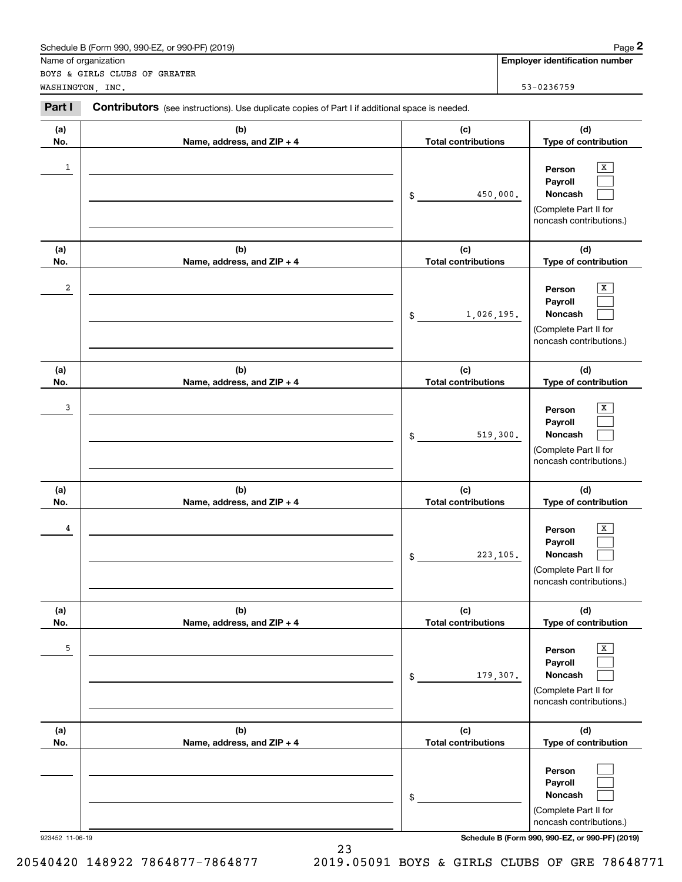Schedule B (Form 990, 990-EZ, or 990-PF) (2019) Page **2**

Name of organization: BOYS & GIRLS CLUBS OF GREATER WASHINGTON, INC.

**Employer identification number:** 53-0236759

**Part I** **Contributors** (see instructions). Use duplicate copies of Part I if additional space is needed.

| (a) No. | (b) Name, address, and ZIP + 4 | (c) Total contributions | (d) Type of contribution |
|---|---|---|---|
| 1 | | $ 450,000. | Person [X] Payroll [ ] Noncash [ ] (Complete Part II for noncash contributions.) |
| 2 | | $ 1,026,195. | Person [X] Payroll [ ] Noncash [ ] (Complete Part II for noncash contributions.) |
| 3 | | $ 519,300. | Person [X] Payroll [ ] Noncash [ ] (Complete Part II for noncash contributions.) |
| 4 | | $ 223,105. | Person [X] Payroll [ ] Noncash [ ] (Complete Part II for noncash contributions.) |
| 5 | | $ 179,307. | Person [X] Payroll [ ] Noncash [ ] (Complete Part II for noncash contributions.) |
| | | $ | Person [ ] Payroll [ ] Noncash [ ] (Complete Part II for noncash contributions.) |

923452 11-06-19 **Schedule B (Form 990, 990-EZ, or 990-PF) (2019)**

20540420 148922 7864877-7864877 2019.05091 BOYS & GIRLS CLUBS OF GRE 78648771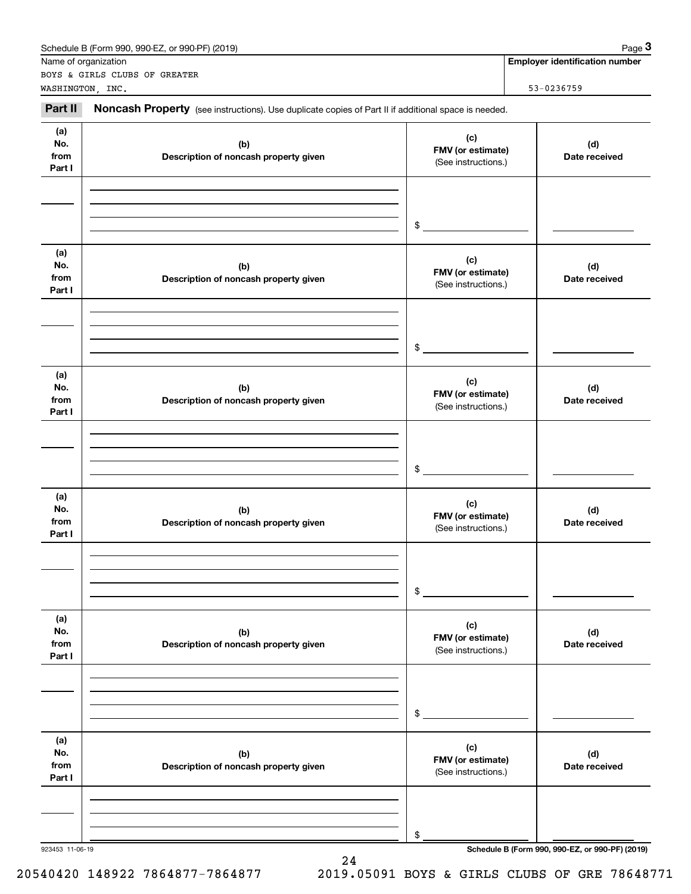Schedule B (Form 990, 990-EZ, or 990-PF) (2019)

| Name of organization | Employer identification number |
|---|---|
| BOYS & GIRLS CLUBS OF GREATER WASHINGTON, INC. | 53-0236759 |

**Part II** **Noncash Property** (see instructions). Use duplicate copies of Part II if additional space is needed.

| (a) No. from Part I | (b) Description of noncash property given | (c) FMV (or estimate) (See instructions.) | (d) Date received |
|---|---|---|---|
| | | $ | |

| (a) No. from Part I | (b) Description of noncash property given | (c) FMV (or estimate) (See instructions.) | (d) Date received |
|---|---|---|---|
| | | $ | |

| (a) No. from Part I | (b) Description of noncash property given | (c) FMV (or estimate) (See instructions.) | (d) Date received |
|---|---|---|---|
| | | $ | |

| (a) No. from Part I | (b) Description of noncash property given | (c) FMV (or estimate) (See instructions.) | (d) Date received |
|---|---|---|---|
| | | $ | |

| (a) No. from Part I | (b) Description of noncash property given | (c) FMV (or estimate) (See instructions.) | (d) Date received |
|---|---|---|---|
| | | $ | |

| (a) No. from Part I | (b) Description of noncash property given | (c) FMV (or estimate) (See instructions.) | (d) Date received |
|---|---|---|---|
| | | $ | |

923453 11-06-19

Schedule B (Form 990, 990-EZ, or 990-PF) (2019)

20540420 148922 7864877-7864877 2019.05091 BOYS & GIRLS CLUBS OF GRE 78648771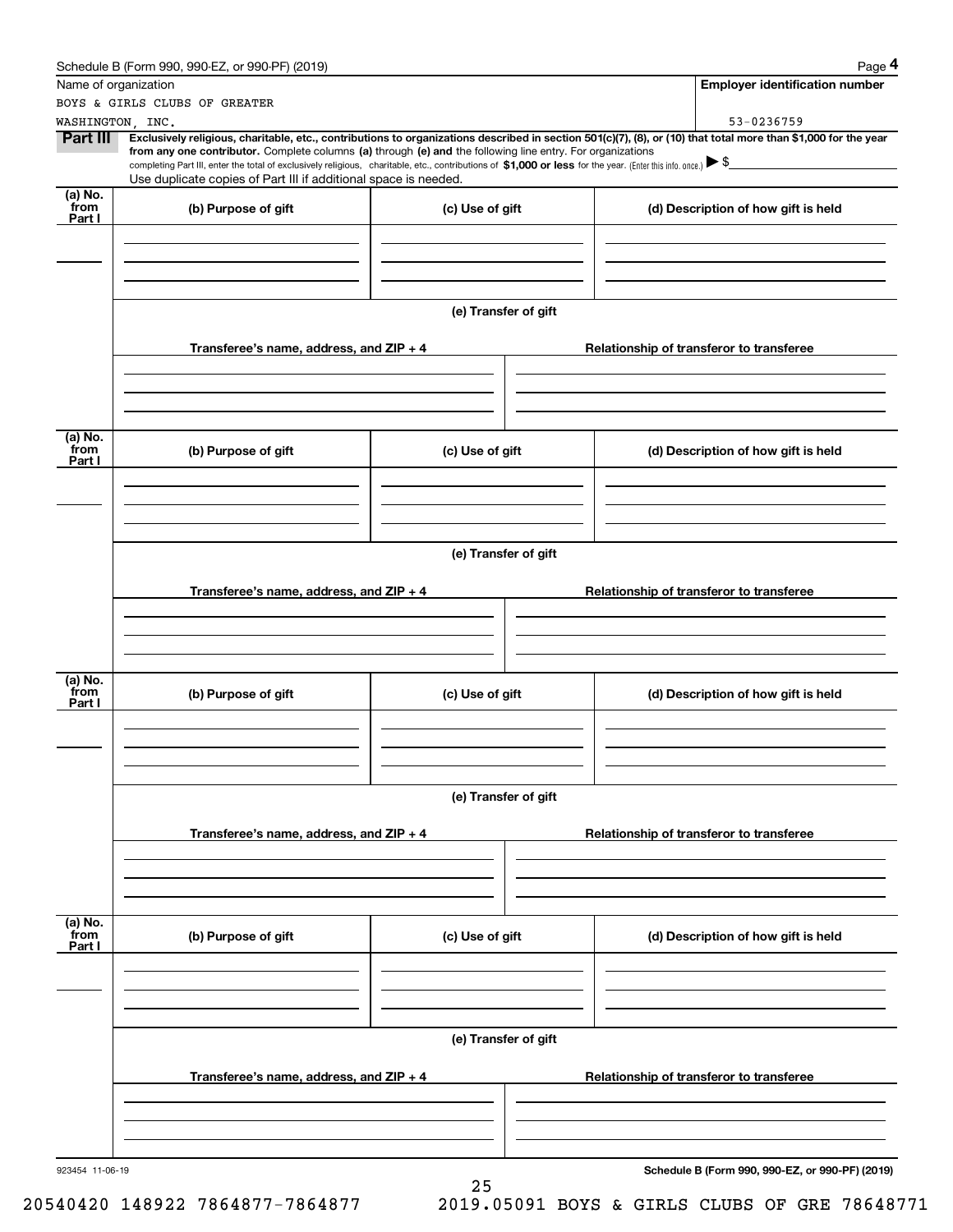Schedule B (Form 990, 990-EZ, or 990-PF) (2019)

| Name of organization | Employer identification number |
| --- | --- |
| BOYS & GIRLS CLUBS OF GREATER WASHINGTON, INC. | 53-0236759 |

**Part III** **Exclusively religious, charitable, etc., contributions to organizations described in section 501(c)(7), (8), or (10) that total more than $1,000 for the year from any one contributor.** Complete columns **(a)** through **(e) and** the following line entry. For organizations completing Part III, enter the total of exclusively religious, charitable, etc., contributions of **$1,000 or less** for the year. (Enter this info. once.) ▶ $

Use duplicate copies of Part III if additional space is needed.

| (a) No. from Part I | (b) Purpose of gift | (c) Use of gift | (d) Description of how gift is held |
| --- | --- | --- | --- |
| | | | |

(e) Transfer of gift

| Transferee's name, address, and ZIP + 4 | Relationship of transferor to transferee |
| --- | --- |
| | |

| (a) No. from Part I | (b) Purpose of gift | (c) Use of gift | (d) Description of how gift is held |
| --- | --- | --- | --- |
| | | | |

(e) Transfer of gift

| Transferee's name, address, and ZIP + 4 | Relationship of transferor to transferee |
| --- | --- |
| | |

| (a) No. from Part I | (b) Purpose of gift | (c) Use of gift | (d) Description of how gift is held |
| --- | --- | --- | --- |
| | | | |

(e) Transfer of gift

| Transferee's name, address, and ZIP + 4 | Relationship of transferor to transferee |
| --- | --- |
| | |

| (a) No. from Part I | (b) Purpose of gift | (c) Use of gift | (d) Description of how gift is held |
| --- | --- | --- | --- |
| | | | |

(e) Transfer of gift

| Transferee's name, address, and ZIP + 4 | Relationship of transferor to transferee |
| --- | --- |
| | |

923454 11-06-19

**Schedule B (Form 990, 990-EZ, or 990-PF) (2019)**

20540420 148922 7864877-7864877 2019.05091 BOYS & GIRLS CLUBS OF GRE 78648771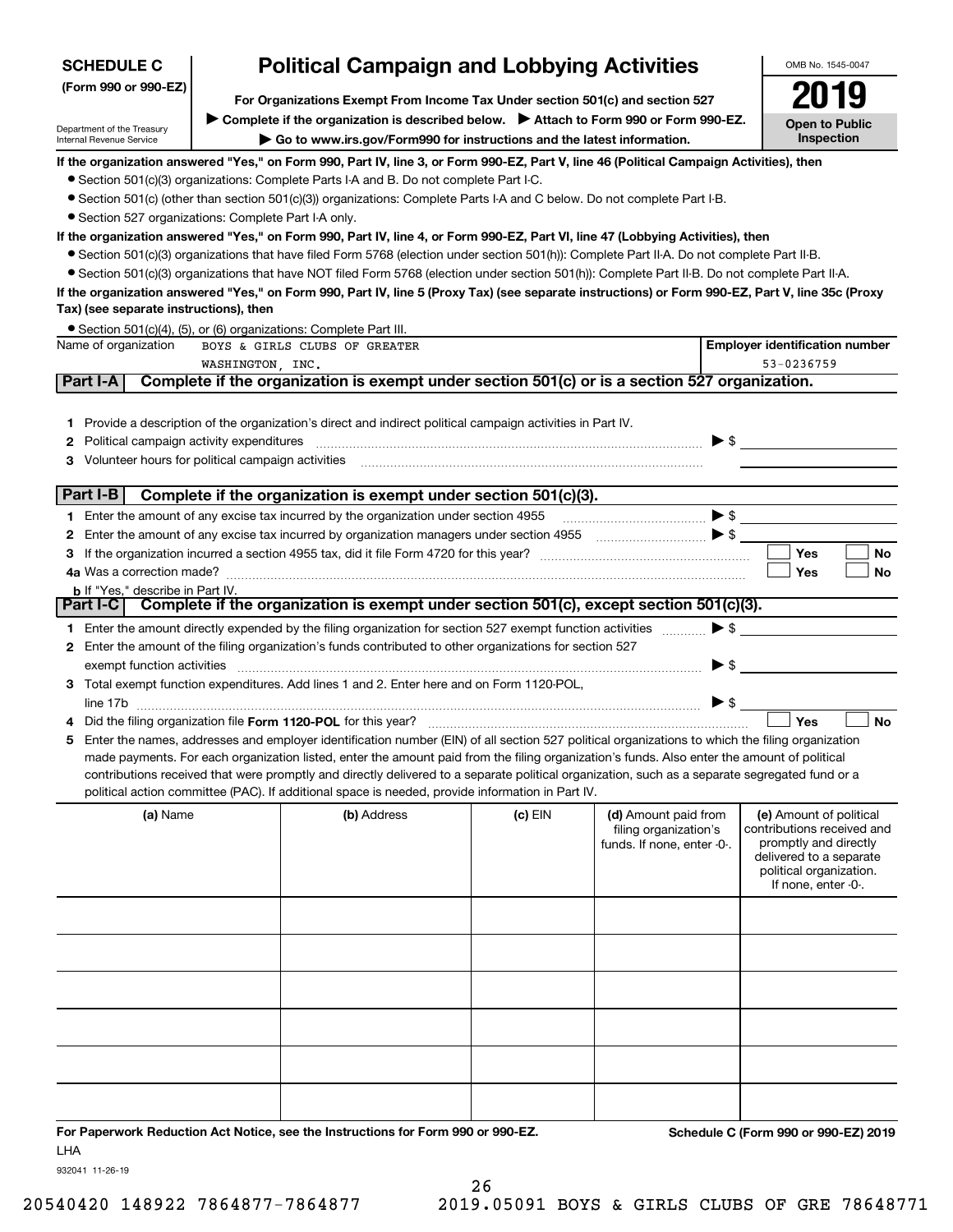# SCHEDULE C (Form 990 or 990-EZ)

Department of the Treasury
Internal Revenue Service

## Political Campaign and Lobbying Activities

**For Organizations Exempt From Income Tax Under section 501(c) and section 527**

▶ **Complete if the organization is described below.** ▶ **Attach to Form 990 or Form 990-EZ.**

▶ **Go to www.irs.gov/Form990 for instructions and the latest information.**

OMB No. 1545-0047

**2019**

**Open to Public Inspection**

**If the organization answered "Yes," on Form 990, Part IV, line 3, or Form 990-EZ, Part V, line 46 (Political Campaign Activities), then**

- Section 501(c)(3) organizations: Complete Parts I-A and B. Do not complete Part I-C.
- Section 501(c) (other than section 501(c)(3)) organizations: Complete Parts I-A and C below. Do not complete Part I-B.
- Section 527 organizations: Complete Part I-A only.

**If the organization answered "Yes," on Form 990, Part IV, line 4, or Form 990-EZ, Part VI, line 47 (Lobbying Activities), then**

- Section 501(c)(3) organizations that have filed Form 5768 (election under section 501(h)): Complete Part II-A. Do not complete Part II-B.
- Section 501(c)(3) organizations that have NOT filed Form 5768 (election under section 501(h)): Complete Part II-B. Do not complete Part II-A.

**If the organization answered "Yes," on Form 990, Part IV, line 5 (Proxy Tax) (see separate instructions) or Form 990-EZ, Part V, line 35c (Proxy Tax) (see separate instructions), then**

- Section 501(c)(4), (5), or (6) organizations: Complete Part III.

| Name of organization | Employer identification number |
|---|---|
| BOYS & GIRLS CLUBS OF GREATER WASHINGTON, INC. | 53-0236759 |

## Part I-A Complete if the organization is exempt under section 501(c) or is a section 527 organization.

1. Provide a description of the organization's direct and indirect political campaign activities in Part IV.
2. Political campaign activity expenditures ▶ $
3. Volunteer hours for political campaign activities

## Part I-B Complete if the organization is exempt under section 501(c)(3).

1. Enter the amount of any excise tax incurred by the organization under section 4955 ▶ $
2. Enter the amount of any excise tax incurred by organization managers under section 4955 ▶ $
3. If the organization incurred a section 4955 tax, did it file Form 4720 for this year? ☐ Yes ☐ No
4a. Was a correction made? ☐ Yes ☐ No
b. If "Yes," describe in Part IV.

## Part I-C Complete if the organization is exempt under section 501(c), except section 501(c)(3).

1. Enter the amount directly expended by the filing organization for section 527 exempt function activities ▶ $
2. Enter the amount of the filing organization's funds contributed to other organizations for section 527 exempt function activities ▶ $
3. Total exempt function expenditures. Add lines 1 and 2. Enter here and on Form 1120-POL, line 17b ▶ $
4. Did the filing organization file **Form 1120-POL** for this year? ☐ Yes ☐ No
5. Enter the names, addresses and employer identification number (EIN) of all section 527 political organizations to which the filing organization made payments. For each organization listed, enter the amount paid from the filing organization's funds. Also enter the amount of political contributions received that were promptly and directly delivered to a separate political organization, such as a separate segregated fund or a political action committee (PAC). If additional space is needed, provide information in Part IV.

| (a) Name | (b) Address | (c) EIN | (d) Amount paid from filing organization's funds. If none, enter -0-. | (e) Amount of political contributions received and promptly and directly delivered to a separate political organization. If none, enter -0-. |
|---|---|---|---|---|
| | | | | |
| | | | | |
| | | | | |
| | | | | |
| | | | | |
| | | | | |

**For Paperwork Reduction Act Notice, see the Instructions for Form 990 or 990-EZ.** LHA

**Schedule C (Form 990 or 990-EZ) 2019**

932041 11-26-19

20540420 148922 7864877-7864877 2019.05091 BOYS & GIRLS CLUBS OF GRE 78648771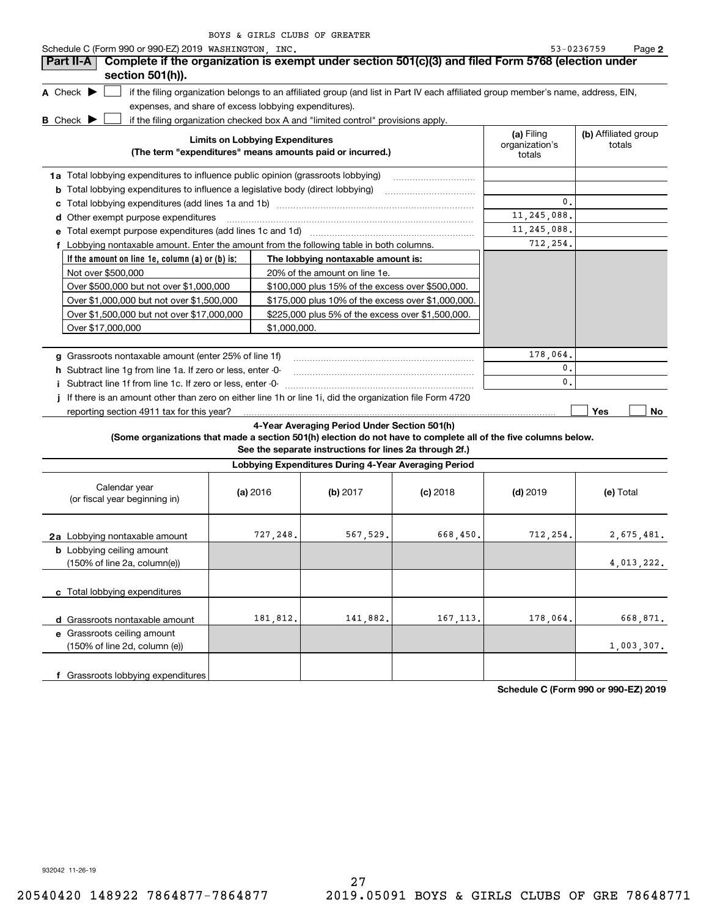Schedule C (Form 990 or 990-EZ) 2019 BOYS & GIRLS CLUBS OF GREATER WASHINGTON, INC. 53-0236759 Page **2**

## Part II-A Complete if the organization is exempt under section 501(c)(3) and filed Form 5768 (election under section 501(h)).

**A** Check ▶ ☐ if the filing organization belongs to an affiliated group (and list in Part IV each affiliated group member's name, address, EIN, expenses, and share of excess lobbying expenditures).

**B** Check ▶ ☐ if the filing organization checked box A and "limited control" provisions apply.

| Limits on Lobbying Expenditures (The term "expenditures" means amounts paid or incurred.) | (a) Filing organization's totals | (b) Affiliated group totals |
|---|---|---|
| **1a** Total lobbying expenditures to influence public opinion (grassroots lobbying) | | |
| **b** Total lobbying expenditures to influence a legislative body (direct lobbying) | | |
| **c** Total lobbying expenditures (add lines 1a and 1b) | 0. | |
| **d** Other exempt purpose expenditures | 11,245,088. | |
| **e** Total exempt purpose expenditures (add lines 1c and 1d) | 11,245,088. | |
| **f** Lobbying nontaxable amount. Enter the amount from the following table in both columns. | 712,254. | |

| If the amount on line 1e, column (a) or (b) is: | The lobbying nontaxable amount is: |
|---|---|
| Not over $500,000 | 20% of the amount on line 1e. |
| Over $500,000 but not over $1,000,000 | $100,000 plus 15% of the excess over $500,000. |
| Over $1,000,000 but not over $1,500,000 | $175,000 plus 10% of the excess over $1,000,000. |
| Over $1,500,000 but not over $17,000,000 | $225,000 plus 5% of the excess over $1,500,000. |
| Over $17,000,000 | $1,000,000. |

| | (a) Filing organization's totals | (b) Affiliated group totals |
|---|---|---|
| **g** Grassroots nontaxable amount (enter 25% of line 1f) | 178,064. | |
| **h** Subtract line 1g from line 1a. If zero or less, enter -0- | 0. | |
| **i** Subtract line 1f from line 1c. If zero or less, enter -0- | 0. | |
| **j** If there is an amount other than zero on either line 1h or line 1i, did the organization file Form 4720 reporting section 4911 tax for this year? | ☐ Yes | ☐ No |

### 4-Year Averaging Period Under Section 501(h)

**(Some organizations that made a section 501(h) election do not have to complete all of the five columns below. See the separate instructions for lines 2a through 2f.)**

**Lobbying Expenditures During 4-Year Averaging Period**

| Calendar year (or fiscal year beginning in) | (a) 2016 | (b) 2017 | (c) 2018 | (d) 2019 | (e) Total |
|---|---|---|---|---|---|
| **2a** Lobbying nontaxable amount | 727,248. | 567,529. | 668,450. | 712,254. | 2,675,481. |
| **b** Lobbying ceiling amount (150% of line 2a, column(e)) | | | | | 4,013,222. |
| **c** Total lobbying expenditures | | | | | |
| **d** Grassroots nontaxable amount | 181,812. | 141,882. | 167,113. | 178,064. | 668,871. |
| **e** Grassroots ceiling amount (150% of line 2d, column (e)) | | | | | 1,003,307. |
| **f** Grassroots lobbying expenditures | | | | | |

**Schedule C (Form 990 or 990-EZ) 2019**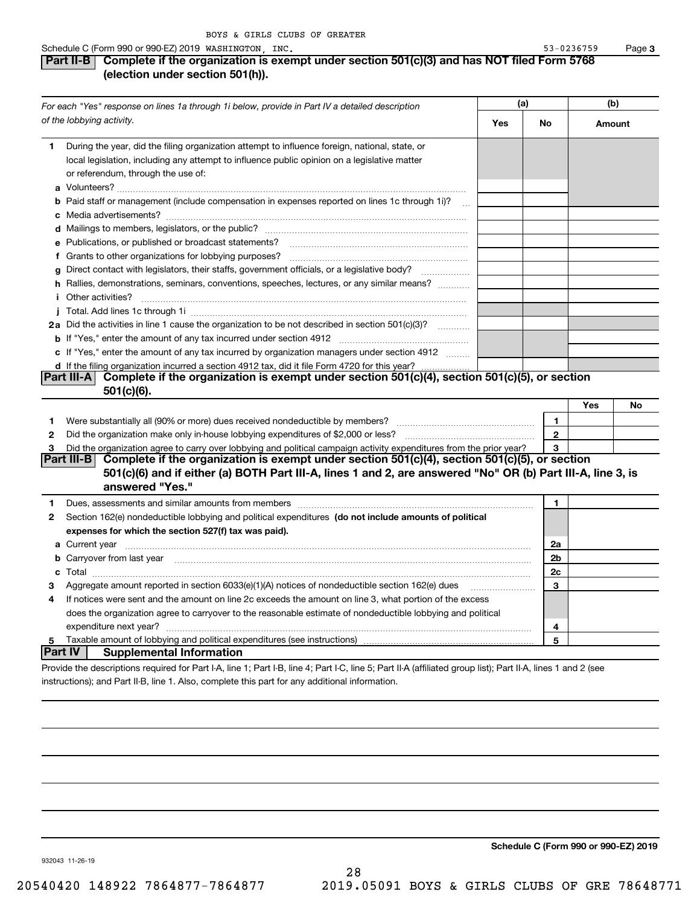BOYS & GIRLS CLUBS OF GREATER

Schedule C (Form 990 or 990-EZ) 2019 WASHINGTON, INC. 53-0236759 Page 3

## Part II-B Complete if the organization is exempt under section 501(c)(3) and has NOT filed Form 5768 (election under section 501(h)).

| *For each "Yes" response on lines 1a through 1i below, provide in Part IV a detailed description of the lobbying activity.* | (a) Yes | (a) No | (b) Amount |
|---|---|---|---|
| **1** During the year, did the filing organization attempt to influence foreign, national, state, or local legislation, including any attempt to influence public opinion on a legislative matter or referendum, through the use of: | | | |
| **a** Volunteers? | | | |
| **b** Paid staff or management (include compensation in expenses reported on lines 1c through 1i)? | | | |
| **c** Media advertisements? | | | |
| **d** Mailings to members, legislators, or the public? | | | |
| **e** Publications, or published or broadcast statements? | | | |
| **f** Grants to other organizations for lobbying purposes? | | | |
| **g** Direct contact with legislators, their staffs, government officials, or a legislative body? | | | |
| **h** Rallies, demonstrations, seminars, conventions, speeches, lectures, or any similar means? | | | |
| **i** Other activities? | | | |
| **j** Total. Add lines 1c through 1i | | | |
| **2a** Did the activities in line 1 cause the organization to be not described in section 501(c)(3)? | | | |
| **b** If "Yes," enter the amount of any tax incurred under section 4912 | | | |
| **c** If "Yes," enter the amount of any tax incurred by organization managers under section 4912 | | | |
| **d** If the filing organization incurred a section 4912 tax, did it file Form 4720 for this year? | | | |

## Part III-A Complete if the organization is exempt under section 501(c)(4), section 501(c)(5), or section 501(c)(6).

| | | | Yes | No |
|---|---|---|---|---|
| **1** | Were substantially all (90% or more) dues received nondeductible by members? | 1 | | |
| **2** | Did the organization make only in-house lobbying expenditures of $2,000 or less? | 2 | | |
| **3** | Did the organization agree to carry over lobbying and political campaign activity expenditures from the prior year? | 3 | | |

## Part III-B Complete if the organization is exempt under section 501(c)(4), section 501(c)(5), or section 501(c)(6) and if either (a) BOTH Part III-A, lines 1 and 2, are answered "No" OR (b) Part III-A, line 3, is answered "Yes."

| | | | |
|---|---|---|---|
| **1** | Dues, assessments and similar amounts from members | 1 | |
| **2** | Section 162(e) nondeductible lobbying and political expenditures **(do not include amounts of political expenses for which the section 527(f) tax was paid).** | | |
| **a** | Current year | 2a | |
| **b** | Carryover from last year | 2b | |
| **c** | Total | 2c | |
| **3** | Aggregate amount reported in section 6033(e)(1)(A) notices of nondeductible section 162(e) dues | 3 | |
| **4** | If notices were sent and the amount on line 2c exceeds the amount on line 3, what portion of the excess does the organization agree to carryover to the reasonable estimate of nondeductible lobbying and political expenditure next year? | 4 | |
| **5** | Taxable amount of lobbying and political expenditures (see instructions) | 5 | |

## Part IV Supplemental Information

Provide the descriptions required for Part I-A, line 1; Part I-B, line 4; Part I-C, line 5; Part II-A (affiliated group list); Part II-A, lines 1 and 2 (see instructions); and Part II-B, line 1. Also, complete this part for any additional information.

**Schedule C (Form 990 or 990-EZ) 2019**

932043 11-26-19

20540420 148922 7864877-7864877 2019.05091 BOYS & GIRLS CLUBS OF GRE 78648771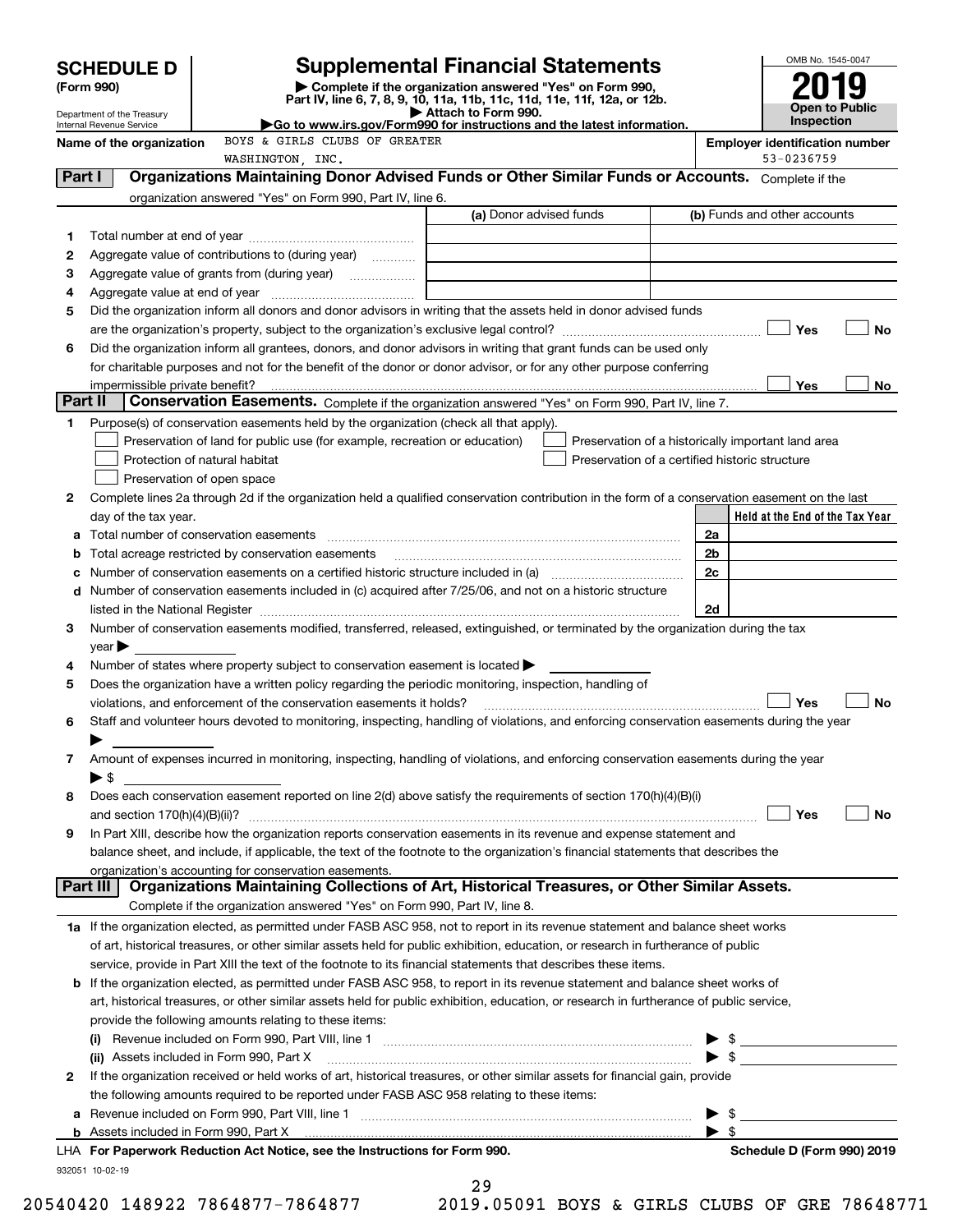# SCHEDULE D (Form 990)

Department of the Treasury
Internal Revenue Service

## Supplemental Financial Statements

▶ Complete if the organization answered "Yes" on Form 990, Part IV, line 6, 7, 8, 9, 10, 11a, 11b, 11c, 11d, 11e, 11f, 12a, or 12b.
▶ Attach to Form 990.
▶Go to www.irs.gov/Form990 for instructions and the latest information.

OMB No. 1545-0047

**2019**

**Open to Public Inspection**

Name of the organization: BOYS & GIRLS CLUBS OF GREATER WASHINGTON, INC.

Employer identification number: 53-0236759

### Part I — Organizations Maintaining Donor Advised Funds or Other Similar Funds or Accounts.
Complete if the organization answered "Yes" on Form 990, Part IV, line 6.

| | | (a) Donor advised funds | (b) Funds and other accounts |
|---|---|---|---|
| 1 | Total number at end of year | | |
| 2 | Aggregate value of contributions to (during year) | | |
| 3 | Aggregate value of grants from (during year) | | |
| 4 | Aggregate value at end of year | | |

5 Did the organization inform all donors and donor advisors in writing that the assets held in donor advised funds are the organization's property, subject to the organization's exclusive legal control? ☐ Yes ☐ No

6 Did the organization inform all grantees, donors, and donor advisors in writing that grant funds can be used only for charitable purposes and not for the benefit of the donor or donor advisor, or for any other purpose conferring impermissible private benefit? ☐ Yes ☐ No

### Part II — Conservation Easements.
Complete if the organization answered "Yes" on Form 990, Part IV, line 7.

1 Purpose(s) of conservation easements held by the organization (check all that apply).

- ☐ Preservation of land for public use (for example, recreation or education)
- ☐ Protection of natural habitat
- ☐ Preservation of open space
- ☐ Preservation of a historically important land area
- ☐ Preservation of a certified historic structure

2 Complete lines 2a through 2d if the organization held a qualified conservation contribution in the form of a conservation easement on the last day of the tax year.

| | | | Held at the End of the Tax Year |
|---|---|---|---|
| a | Total number of conservation easements | 2a | |
| b | Total acreage restricted by conservation easements | 2b | |
| c | Number of conservation easements on a certified historic structure included in (a) | 2c | |
| d | Number of conservation easements included in (c) acquired after 7/25/06, and not on a historic structure listed in the National Register | 2d | |

3 Number of conservation easements modified, transferred, released, extinguished, or terminated by the organization during the tax year ▶

4 Number of states where property subject to conservation easement is located ▶

5 Does the organization have a written policy regarding the periodic monitoring, inspection, handling of violations, and enforcement of the conservation easements it holds? ☐ Yes ☐ No

6 Staff and volunteer hours devoted to monitoring, inspecting, handling of violations, and enforcing conservation easements during the year ▶

7 Amount of expenses incurred in monitoring, inspecting, handling of violations, and enforcing conservation easements during the year ▶ $

8 Does each conservation easement reported on line 2(d) above satisfy the requirements of section 170(h)(4)(B)(i) and section 170(h)(4)(B)(ii)? ☐ Yes ☐ No

9 In Part XIII, describe how the organization reports conservation easements in its revenue and expense statement and balance sheet, and include, if applicable, the text of the footnote to the organization's financial statements that describes the organization's accounting for conservation easements.

### Part III — Organizations Maintaining Collections of Art, Historical Treasures, or Other Similar Assets.
Complete if the organization answered "Yes" on Form 990, Part IV, line 8.

1a If the organization elected, as permitted under FASB ASC 958, not to report in its revenue statement and balance sheet works of art, historical treasures, or other similar assets held for public exhibition, education, or research in furtherance of public service, provide in Part XIII the text of the footnote to its financial statements that describes these items.

b If the organization elected, as permitted under FASB ASC 958, to report in its revenue statement and balance sheet works of art, historical treasures, or other similar assets held for public exhibition, education, or research in furtherance of public service, provide the following amounts relating to these items:

(i) Revenue included on Form 990, Part VIII, line 1 ▶ $

(ii) Assets included in Form 990, Part X ▶ $

2 If the organization received or held works of art, historical treasures, or other similar assets for financial gain, provide the following amounts required to be reported under FASB ASC 958 relating to these items:

a Revenue included on Form 990, Part VIII, line 1 ▶ $

b Assets included in Form 990, Part X ▶ $

LHA For Paperwork Reduction Act Notice, see the Instructions for Form 990. Schedule D (Form 990) 2019

932051 10-02-19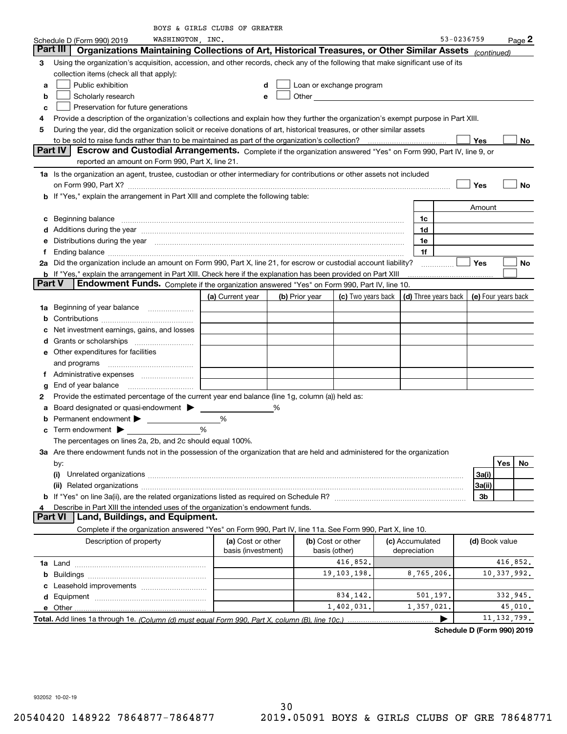BOYS & GIRLS CLUBS OF GREATER WASHINGTON, INC. 53-0236759

Schedule D (Form 990) 2019 Page 2

## Part III Organizations Maintaining Collections of Art, Historical Treasures, or Other Similar Assets *(continued)*

3 Using the organization's acquisition, accession, and other records, check any of the following that make significant use of its collection items (check all that apply):

- a ☐ Public exhibition
- b ☐ Scholarly research
- c ☐ Preservation for future generations
- d ☐ Loan or exchange program
- e ☐ Other

4 Provide a description of the organization's collections and explain how they further the organization's exempt purpose in Part XIII.

5 During the year, did the organization solicit or receive donations of art, historical treasures, or other similar assets to be sold to raise funds rather than to be maintained as part of the organization's collection? ☐ Yes ☐ No

## Part IV Escrow and Custodial Arrangements.

Complete if the organization answered "Yes" on Form 990, Part IV, line 9, or reported an amount on Form 990, Part X, line 21.

1a Is the organization an agent, trustee, custodian or other intermediary for contributions or other assets not included on Form 990, Part X? ☐ Yes ☐ No

b If "Yes," explain the arrangement in Part XIII and complete the following table:

| | | Amount |
|---|---|---|
| c Beginning balance | 1c | |
| d Additions during the year | 1d | |
| e Distributions during the year | 1e | |
| f Ending balance | 1f | |

2a Did the organization include an amount on Form 990, Part X, line 21, for escrow or custodial account liability? ☐ Yes ☐ No

b If "Yes," explain the arrangement in Part XIII. Check here if the explanation has been provided on Part XIII ☐

## Part V Endowment Funds.

Complete if the organization answered "Yes" on Form 990, Part IV, line 10.

| | (a) Current year | (b) Prior year | (c) Two years back | (d) Three years back | (e) Four years back |
|---|---|---|---|---|---|
| 1a Beginning of year balance | | | | | |
| b Contributions | | | | | |
| c Net investment earnings, gains, and losses | | | | | |
| d Grants or scholarships | | | | | |
| e Other expenditures for facilities and programs | | | | | |
| f Administrative expenses | | | | | |
| g End of year balance | | | | | |

2 Provide the estimated percentage of the current year end balance (line 1g, column (a)) held as:

- a Board designated or quasi-endowment ▶ ______ %
- b Permanent endowment ▶ ______ %
- c Term endowment ▶ ______ %

The percentages on lines 2a, 2b, and 2c should equal 100%.

3a Are there endowment funds not in the possession of the organization that are held and administered for the organization by:

| | | Yes | No |
|---|---|---|---|
| (i) Unrelated organizations | 3a(i) | | |
| (ii) Related organizations | 3a(ii) | | |
| b If "Yes" on line 3a(ii), are the related organizations listed as required on Schedule R? | 3b | | |

4 Describe in Part XIII the intended uses of the organization's endowment funds.

## Part VI Land, Buildings, and Equipment.

Complete if the organization answered "Yes" on Form 990, Part IV, line 11a. See Form 990, Part X, line 10.

| Description of property | (a) Cost or other basis (investment) | (b) Cost or other basis (other) | (c) Accumulated depreciation | (d) Book value |
|---|---|---|---|---|
| 1a Land | | 416,852. | | 416,852. |
| b Buildings | | 19,103,198. | 8,765,206. | 10,337,992. |
| c Leasehold improvements | | | | |
| d Equipment | | 834,142. | 501,197. | 332,945. |
| e Other | | 1,402,031. | 1,357,021. | 45,010. |
| **Total.** Add lines 1a through 1e. *(Column (d) must equal Form 990, Part X, column (B), line 10c.)* | | | ▶ | 11,132,799. |

**Schedule D (Form 990) 2019**

932052 10-02-19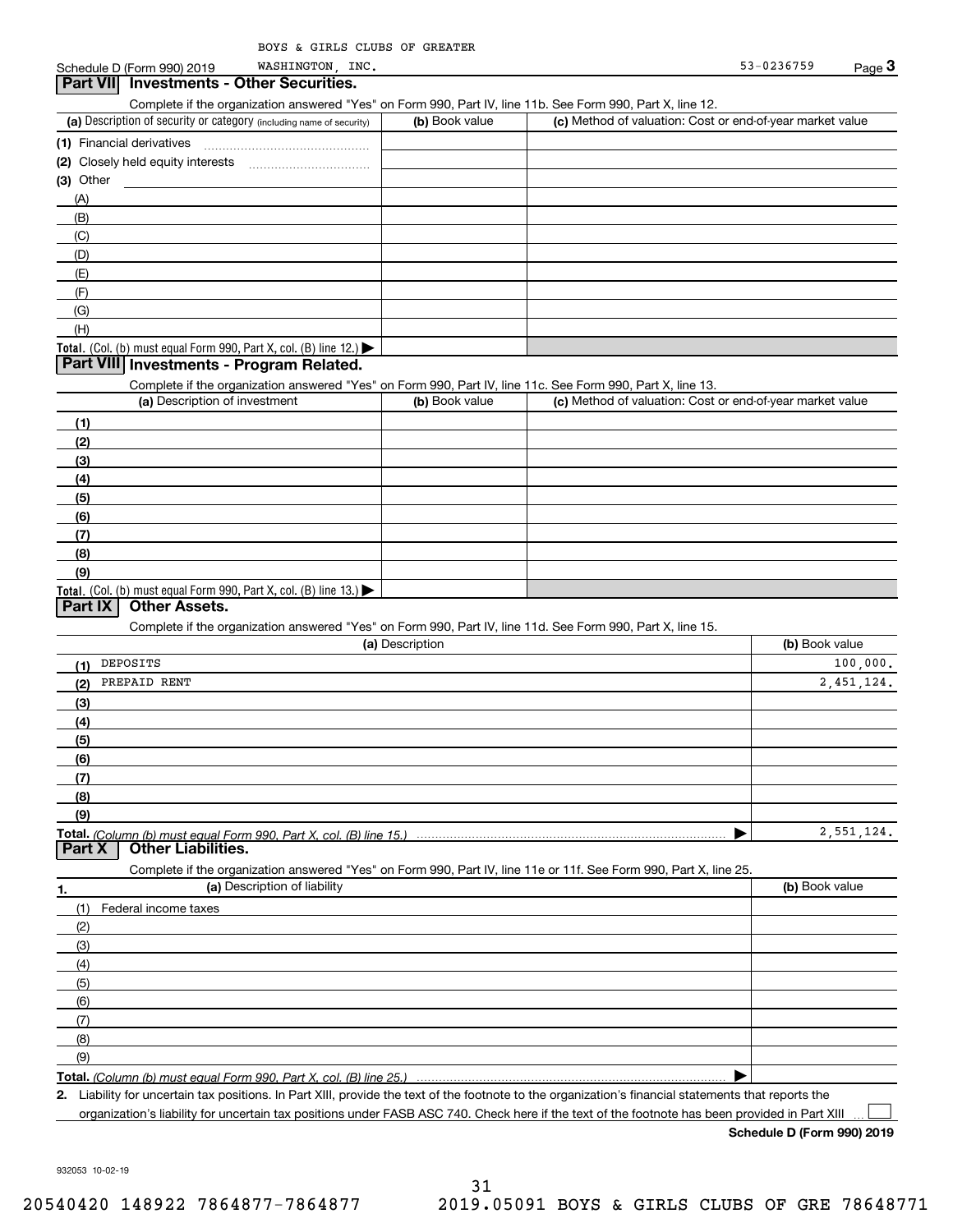BOYS & GIRLS CLUBS OF GREATER WASHINGTON, INC.

Schedule D (Form 990) 2019 — 53-0236759 — Page 3

## Part VII Investments - Other Securities.

Complete if the organization answered "Yes" on Form 990, Part IV, line 11b. See Form 990, Part X, line 12.

| (a) Description of security or category (including name of security) | (b) Book value | (c) Method of valuation: Cost or end-of-year market value |
|---|---|---|
| (1) Financial derivatives | | |
| (2) Closely held equity interests | | |
| (3) Other | | |
| (A) | | |
| (B) | | |
| (C) | | |
| (D) | | |
| (E) | | |
| (F) | | |
| (G) | | |
| (H) | | |
| **Total.** (Col. (b) must equal Form 990, Part X, col. (B) line 12.) ▶ | | |

## Part VIII Investments - Program Related.

Complete if the organization answered "Yes" on Form 990, Part IV, line 11c. See Form 990, Part X, line 13.

| (a) Description of investment | (b) Book value | (c) Method of valuation: Cost or end-of-year market value |
|---|---|---|
| (1) | | |
| (2) | | |
| (3) | | |
| (4) | | |
| (5) | | |
| (6) | | |
| (7) | | |
| (8) | | |
| (9) | | |
| **Total.** (Col. (b) must equal Form 990, Part X, col. (B) line 13.) ▶ | | |

## Part IX Other Assets.

Complete if the organization answered "Yes" on Form 990, Part IV, line 11d. See Form 990, Part X, line 15.

| (a) Description | (b) Book value |
|---|---|
| (1) DEPOSITS | 100,000. |
| (2) PREPAID RENT | 2,451,124. |
| (3) | |
| (4) | |
| (5) | |
| (6) | |
| (7) | |
| (8) | |
| (9) | |
| **Total.** *(Column (b) must equal Form 990, Part X, col. (B) line 15.)* ▶ | 2,551,124. |

## Part X Other Liabilities.

Complete if the organization answered "Yes" on Form 990, Part IV, line 11e or 11f. See Form 990, Part X, line 25.

| 1. (a) Description of liability | (b) Book value |
|---|---|
| (1) Federal income taxes | |
| (2) | |
| (3) | |
| (4) | |
| (5) | |
| (6) | |
| (7) | |
| (8) | |
| (9) | |
| **Total.** *(Column (b) must equal Form 990, Part X, col. (B) line 25.)* ▶ | |

**2.** Liability for uncertain tax positions. In Part XIII, provide the text of the footnote to the organization's financial statements that reports the organization's liability for uncertain tax positions under FASB ASC 740. Check here if the text of the footnote has been provided in Part XIII ☐

**Schedule D (Form 990) 2019**

932053 10-02-19

20540420 148922 7864877-7864877 2019.05091 BOYS & GIRLS CLUBS OF GRE 78648771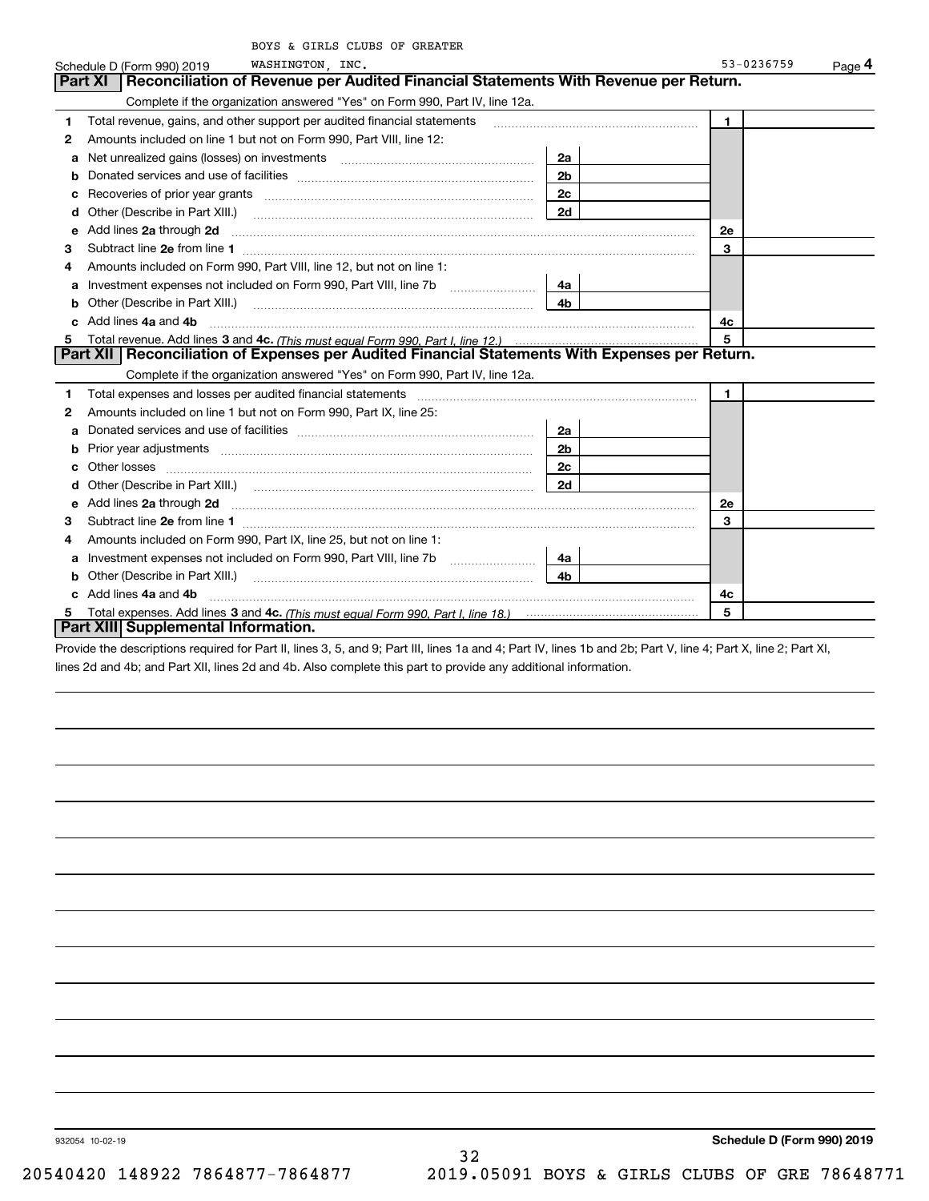BOYS & GIRLS CLUBS OF GREATER WASHINGTON, INC. 53-0236759

Schedule D (Form 990) 2019 Page 4

## Part XI Reconciliation of Revenue per Audited Financial Statements With Revenue per Return.

Complete if the organization answered "Yes" on Form 990, Part IV, line 12a.

| | | | | | |
|---|---|---|---|---|---|
| 1 | Total revenue, gains, and other support per audited financial statements | | | 1 | |
| 2 | Amounts included on line 1 but not on Form 990, Part VIII, line 12: | | | | |
| a | Net unrealized gains (losses) on investments | 2a | | | |
| b | Donated services and use of facilities | 2b | | | |
| c | Recoveries of prior year grants | 2c | | | |
| d | Other (Describe in Part XIII.) | 2d | | | |
| e | Add lines 2a through 2d | | | 2e | |
| 3 | Subtract line 2e from line 1 | | | 3 | |
| 4 | Amounts included on Form 990, Part VIII, line 12, but not on line 1: | | | | |
| a | Investment expenses not included on Form 990, Part VIII, line 7b | 4a | | | |
| b | Other (Describe in Part XIII.) | 4b | | | |
| c | Add lines 4a and 4b | | | 4c | |
| 5 | Total revenue. Add lines 3 and 4c. *(This must equal Form 990, Part I, line 12.)* | | | 5 | |

## Part XII Reconciliation of Expenses per Audited Financial Statements With Expenses per Return.

Complete if the organization answered "Yes" on Form 990, Part IV, line 12a.

| | | | | | |
|---|---|---|---|---|---|
| 1 | Total expenses and losses per audited financial statements | | | 1 | |
| 2 | Amounts included on line 1 but not on Form 990, Part IX, line 25: | | | | |
| a | Donated services and use of facilities | 2a | | | |
| b | Prior year adjustments | 2b | | | |
| c | Other losses | 2c | | | |
| d | Other (Describe in Part XIII.) | 2d | | | |
| e | Add lines 2a through 2d | | | 2e | |
| 3 | Subtract line 2e from line 1 | | | 3 | |
| 4 | Amounts included on Form 990, Part IX, line 25, but not on line 1: | | | | |
| a | Investment expenses not included on Form 990, Part VIII, line 7b | 4a | | | |
| b | Other (Describe in Part XIII.) | 4b | | | |
| c | Add lines 4a and 4b | | | 4c | |
| 5 | Total expenses. Add lines 3 and 4c. *(This must equal Form 990, Part I, line 18.)* | | | 5 | |

## Part XIII Supplemental Information.

Provide the descriptions required for Part II, lines 3, 5, and 9; Part III, lines 1a and 4; Part IV, lines 1b and 2b; Part V, line 4; Part X, line 2; Part XI, lines 2d and 4b; and Part XII, lines 2d and 4b. Also complete this part to provide any additional information.

932054 10-02-19 **Schedule D (Form 990) 2019**

20540420 148922 7864877-7864877 2019.05091 BOYS & GIRLS CLUBS OF GRE 78648771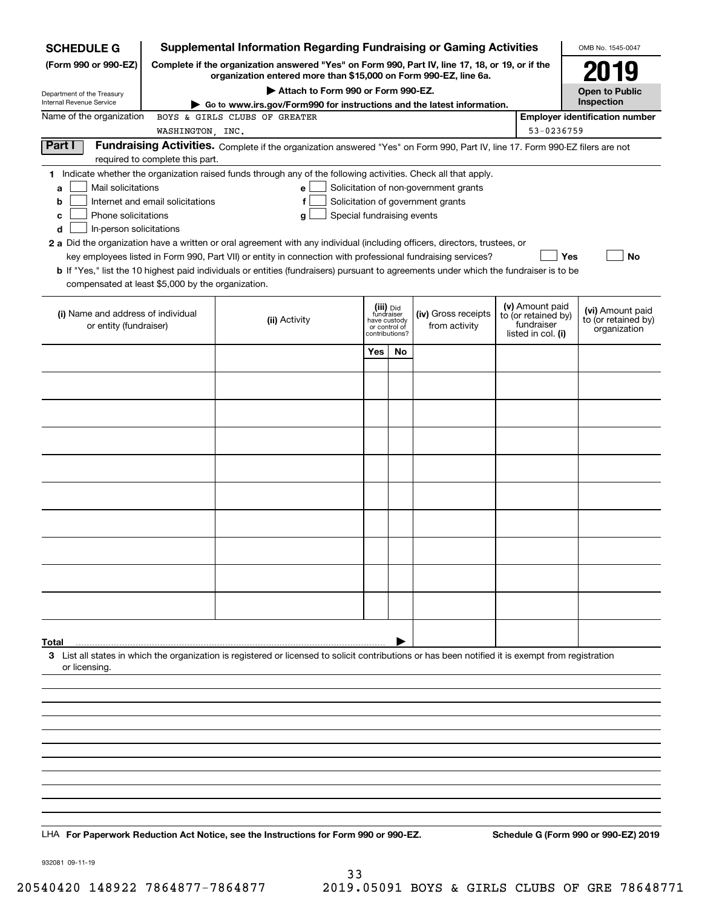**SCHEDULE G**
**(Form 990 or 990-EZ)**

Department of the Treasury
Internal Revenue Service

# Supplemental Information Regarding Fundraising or Gaming Activities

**Complete if the organization answered "Yes" on Form 990, Part IV, line 17, 18, or 19, or if the organization entered more than $15,000 on Form 990-EZ, line 6a.**

**▶ Attach to Form 990 or Form 990-EZ.**

**▶ Go to www.irs.gov/Form990 for instructions and the latest information.**

OMB No. 1545-0047

**2019**

**Open to Public Inspection**

Name of the organization: BOYS & GIRLS CLUBS OF GREATER WASHINGTON, INC.

**Employer identification number:** 53-0236759

**Part I** **Fundraising Activities.** Complete if the organization answered "Yes" on Form 990, Part IV, line 17. Form 990-EZ filers are not required to complete this part.

**1** Indicate whether the organization raised funds through any of the following activities. Check all that apply.

- **a** ☐ Mail solicitations
- **b** ☐ Internet and email solicitations
- **c** ☐ Phone solicitations
- **d** ☐ In-person solicitations
- **e** ☐ Solicitation of non-government grants
- **f** ☐ Solicitation of government grants
- **g** ☐ Special fundraising events

**2 a** Did the organization have a written or oral agreement with any individual (including officers, directors, trustees, or key employees listed in Form 990, Part VII) or entity in connection with professional fundraising services? ☐ **Yes** ☐ **No**

**b** If "Yes," list the 10 highest paid individuals or entities (fundraisers) pursuant to agreements under which the fundraiser is to be compensated at least $5,000 by the organization.

| (i) Name and address of individual or entity (fundraiser) | (ii) Activity | (iii) Did fundraiser have custody or control of contributions? | | (iv) Gross receipts from activity | (v) Amount paid to (or retained by) fundraiser listed in col. (i) | (vi) Amount paid to (or retained by) organization |
|---|---|---|---|---|---|---|
| | | Yes | No | | | |
| | | | | | | |
| | | | | | | |
| | | | | | | |
| | | | | | | |
| | | | | | | |
| | | | | | | |
| | | | | | | |
| | | | | | | |
| | | | | | | |
| | | | | | | |
| **Total** ▶ | | | | | | |

**3** List all states in which the organization is registered or licensed to solicit contributions or has been notified it is exempt from registration or licensing.

LHA **For Paperwork Reduction Act Notice, see the Instructions for Form 990 or 990-EZ.** **Schedule G (Form 990 or 990-EZ) 2019**

932081 09-11-19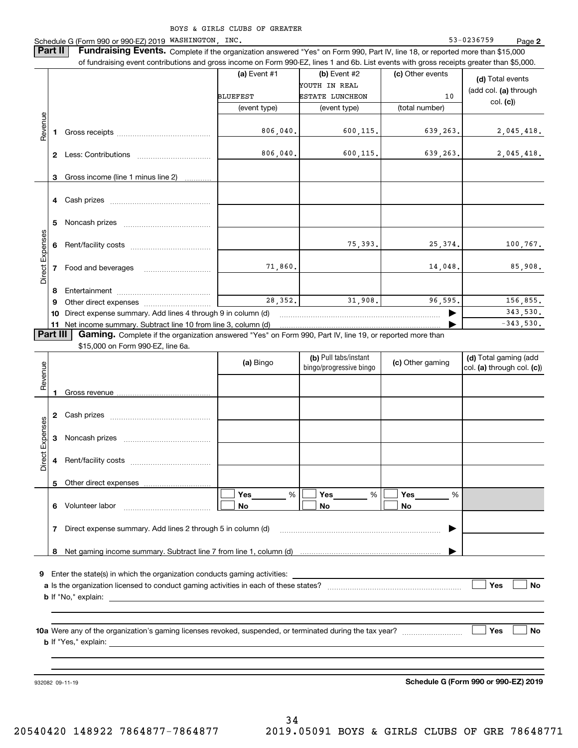BOYS & GIRLS CLUBS OF GREATER

Schedule G (Form 990 or 990-EZ) 2019 WASHINGTON, INC. 53-0236759 Page **2**

**Part II** **Fundraising Events.** Complete if the organization answered "Yes" on Form 990, Part IV, line 18, or reported more than $15,000 of fundraising event contributions and gross income on Form 990-EZ, lines 1 and 6b. List events with gross receipts greater than $5,000.

| | | | (a) Event #1 | (b) Event #2 | (c) Other events | (d) Total events (add col. (a) through col. (c)) |
|---|---|---|---|---|---|---|
| | | | BLUEFEST | YOUTH IN REAL ESTATE LUNCHEON | 10 | |
| | | | (event type) | (event type) | (total number) | |
| Revenue | 1 | Gross receipts | 806,040. | 600,115. | 639,263. | 2,045,418. |
| | 2 | Less: Contributions | 806,040. | 600,115. | 639,263. | 2,045,418. |
| | 3 | Gross income (line 1 minus line 2) | | | | |
| Direct Expenses | 4 | Cash prizes | | | | |
| | 5 | Noncash prizes | | | | |
| | 6 | Rent/facility costs | | 75,393. | 25,374. | 100,767. |
| | 7 | Food and beverages | 71,860. | | 14,048. | 85,908. |
| | 8 | Entertainment | | | | |
| | 9 | Other direct expenses | 28,352. | 31,908. | 96,595. | 156,855. |
| | 10 | Direct expense summary. Add lines 4 through 9 in column (d) | | | ▶ | 343,530. |
| | 11 | Net income summary. Subtract line 10 from line 3, column (d) | | | ▶ | -343,530. |

**Part III** **Gaming.** Complete if the organization answered "Yes" on Form 990, Part IV, line 19, or reported more than $15,000 on Form 990-EZ, line 6a.

| | | | (a) Bingo | (b) Pull tabs/instant bingo/progressive bingo | (c) Other gaming | (d) Total gaming (add col. (a) through col. (c)) |
|---|---|---|---|---|---|---|
| Revenue | 1 | Gross revenue | | | | |
| Direct Expenses | 2 | Cash prizes | | | | |
| | 3 | Noncash prizes | | | | |
| | 4 | Rent/facility costs | | | | |
| | 5 | Other direct expenses | | | | |
| | 6 | Volunteer labor | ☐ Yes ____ % ☐ No | ☐ Yes ____ % ☐ No | ☐ Yes ____ % ☐ No | |
| | 7 | Direct expense summary. Add lines 2 through 5 in column (d) | | | ▶ | |
| | 8 | Net gaming income summary. Subtract line 7 from line 1, column (d) | | | ▶ | |

**9** Enter the state(s) in which the organization conducts gaming activities: ____________

**a** Is the organization licensed to conduct gaming activities in each of these states? ☐ Yes ☐ No

**b** If "No," explain: ____________

**10a** Were any of the organization's gaming licenses revoked, suspended, or terminated during the tax year? ☐ Yes ☐ No

**b** If "Yes," explain: ____________

932082 09-11-19 **Schedule G (Form 990 or 990-EZ) 2019**

20540420 148922 7864877-7864877 2019.05091 BOYS & GIRLS CLUBS OF GRE 78648771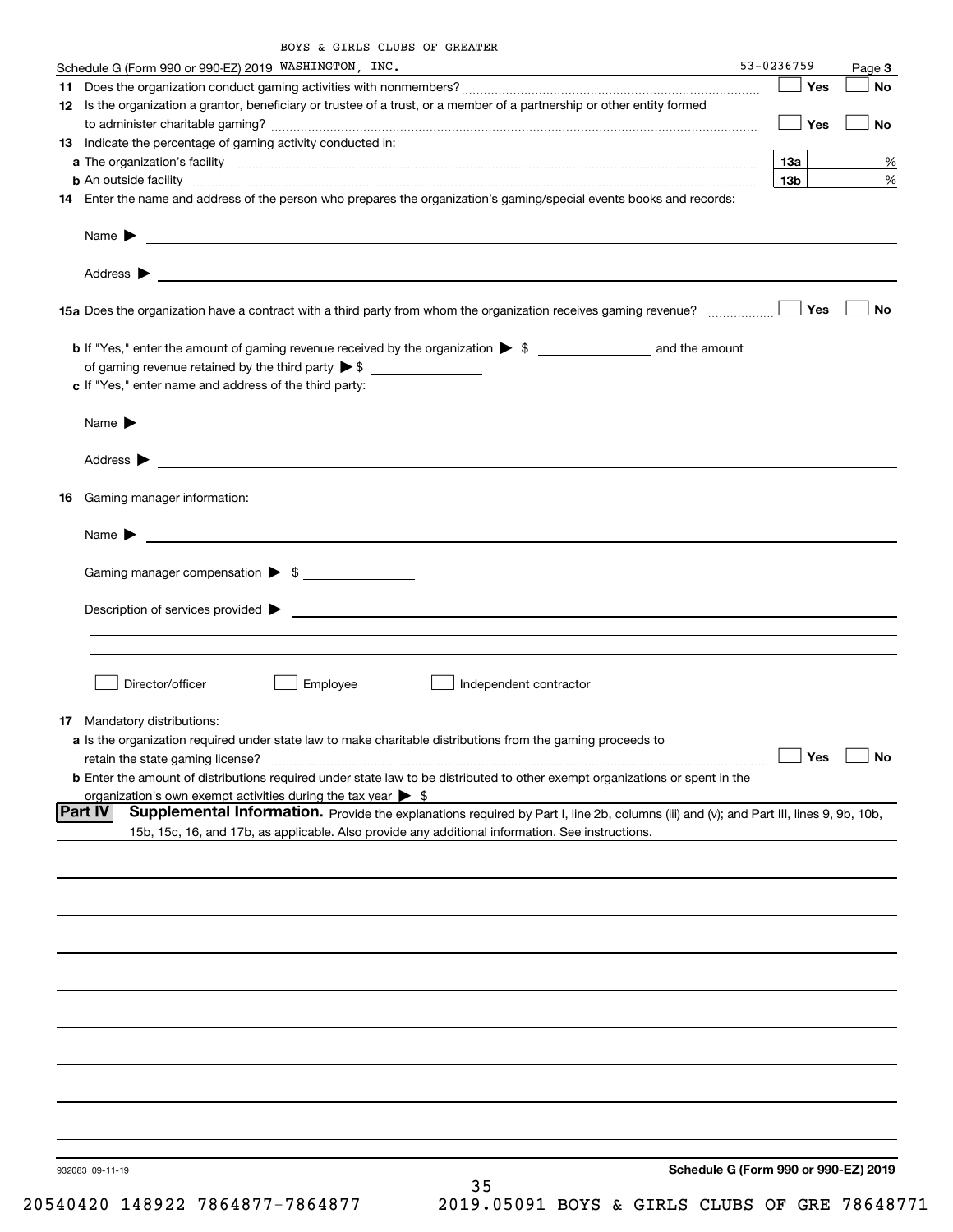BOYS & GIRLS CLUBS OF GREATER

Schedule G (Form 990 or 990-EZ) 2019 WASHINGTON, INC. 53-0236759 Page **3**

**11** Does the organization conduct gaming activities with nonmembers? ☐ Yes ☐ No

**12** Is the organization a grantor, beneficiary or trustee of a trust, or a member of a partnership or other entity formed to administer charitable gaming? ☐ Yes ☐ No

**13** Indicate the percentage of gaming activity conducted in:

**a** The organization's facility **13a** %

**b** An outside facility **13b** %

**14** Enter the name and address of the person who prepares the organization's gaming/special events books and records:

Name ▶

Address ▶

**15a** Does the organization have a contract with a third party from whom the organization receives gaming revenue? ☐ Yes ☐ No

**b** If "Yes," enter the amount of gaming revenue received by the organization ▶ $ ______ and the amount of gaming revenue retained by the third party ▶ $ ______

**c** If "Yes," enter name and address of the third party:

Name ▶

Address ▶

**16** Gaming manager information:

Name ▶

Gaming manager compensation ▶ $

Description of services provided ▶

☐ Director/officer ☐ Employee ☐ Independent contractor

**17** Mandatory distributions:

**a** Is the organization required under state law to make charitable distributions from the gaming proceeds to retain the state gaming license? ☐ Yes ☐ No

**b** Enter the amount of distributions required under state law to be distributed to other exempt organizations or spent in the organization's own exempt activities during the tax year ▶ $

**Part IV** **Supplemental Information.** Provide the explanations required by Part I, line 2b, columns (iii) and (v); and Part III, lines 9, 9b, 10b, 15b, 15c, 16, and 17b, as applicable. Also provide any additional information. See instructions.

932083 09-11-19 **Schedule G (Form 990 or 990-EZ) 2019**

20540420 148922 7864877-7864877 2019.05091 BOYS & GIRLS CLUBS OF GRE 78648771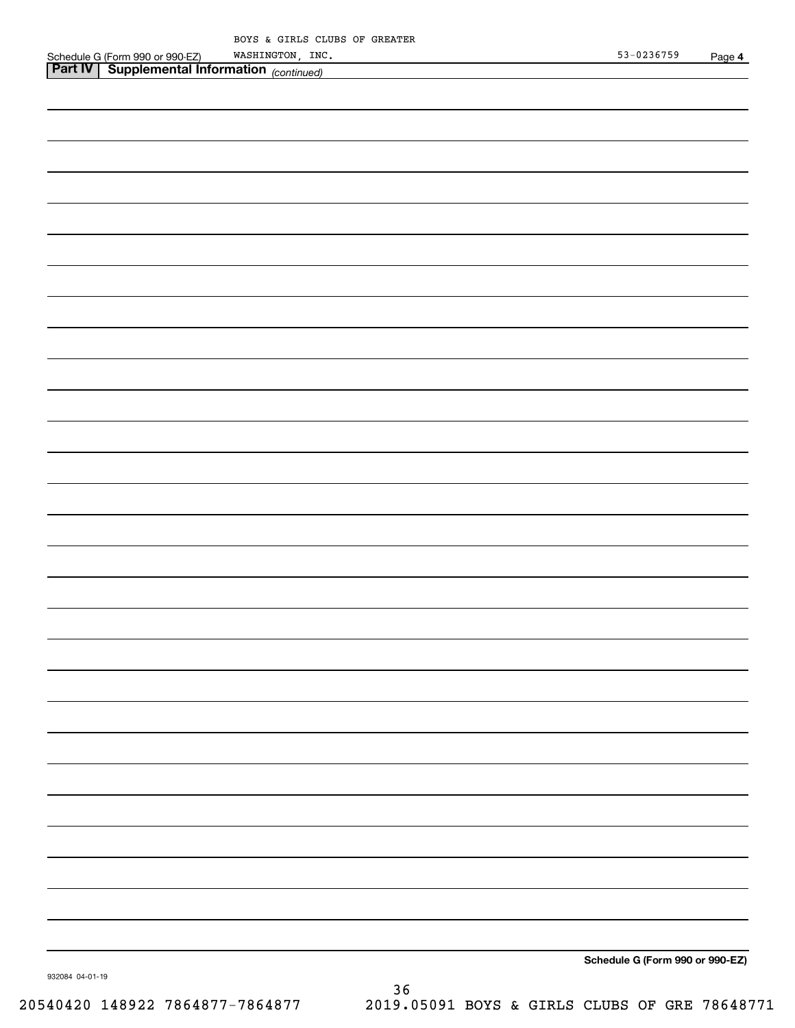Schedule G (Form 990 or 990-EZ) BOYS & GIRLS CLUBS OF GREATER WASHINGTON, INC. 53-0236759 Page **4**

**Part IV | Supplemental Information** *(continued)*

**Schedule G (Form 990 or 990-EZ)**

932084 04-01-19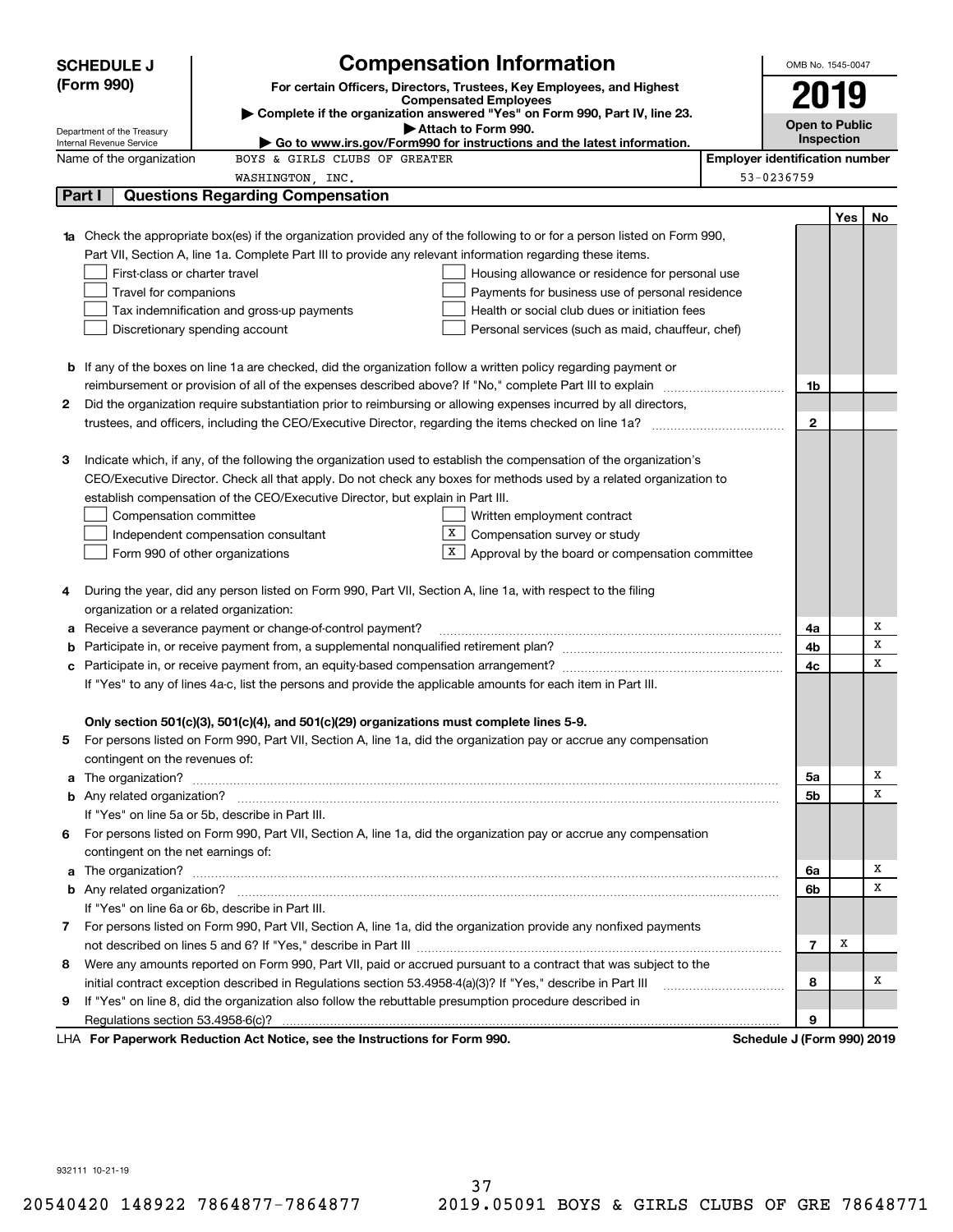**SCHEDULE J (Form 990)**

Department of the Treasury
Internal Revenue Service

# Compensation Information

**For certain Officers, Directors, Trustees, Key Employees, and Highest Compensated Employees**

▶ Complete if the organization answered "Yes" on Form 990, Part IV, line 23.

▶ Attach to Form 990.

▶ Go to www.irs.gov/Form990 for instructions and the latest information.

OMB No. 1545-0047

**2019**

**Open to Public Inspection**

Name of the organization: BOYS & GIRLS CLUBS OF GREATER WASHINGTON, INC.

Employer identification number: 53-0236759

## Part I — Questions Regarding Compensation

| | | | Yes | No |
|---|---|---|---|---|
| **1a** | Check the appropriate box(es) if the organization provided any of the following to or for a person listed on Form 990, Part VII, Section A, line 1a. Complete Part III to provide any relevant information regarding these items.<br>☐ First-class or charter travel<br>☐ Travel for companions<br>☐ Tax indemnification and gross-up payments<br>☐ Discretionary spending account<br>☐ Housing allowance or residence for personal use<br>☐ Payments for business use of personal residence<br>☐ Health or social club dues or initiation fees<br>☐ Personal services (such as maid, chauffeur, chef) | | | |
| **b** | If any of the boxes on line 1a are checked, did the organization follow a written policy regarding payment or reimbursement or provision of all of the expenses described above? If "No," complete Part III to explain | 1b | | |
| **2** | Did the organization require substantiation prior to reimbursing or allowing expenses incurred by all directors, trustees, and officers, including the CEO/Executive Director, regarding the items checked on line 1a? | 2 | | |
| **3** | Indicate which, if any, of the following the organization used to establish the compensation of the organization's CEO/Executive Director. Check all that apply. Do not check any boxes for methods used by a related organization to establish compensation of the CEO/Executive Director, but explain in Part III.<br>☐ Compensation committee<br>☐ Independent compensation consultant<br>☐ Form 990 of other organizations<br>☐ Written employment contract<br>☒ Compensation survey or study<br>☒ Approval by the board or compensation committee | | | |
| **4** | During the year, did any person listed on Form 990, Part VII, Section A, line 1a, with respect to the filing organization or a related organization: | | | |
| **a** | Receive a severance payment or change-of-control payment? | 4a | | X |
| **b** | Participate in, or receive payment from, a supplemental nonqualified retirement plan? | 4b | | X |
| **c** | Participate in, or receive payment from, an equity-based compensation arrangement? | 4c | | X |
| | If "Yes" to any of lines 4a-c, list the persons and provide the applicable amounts for each item in Part III. | | | |
| | **Only section 501(c)(3), 501(c)(4), and 501(c)(29) organizations must complete lines 5-9.** | | | |
| **5** | For persons listed on Form 990, Part VII, Section A, line 1a, did the organization pay or accrue any compensation contingent on the revenues of: | | | |
| **a** | The organization? | 5a | | X |
| **b** | Any related organization? | 5b | | X |
| | If "Yes" on line 5a or 5b, describe in Part III. | | | |
| **6** | For persons listed on Form 990, Part VII, Section A, line 1a, did the organization pay or accrue any compensation contingent on the net earnings of: | | | |
| **a** | The organization? | 6a | | X |
| **b** | Any related organization? | 6b | | X |
| | If "Yes" on line 6a or 6b, describe in Part III. | | | |
| **7** | For persons listed on Form 990, Part VII, Section A, line 1a, did the organization provide any nonfixed payments not described on lines 5 and 6? If "Yes," describe in Part III | 7 | X | |
| **8** | Were any amounts reported on Form 990, Part VII, paid or accrued pursuant to a contract that was subject to the initial contract exception described in Regulations section 53.4958-4(a)(3)? If "Yes," describe in Part III | 8 | | X |
| **9** | If "Yes" on line 8, did the organization also follow the rebuttable presumption procedure described in Regulations section 53.4958-6(c)? | 9 | | |

LHA **For Paperwork Reduction Act Notice, see the Instructions for Form 990.** **Schedule J (Form 990) 2019**

932111 10-21-19

20540420 148922 7864877-7864877 2019.05091 BOYS & GIRLS CLUBS OF GRE 78648771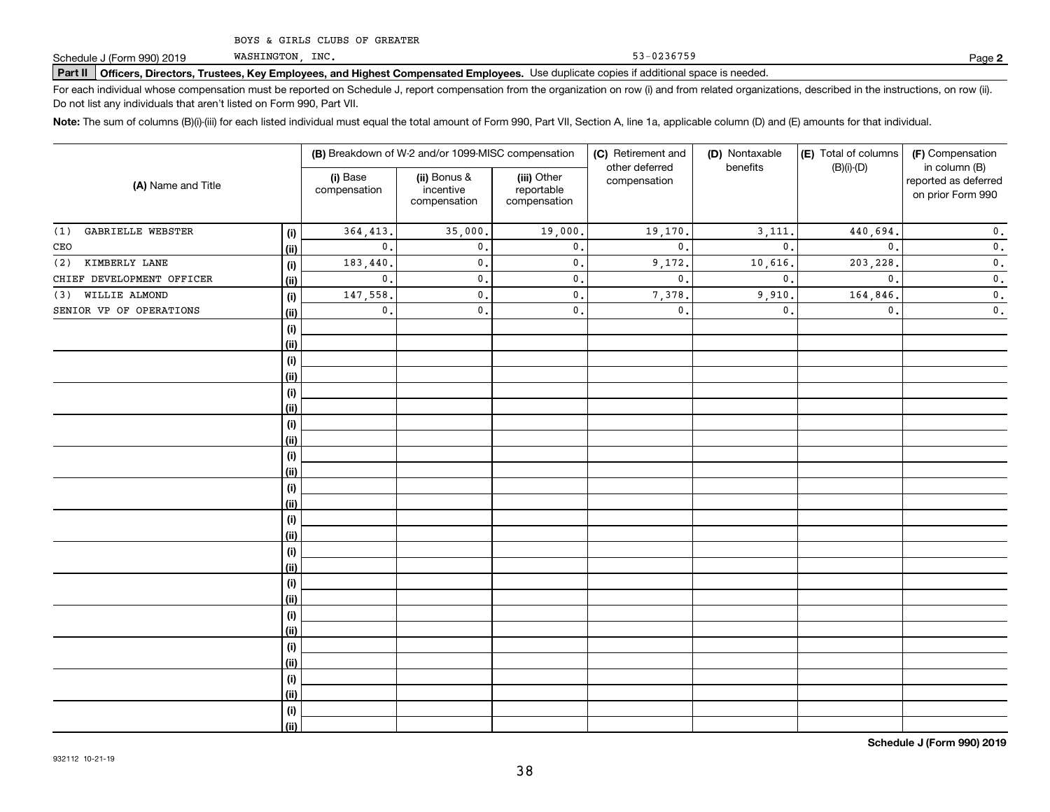BOYS & GIRLS CLUBS OF GREATER WASHINGTON, INC. 53-0236759

Schedule J (Form 990) 2019 Page **2**

**Part II** **Officers, Directors, Trustees, Key Employees, and Highest Compensated Employees.** Use duplicate copies if additional space is needed.

For each individual whose compensation must be reported on Schedule J, report compensation from the organization on row (i) and from related organizations, described in the instructions, on row (ii). Do not list any individuals that aren't listed on Form 990, Part VII.

**Note:** The sum of columns (B)(i)-(iii) for each listed individual must equal the total amount of Form 990, Part VII, Section A, line 1a, applicable column (D) and (E) amounts for that individual.

| (A) Name and Title | | (B) Breakdown of W-2 and/or 1099-MISC compensation | | | (C) Retirement and other deferred compensation | (D) Nontaxable benefits | (E) Total of columns (B)(i)-(D) | (F) Compensation in column (B) reported as deferred on prior Form 990 |
|---|---|---|---|---|---|---|---|---|
| | | (i) Base compensation | (ii) Bonus & incentive compensation | (iii) Other reportable compensation | | | | |
| (1) GABRIELLE WEBSTER | (i) | 364,413. | 35,000. | 19,000. | 19,170. | 3,111. | 440,694. | 0. |
| CEO | (ii) | 0. | 0. | 0. | 0. | 0. | 0. | 0. |
| (2) KIMBERLY LANE | (i) | 183,440. | 0. | 0. | 9,172. | 10,616. | 203,228. | 0. |
| CHIEF DEVELOPMENT OFFICER | (ii) | 0. | 0. | 0. | 0. | 0. | 0. | 0. |
| (3) WILLIE ALMOND | (i) | 147,558. | 0. | 0. | 7,378. | 9,910. | 164,846. | 0. |
| SENIOR VP OF OPERATIONS | (ii) | 0. | 0. | 0. | 0. | 0. | 0. | 0. |

**Schedule J (Form 990) 2019**

932112 10-21-19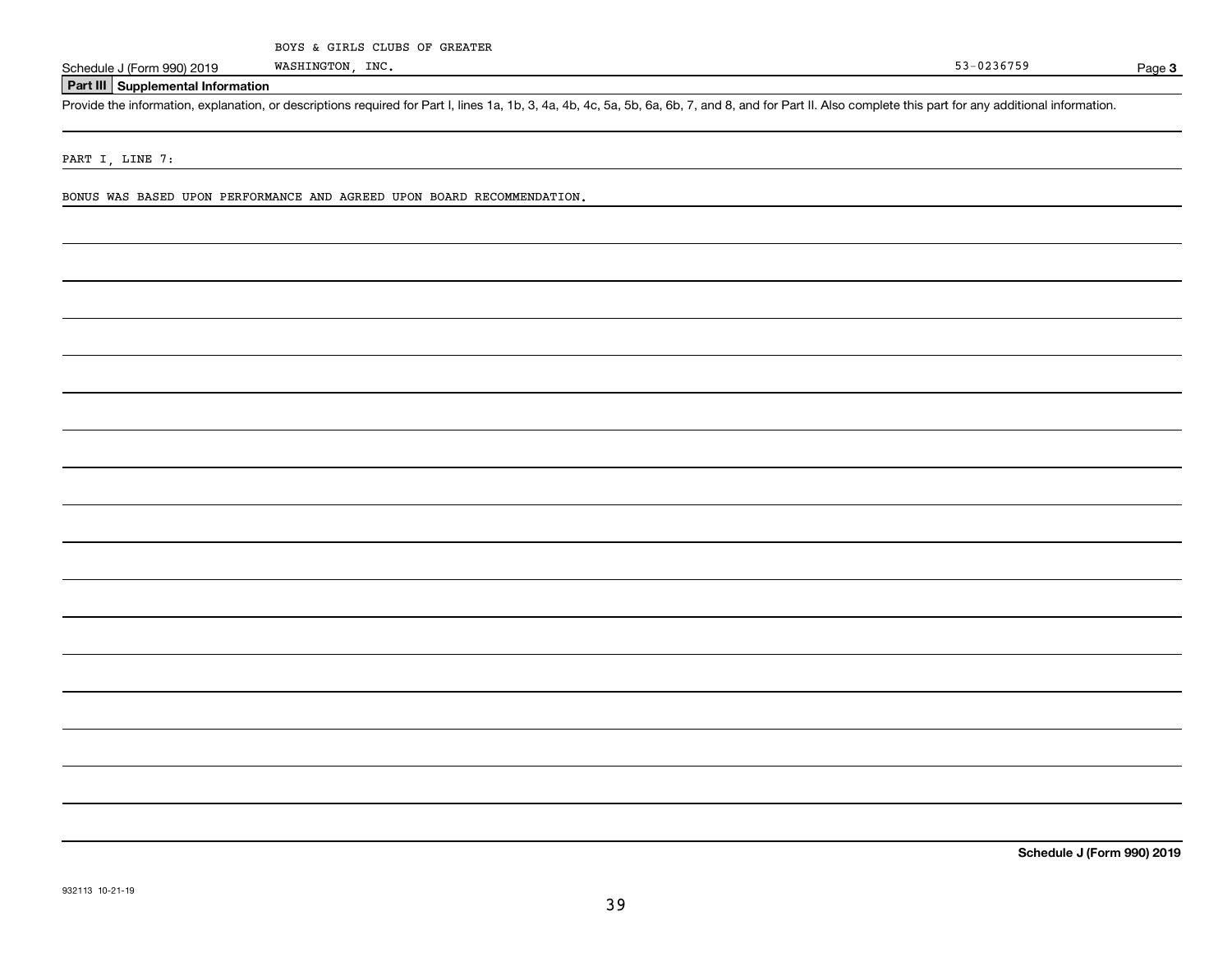BOYS & GIRLS CLUBS OF GREATER WASHINGTON, INC. 53-0236759

Schedule J (Form 990) 2019 Page **3**

## Part III Supplemental Information

Provide the information, explanation, or descriptions required for Part I, lines 1a, 1b, 3, 4a, 4b, 4c, 5a, 5b, 6a, 6b, 7, and 8, and for Part II. Also complete this part for any additional information.

PART I, LINE 7:

BONUS WAS BASED UPON PERFORMANCE AND AGREED UPON BOARD RECOMMENDATION.

**Schedule J (Form 990) 2019**

932113 10-21-19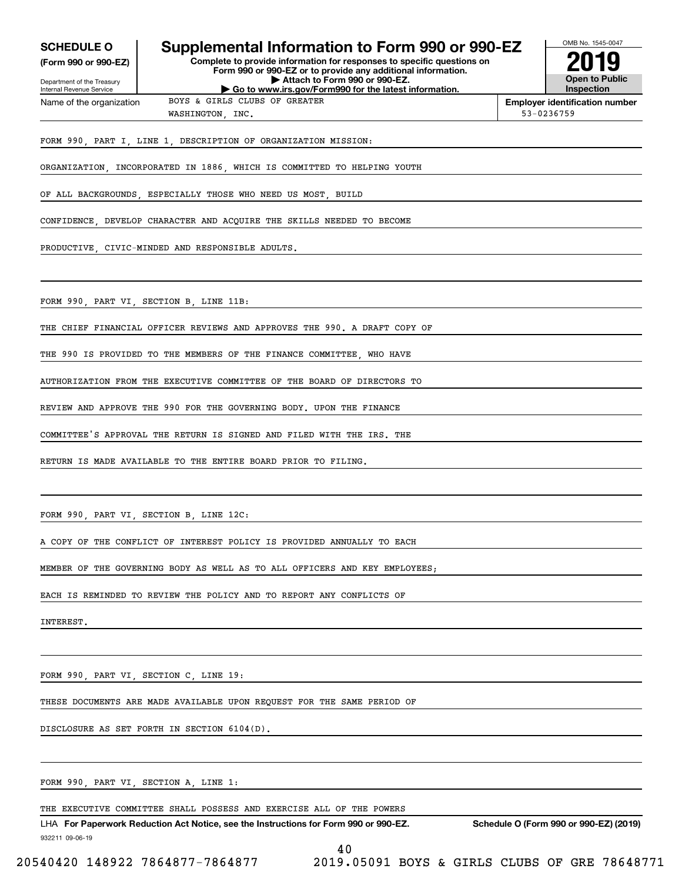# SCHEDULE O (Form 990 or 990-EZ)

Department of the Treasury
Internal Revenue Service

## Supplemental Information to Form 990 or 990-EZ

**Complete to provide information for responses to specific questions on Form 990 or 990-EZ or to provide any additional information.**
**▶ Attach to Form 990 or 990-EZ.**
**▶ Go to www.irs.gov/Form990 for the latest information.**

OMB No. 1545-0047

**2019**

**Open to Public Inspection**

Name of the organization: BOYS & GIRLS CLUBS OF GREATER WASHINGTON, INC.

**Employer identification number:** 53-0236759

FORM 990, PART I, LINE 1, DESCRIPTION OF ORGANIZATION MISSION:

ORGANIZATION, INCORPORATED IN 1886, WHICH IS COMMITTED TO HELPING YOUTH OF ALL BACKGROUNDS, ESPECIALLY THOSE WHO NEED US MOST, BUILD CONFIDENCE, DEVELOP CHARACTER AND ACQUIRE THE SKILLS NEEDED TO BECOME PRODUCTIVE, CIVIC-MINDED AND RESPONSIBLE ADULTS.

FORM 990, PART VI, SECTION B, LINE 11B:

THE CHIEF FINANCIAL OFFICER REVIEWS AND APPROVES THE 990. A DRAFT COPY OF THE 990 IS PROVIDED TO THE MEMBERS OF THE FINANCE COMMITTEE, WHO HAVE AUTHORIZATION FROM THE EXECUTIVE COMMITTEE OF THE BOARD OF DIRECTORS TO REVIEW AND APPROVE THE 990 FOR THE GOVERNING BODY. UPON THE FINANCE COMMITTEE'S APPROVAL THE RETURN IS SIGNED AND FILED WITH THE IRS. THE RETURN IS MADE AVAILABLE TO THE ENTIRE BOARD PRIOR TO FILING.

FORM 990, PART VI, SECTION B, LINE 12C:

A COPY OF THE CONFLICT OF INTEREST POLICY IS PROVIDED ANNUALLY TO EACH MEMBER OF THE GOVERNING BODY AS WELL AS TO ALL OFFICERS AND KEY EMPLOYEES; EACH IS REMINDED TO REVIEW THE POLICY AND TO REPORT ANY CONFLICTS OF INTEREST.

FORM 990, PART VI, SECTION C, LINE 19:

THESE DOCUMENTS ARE MADE AVAILABLE UPON REQUEST FOR THE SAME PERIOD OF DISCLOSURE AS SET FORTH IN SECTION 6104(D).

FORM 990, PART VI, SECTION A, LINE 1:

THE EXECUTIVE COMMITTEE SHALL POSSESS AND EXERCISE ALL OF THE POWERS

LHA **For Paperwork Reduction Act Notice, see the Instructions for Form 990 or 990-EZ.** **Schedule O (Form 990 or 990-EZ) (2019)**

932211 09-06-19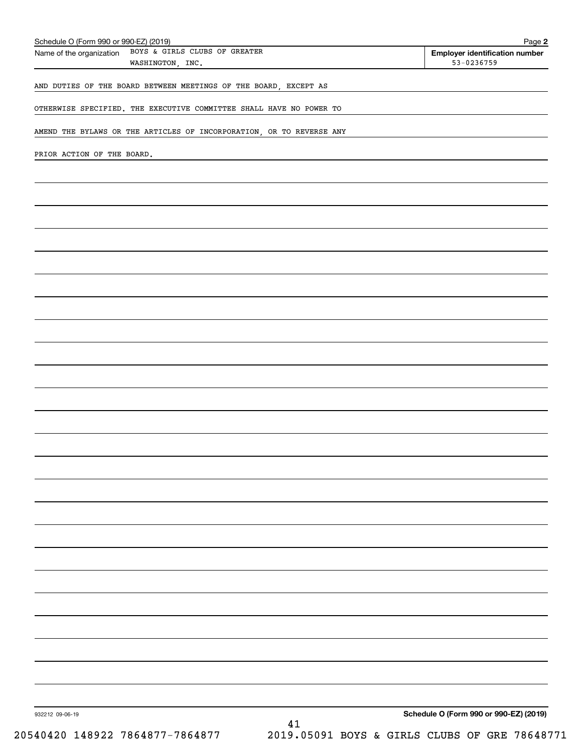Schedule O (Form 990 or 990-EZ) (2019)

Name of the organization: BOYS & GIRLS CLUBS OF GREATER WASHINGTON, INC.

**Employer identification number** 53-0236759

AND DUTIES OF THE BOARD BETWEEN MEETINGS OF THE BOARD, EXCEPT AS OTHERWISE SPECIFIED. THE EXECUTIVE COMMITTEE SHALL HAVE NO POWER TO AMEND THE BYLAWS OR THE ARTICLES OF INCORPORATION, OR TO REVERSE ANY PRIOR ACTION OF THE BOARD.

932212 09-06-19

**Schedule O (Form 990 or 990-EZ) (2019)**

20540420 148922 7864877-7864877 2019.05091 BOYS & GIRLS CLUBS OF GRE 78648771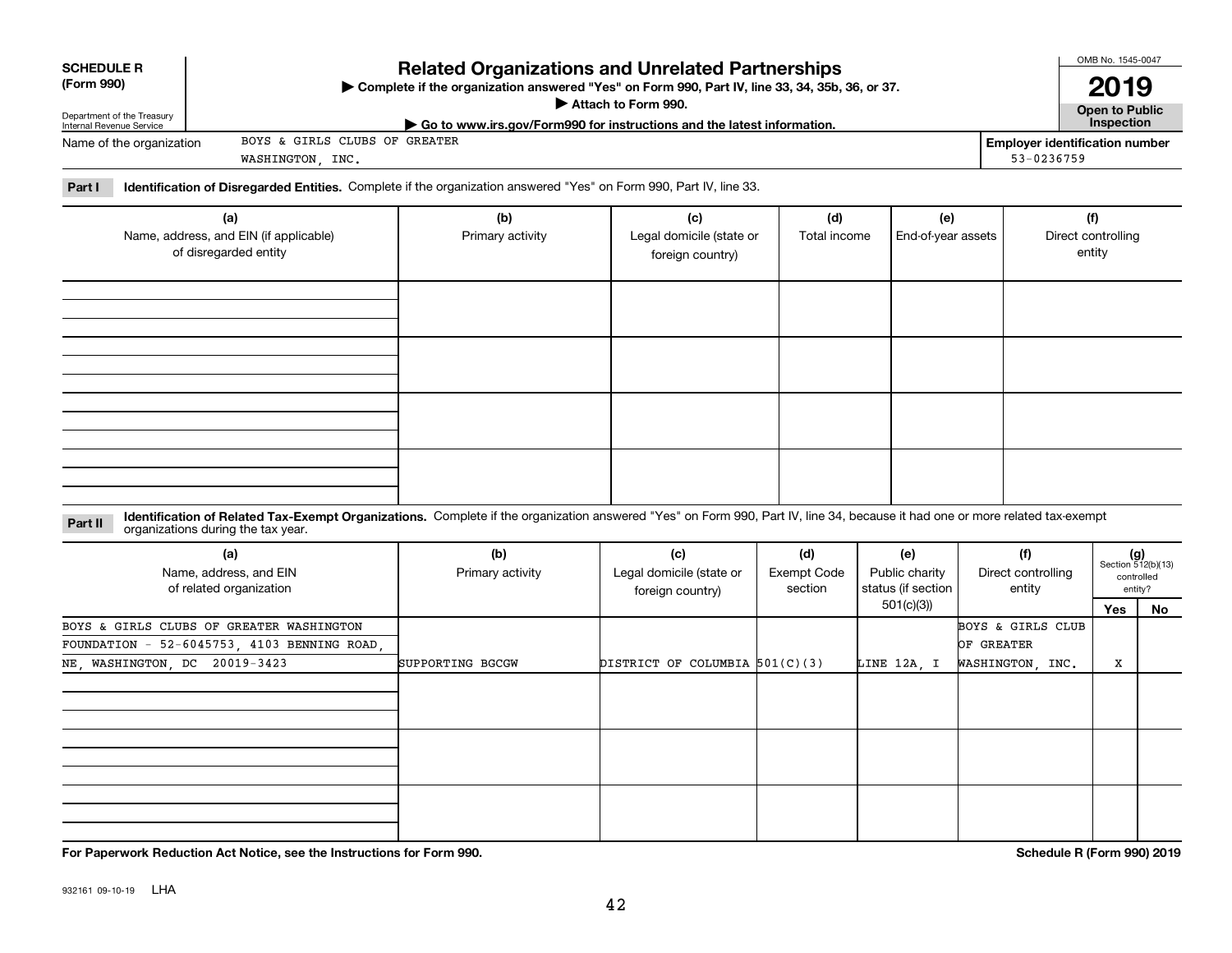**SCHEDULE R (Form 990)**

Department of the Treasury
Internal Revenue Service

# Related Organizations and Unrelated Partnerships

▶ Complete if the organization answered "Yes" on Form 990, Part IV, line 33, 34, 35b, 36, or 37.
▶ Attach to Form 990.
▶ Go to www.irs.gov/Form990 for instructions and the latest information.

OMB No. 1545-0047

**2019**

**Open to Public Inspection**

Name of the organization: BOYS & GIRLS CLUBS OF GREATER WASHINGTON, INC.

Employer identification number: 53-0236759

**Part I** **Identification of Disregarded Entities.** Complete if the organization answered "Yes" on Form 990, Part IV, line 33.

| (a) Name, address, and EIN (if applicable) of disregarded entity | (b) Primary activity | (c) Legal domicile (state or foreign country) | (d) Total income | (e) End-of-year assets | (f) Direct controlling entity |
|---|---|---|---|---|---|
| | | | | | |
| | | | | | |
| | | | | | |
| | | | | | |

**Part II** **Identification of Related Tax-Exempt Organizations.** Complete if the organization answered "Yes" on Form 990, Part IV, line 34, because it had one or more related tax-exempt organizations during the tax year.

| (a) Name, address, and EIN of related organization | (b) Primary activity | (c) Legal domicile (state or foreign country) | (d) Exempt Code section | (e) Public charity status (if section 501(c)(3)) | (f) Direct controlling entity | (g) Section 512(b)(13) controlled entity? Yes | No |
|---|---|---|---|---|---|---|---|
| BOYS & GIRLS CLUBS OF GREATER WASHINGTON FOUNDATION - 52-6045753, 4103 BENNING ROAD, NE, WASHINGTON, DC 20019-3423 | SUPPORTING BGCGW | DISTRICT OF COLUMBIA | 501(C)(3) | LINE 12A, I | BOYS & GIRLS CLUB OF GREATER WASHINGTON, INC. | X | |
| | | | | | | | |
| | | | | | | | |
| | | | | | | | |

**For Paperwork Reduction Act Notice, see the Instructions for Form 990.**

**Schedule R (Form 990) 2019**

932161 09-10-19 LHA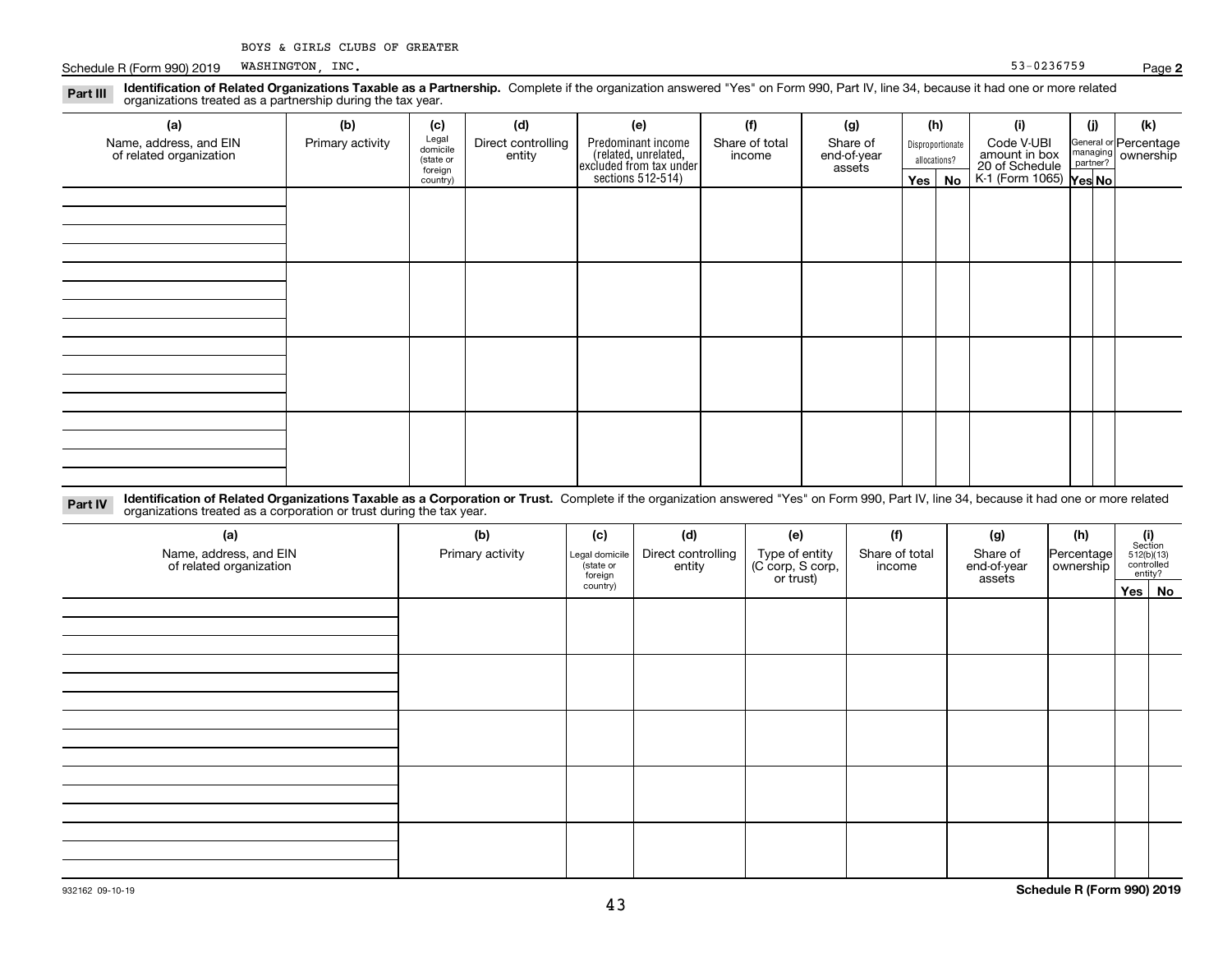BOYS & GIRLS CLUBS OF GREATER

Schedule R (Form 990) 2019 WASHINGTON, INC. 53-0236759 Page **2**

**Part III** **Identification of Related Organizations Taxable as a Partnership.** Complete if the organization answered "Yes" on Form 990, Part IV, line 34, because it had one or more related organizations treated as a partnership during the tax year.

| (a) Name, address, and EIN of related organization | (b) Primary activity | (c) Legal domicile (state or foreign country) | (d) Direct controlling entity | (e) Predominant income (related, unrelated, excluded from tax under sections 512-514) | (f) Share of total income | (g) Share of end-of-year assets | (h) Disproportionate allocations? | | (i) Code V-UBI amount in box 20 of Schedule K-1 (Form 1065) | (j) General or managing partner? | | (k) Percentage ownership |
|---|---|---|---|---|---|---|---|---|---|---|---|---|
| | | | | | | | Yes | No | | Yes | No | |
| | | | | | | | | | | | | |
| | | | | | | | | | | | | |
| | | | | | | | | | | | | |
| | | | | | | | | | | | | |

**Part IV** **Identification of Related Organizations Taxable as a Corporation or Trust.** Complete if the organization answered "Yes" on Form 990, Part IV, line 34, because it had one or more related organizations treated as a corporation or trust during the tax year.

| (a) Name, address, and EIN of related organization | (b) Primary activity | (c) Legal domicile (state or foreign country) | (d) Direct controlling entity | (e) Type of entity (C corp, S corp, or trust) | (f) Share of total income | (g) Share of end-of-year assets | (h) Percentage ownership | (i) Section 512(b)(13) controlled entity? | |
|---|---|---|---|---|---|---|---|---|---|
| | | | | | | | | Yes | No |
| | | | | | | | | | |
| | | | | | | | | | |
| | | | | | | | | | |
| | | | | | | | | | |
| | | | | | | | | | |

932162 09-10-19 **Schedule R (Form 990) 2019**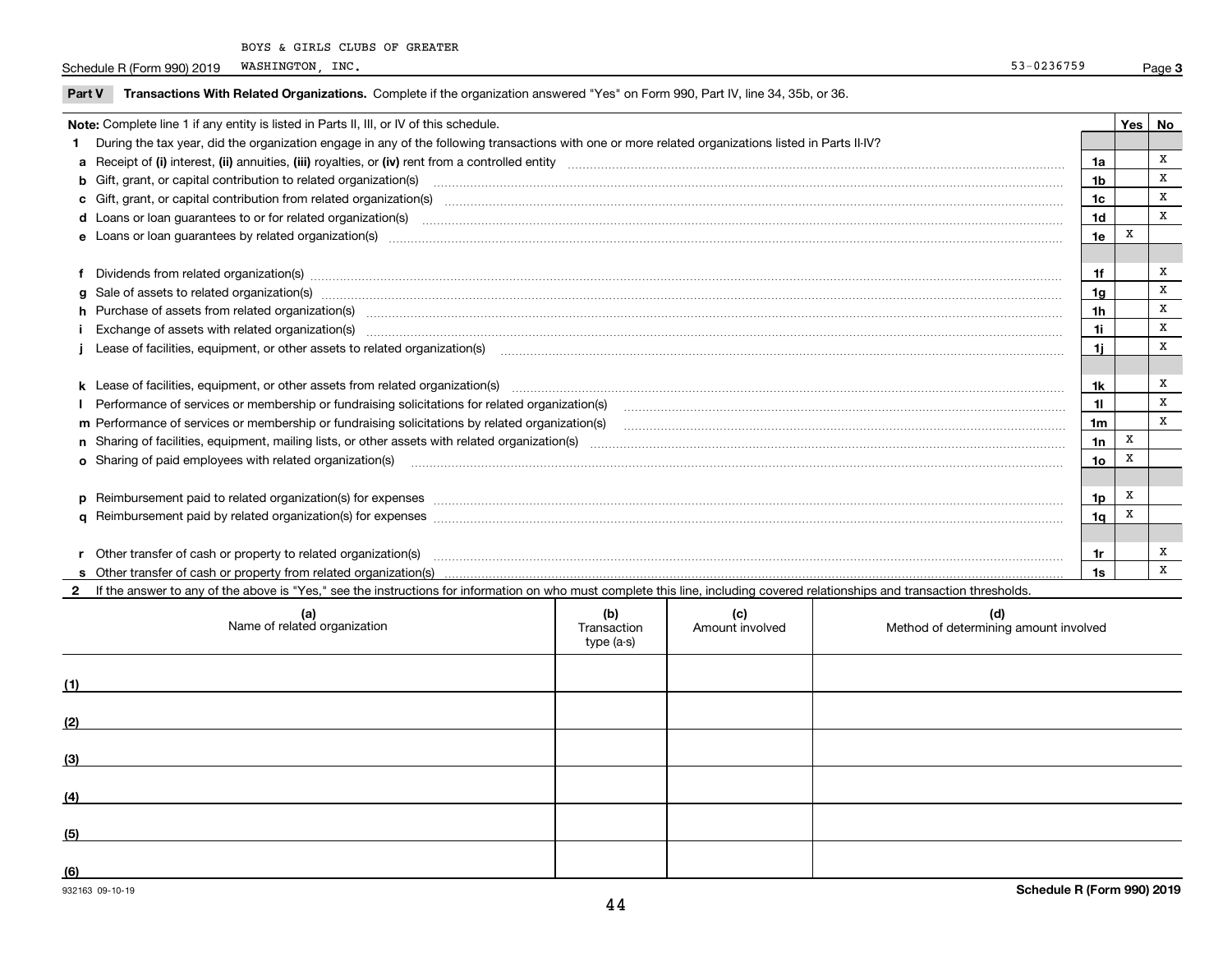BOYS & GIRLS CLUBS OF GREATER WASHINGTON, INC. 53-0236759

## Part V Transactions With Related Organizations.

Complete if the organization answered "Yes" on Form 990, Part IV, line 34, 35b, or 36.

**Note:** Complete line 1 if any entity is listed in Parts II, III, or IV of this schedule.

| | | | Yes | No |
|---|---|---|---|---|
| **1** | During the tax year, did the organization engage in any of the following transactions with one or more related organizations listed in Parts II-IV? | | | |
| **a** | Receipt of **(i)** interest, **(ii)** annuities, **(iii)** royalties, or **(iv)** rent from a controlled entity | 1a | | X |
| **b** | Gift, grant, or capital contribution to related organization(s) | 1b | | X |
| **c** | Gift, grant, or capital contribution from related organization(s) | 1c | | X |
| **d** | Loans or loan guarantees to or for related organization(s) | 1d | | X |
| **e** | Loans or loan guarantees by related organization(s) | 1e | X | |
| **f** | Dividends from related organization(s) | 1f | | X |
| **g** | Sale of assets to related organization(s) | 1g | | X |
| **h** | Purchase of assets from related organization(s) | 1h | | X |
| **i** | Exchange of assets with related organization(s) | 1i | | X |
| **j** | Lease of facilities, equipment, or other assets to related organization(s) | 1j | | X |
| **k** | Lease of facilities, equipment, or other assets from related organization(s) | 1k | | X |
| **l** | Performance of services or membership or fundraising solicitations for related organization(s) | 1l | | X |
| **m** | Performance of services or membership or fundraising solicitations by related organization(s) | 1m | | X |
| **n** | Sharing of facilities, equipment, mailing lists, or other assets with related organization(s) | 1n | X | |
| **o** | Sharing of paid employees with related organization(s) | 1o | X | |
| **p** | Reimbursement paid to related organization(s) for expenses | 1p | X | |
| **q** | Reimbursement paid by related organization(s) for expenses | 1q | X | |
| **r** | Other transfer of cash or property to related organization(s) | 1r | | X |
| **s** | Other transfer of cash or property from related organization(s) | 1s | | X |

**2** If the answer to any of the above is "Yes," see the instructions for information on who must complete this line, including covered relationships and transaction thresholds.

| | (a) Name of related organization | (b) Transaction type (a-s) | (c) Amount involved | (d) Method of determining amount involved |
|---|---|---|---|---|
| (1) | | | | |
| (2) | | | | |
| (3) | | | | |
| (4) | | | | |
| (5) | | | | |
| (6) | | | | |

932163 09-10-19 **Schedule R (Form 990) 2019**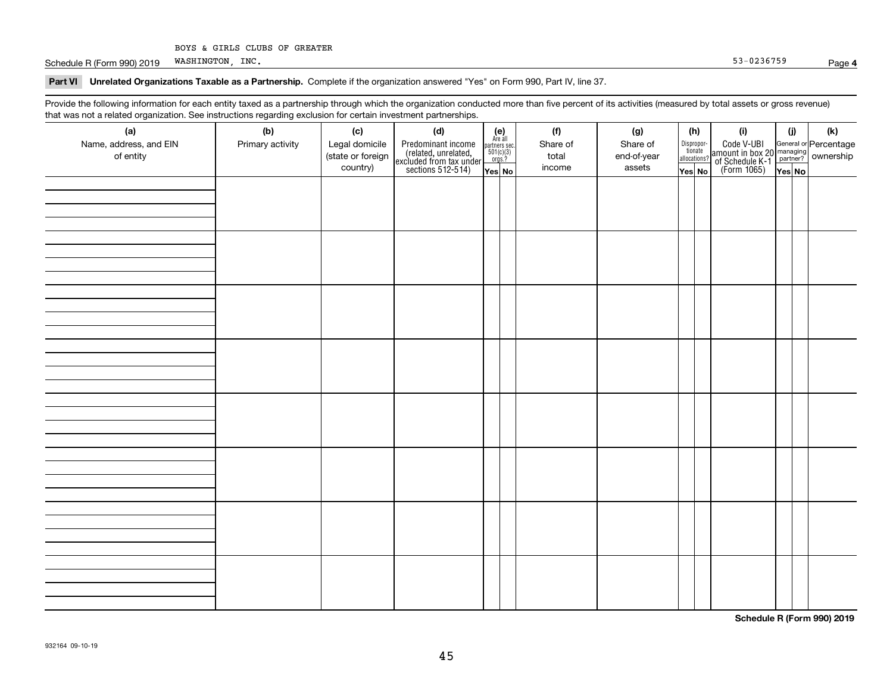BOYS & GIRLS CLUBS OF GREATER

Schedule R (Form 990) 2019 WASHINGTON, INC. 53-0236759 Page **4**

**Part VI Unrelated Organizations Taxable as a Partnership.** Complete if the organization answered "Yes" on Form 990, Part IV, line 37.

Provide the following information for each entity taxed as a partnership through which the organization conducted more than five percent of its activities (measured by total assets or gross revenue) that was not a related organization. See instructions regarding exclusion for certain investment partnerships.

| (a) Name, address, and EIN of entity | (b) Primary activity | (c) Legal domicile (state or foreign country) | (d) Predominant income (related, unrelated, excluded from tax under sections 512-514) | (e) Are all partners sec. 501(c)(3) orgs.? | | (f) Share of total income | (g) Share of end-of-year assets | (h) Dispropor-tionate allocations? | | (i) Code V-UBI amount in box 20 of Schedule K-1 (Form 1065) | (j) General or managing partner? | | (k) Percentage ownership |
|---|---|---|---|---|---|---|---|---|---|---|---|---|---|
| | | | | Yes | No | | | Yes | No | | Yes | No | |
| | | | | | | | | | | | | | |
| | | | | | | | | | | | | | |
| | | | | | | | | | | | | | |
| | | | | | | | | | | | | | |
| | | | | | | | | | | | | | |
| | | | | | | | | | | | | | |
| | | | | | | | | | | | | | |
| | | | | | | | | | | | | | |

**Schedule R (Form 990) 2019**

932164 09-10-19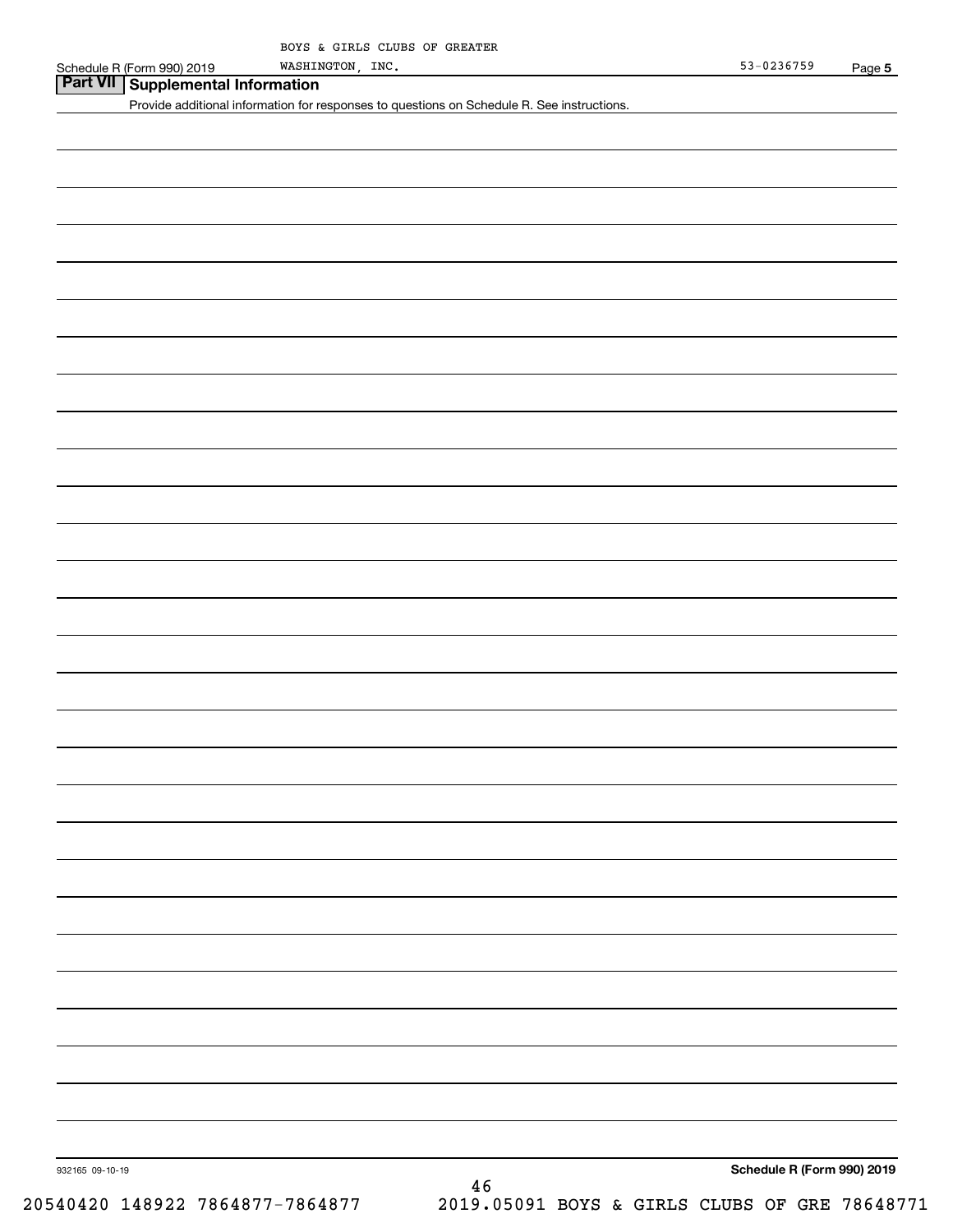BOYS & GIRLS CLUBS OF GREATER WASHINGTON, INC.

Schedule R (Form 990) 2019 53-0236759 Page **5**

## Part VII Supplemental Information

Provide additional information for responses to questions on Schedule R. See instructions.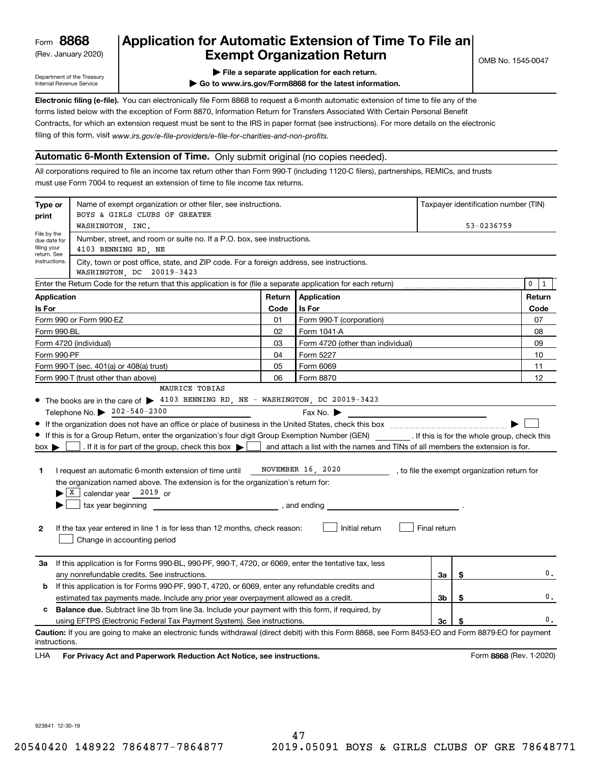Form **8868**
(Rev. January 2020)
Department of the Treasury
Internal Revenue Service

# Application for Automatic Extension of Time To File an Exempt Organization Return

▶ File a separate application for each return.
▶ Go to www.irs.gov/Form8868 for the latest information.

OMB No. 1545-0047

**Electronic filing (e-file).** You can electronically file Form 8868 to request a 6-month automatic extension of time to file any of the forms listed below with the exception of Form 8870, Information Return for Transfers Associated With Certain Personal Benefit Contracts, for which an extension request must be sent to the IRS in paper format (see instructions). For more details on the electronic filing of this form, visit *www.irs.gov/e-file-providers/e-file-for-charities-and-non-profits.*

## Automatic 6-Month Extension of Time. Only submit original (no copies needed).

All corporations required to file an income tax return other than Form 990-T (including 1120-C filers), partnerships, REMICs, and trusts must use Form 7004 to request an extension of time to file income tax returns.

| | | |
|---|---|---|
| **Type or print** | Name of exempt organization or other filer, see instructions. BOYS & GIRLS CLUBS OF GREATER WASHINGTON, INC. | Taxpayer identification number (TIN) 53-0236759 |
| File by the due date for filing your return. See instructions. | Number, street, and room or suite no. If a P.O. box, see instructions. 4103 BENNING RD, NE | |
| | City, town or post office, state, and ZIP code. For a foreign address, see instructions. WASHINGTON, DC 20019-3423 | |

Enter the Return Code for the return that this application is for (file a separate application for each return) 0 1

| Application Is For | Return Code | Application Is For | Return Code |
|---|---|---|---|
| Form 990 or Form 990-EZ | 01 | Form 990-T (corporation) | 07 |
| Form 990-BL | 02 | Form 1041-A | 08 |
| Form 4720 (individual) | 03 | Form 4720 (other than individual) | 09 |
| Form 990-PF | 04 | Form 5227 | 10 |
| Form 990-T (sec. 401(a) or 408(a) trust) | 05 | Form 6069 | 11 |
| Form 990-T (trust other than above) | 06 | Form 8870 | 12 |

- The books are in the care of ▶ MAURICE TOBIAS 4103 BENNING RD, NE - WASHINGTON, DC 20019-3423
  Telephone No. ▶ 202-540-2300 Fax No. ▶
- If the organization does not have an office or place of business in the United States, check this box ▶ ☐
- If this is for a Group Return, enter the organization's four digit Group Exemption Number (GEN) ________. If this is for the whole group, check this box ▶ ☐. If it is for part of the group, check this box ▶ ☐ and attach a list with the names and TINs of all members the extension is for.

**1** I request an automatic 6-month extension of time until NOVEMBER 16, 2020, to file the exempt organization return for the organization named above. The extension is for the organization's return for:
▶ ☒ calendar year 2019 or
▶ ☐ tax year beginning ________________, and ending ________________.

**2** If the tax year entered in line 1 is for less than 12 months, check reason: ☐ Initial return ☐ Final return
☐ Change in accounting period

| | | | |
|---|---|---|---|
| **3a** | If this application is for Forms 990-BL, 990-PF, 990-T, 4720, or 6069, enter the tentative tax, less any nonrefundable credits. See instructions. | 3a | $ 0. |
| **b** | If this application is for Forms 990-PF, 990-T, 4720, or 6069, enter any refundable credits and estimated tax payments made. Include any prior year overpayment allowed as a credit. | 3b | $ 0. |
| **c** | **Balance due.** Subtract line 3b from line 3a. Include your payment with this form, if required, by using EFTPS (Electronic Federal Tax Payment System). See instructions. | 3c | $ 0. |

**Caution:** If you are going to make an electronic funds withdrawal (direct debit) with this Form 8868, see Form 8453-EO and Form 8879-EO for payment instructions.

LHA **For Privacy Act and Paperwork Reduction Act Notice, see instructions.** Form **8868** (Rev. 1-2020)

923841 12-30-19

20540420 148922 7864877-7864877 2019.05091 BOYS & GIRLS CLUBS OF GRE 78648771